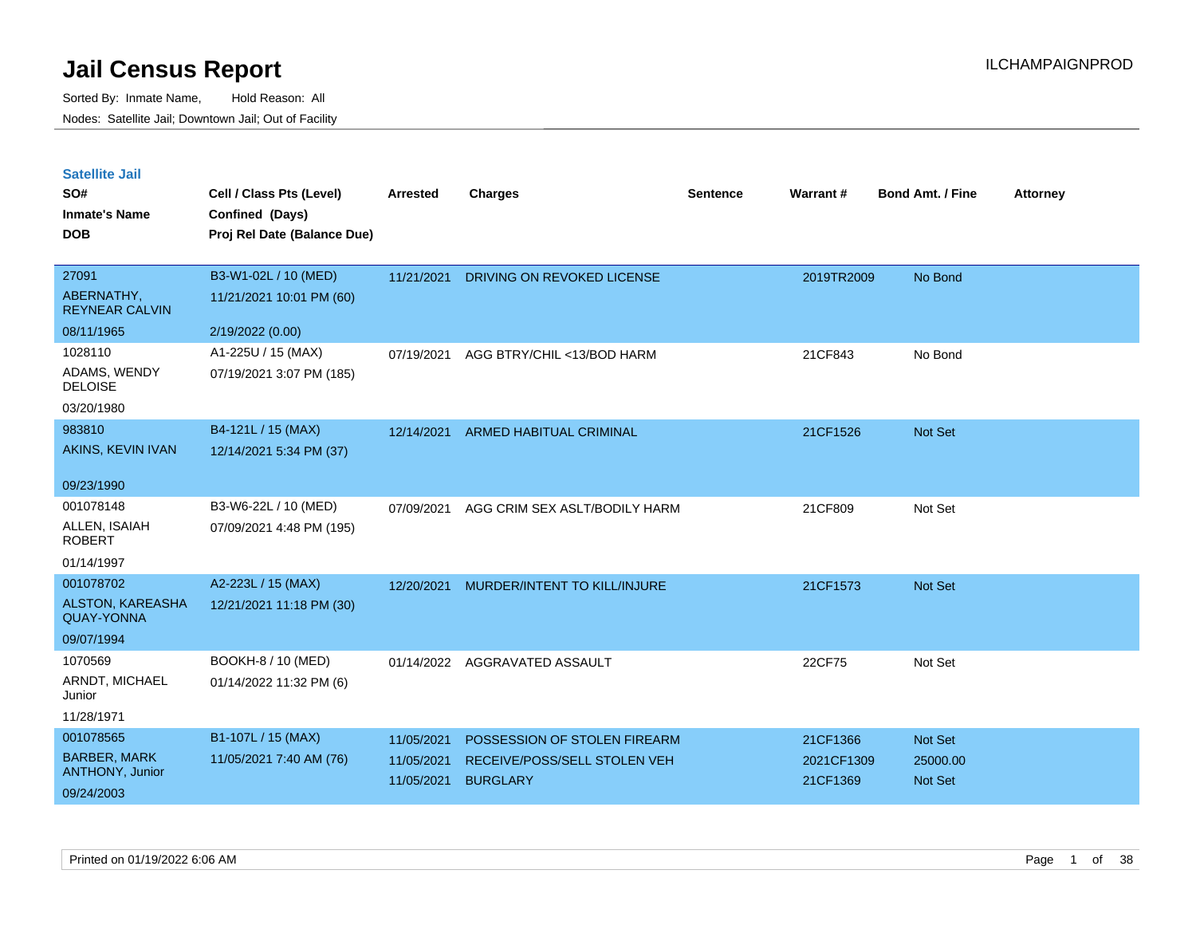# Jail Census Report

Sorted By: Inmate Name, Hold Reason: All

Nodes: Satellite Jail; Downtown Jail; Out of Facility

ILCHAMPAIGNPROD

## Satellite Jail

| SO# Inmate's Name DOB | Cell / Class Pts (Level) Confined (Days) Proj Rel Date (Balance Due) | Arrested | Charges | Sentence | Warrant # | Bond Amt. / Fine | Attorney |
|---|---|---|---|---|---|---|---|
| 27091 ABERNATHY, REYNEAR CALVIN 08/11/1965 | B3-W1-02L / 10 (MED) 11/21/2021 10:01 PM (60) 2/19/2022 (0.00) | 11/21/2021 | DRIVING ON REVOKED LICENSE | | 2019TR2009 | No Bond | |
| 1028110 ADAMS, WENDY DELOISE 03/20/1980 | A1-225U / 15 (MAX) 07/19/2021 3:07 PM (185) | 07/19/2021 | AGG BTRY/CHIL <13/BOD HARM | | 21CF843 | No Bond | |
| 983810 AKINS, KEVIN IVAN 09/23/1990 | B4-121L / 15 (MAX) 12/14/2021 5:34 PM (37) | 12/14/2021 | ARMED HABITUAL CRIMINAL | | 21CF1526 | Not Set | |
| 001078148 ALLEN, ISAIAH ROBERT 01/14/1997 | B3-W6-22L / 10 (MED) 07/09/2021 4:48 PM (195) | 07/09/2021 | AGG CRIM SEX ASLT/BODILY HARM | | 21CF809 | Not Set | |
| 001078702 ALSTON, KAREASHA QUAY-YONNA 09/07/1994 | A2-223L / 15 (MAX) 12/21/2021 11:18 PM (30) | 12/20/2021 | MURDER/INTENT TO KILL/INJURE | | 21CF1573 | Not Set | |
| 1070569 ARNDT, MICHAEL Junior 11/28/1971 | BOOKH-8 / 10 (MED) 01/14/2022 11:32 PM (6) | 01/14/2022 | AGGRAVATED ASSAULT | | 22CF75 | Not Set | |
| 001078565 BARBER, MARK ANTHONY, Junior 09/24/2003 | B1-107L / 15 (MAX) 11/05/2021 7:40 AM (76) | 11/05/2021 | POSSESSION OF STOLEN FIREARM | | 21CF1366 | Not Set | |
| | | 11/05/2021 | RECEIVE/POSS/SELL STOLEN VEH | | 2021CF1309 | 25000.00 | |
| | | 11/05/2021 | BURGLARY | | 21CF1369 | Not Set | |

Printed on 01/19/2022 6:06 AM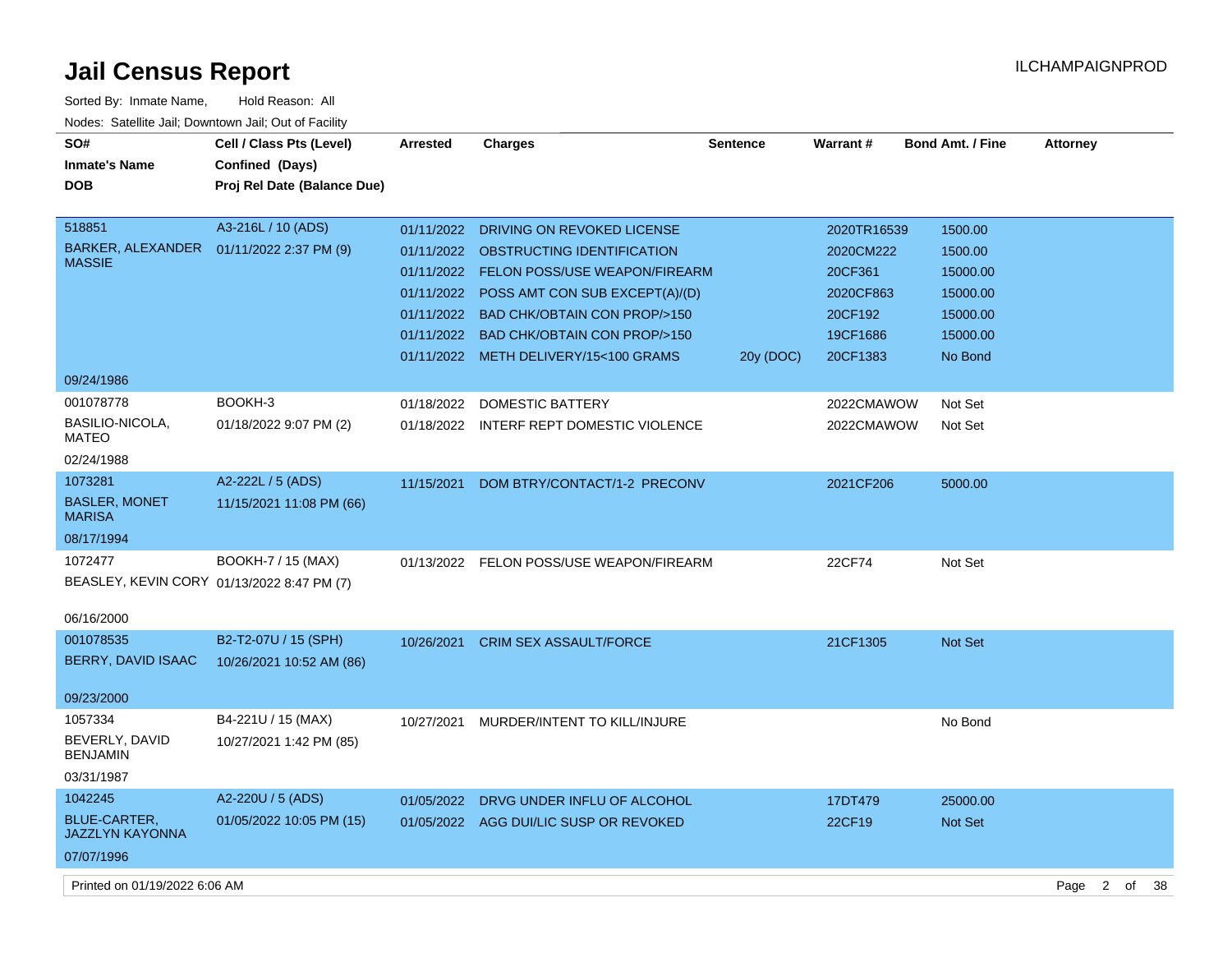# Jail Census Report

ILCHAMPAIGNPROD

Sorted By: Inmate Name, Hold Reason: All

Nodes: Satellite Jail; Downtown Jail; Out of Facility

| SO# / Inmate's Name / DOB | Cell / Class Pts (Level) / Confined (Days) / Proj Rel Date (Balance Due) | Arrested | Charges | Sentence | Warrant # | Bond Amt. / Fine | Attorney |
|---|---|---|---|---|---|---|---|
| 518851 BARKER, ALEXANDER MASSIE 09/24/1986 | A3-216L / 10 (ADS) 01/11/2022 2:37 PM (9) | 01/11/2022 | DRIVING ON REVOKED LICENSE | | 2020TR16539 | 1500.00 | |
| | | 01/11/2022 | OBSTRUCTING IDENTIFICATION | | 2020CM222 | 1500.00 | |
| | | 01/11/2022 | FELON POSS/USE WEAPON/FIREARM | | 20CF361 | 15000.00 | |
| | | 01/11/2022 | POSS AMT CON SUB EXCEPT(A)/(D) | | 2020CF863 | 15000.00 | |
| | | 01/11/2022 | BAD CHK/OBTAIN CON PROP/>150 | | 20CF192 | 15000.00 | |
| | | 01/11/2022 | BAD CHK/OBTAIN CON PROP/>150 | | 19CF1686 | 15000.00 | |
| | | 01/11/2022 | METH DELIVERY/15<100 GRAMS | 20y (DOC) | 20CF1383 | No Bond | |
| 001078778 BASILIO-NICOLA, MATEO 02/24/1988 | BOOKH-3 01/18/2022 9:07 PM (2) | 01/18/2022 | DOMESTIC BATTERY | | 2022CMAWOW | Not Set | |
| | | 01/18/2022 | INTERF REPT DOMESTIC VIOLENCE | | 2022CMAWOW | Not Set | |
| 1073281 BASLER, MONET MARISA 08/17/1994 | A2-222L / 5 (ADS) 11/15/2021 11:08 PM (66) | 11/15/2021 | DOM BTRY/CONTACT/1-2 PRECONV | | 2021CF206 | 5000.00 | |
| 1072477 BEASLEY, KEVIN CORY 06/16/2000 | BOOKH-7 / 15 (MAX) 01/13/2022 8:47 PM (7) | 01/13/2022 | FELON POSS/USE WEAPON/FIREARM | | 22CF74 | Not Set | |
| 001078535 BERRY, DAVID ISAAC 09/23/2000 | B2-T2-07U / 15 (SPH) 10/26/2021 10:52 AM (86) | 10/26/2021 | CRIM SEX ASSAULT/FORCE | | 21CF1305 | Not Set | |
| 1057334 BEVERLY, DAVID BENJAMIN 03/31/1987 | B4-221U / 15 (MAX) 10/27/2021 1:42 PM (85) | 10/27/2021 | MURDER/INTENT TO KILL/INJURE | | | No Bond | |
| 1042245 BLUE-CARTER, JAZZLYN KAYONNA 07/07/1996 | A2-220U / 5 (ADS) 01/05/2022 10:05 PM (15) | 01/05/2022 | DRVG UNDER INFLU OF ALCOHOL | | 17DT479 | 25000.00 | |
| | | 01/05/2022 | AGG DUI/LIC SUSP OR REVOKED | | 22CF19 | Not Set | |

Printed on 01/19/2022 6:06 AM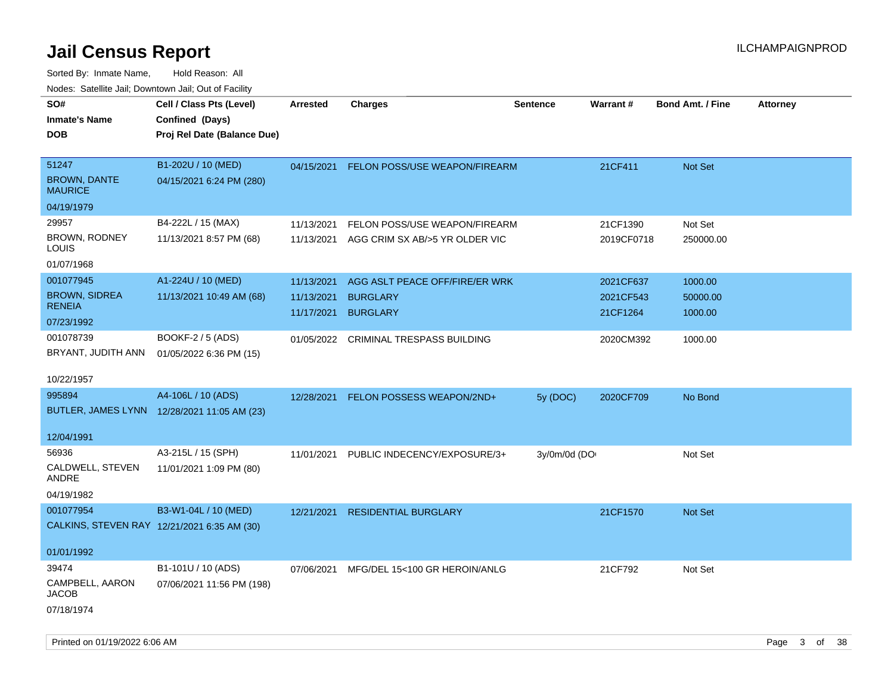# Jail Census Report

ILCHAMPAIGNPROD

Sorted By: Inmate Name, Hold Reason: All

Nodes: Satellite Jail; Downtown Jail; Out of Facility

| SO# / Inmate's Name / DOB | Cell / Class Pts (Level) / Confined (Days) / Proj Rel Date (Balance Due) | Arrested | Charges | Sentence | Warrant # | Bond Amt. / Fine | Attorney |
|---|---|---|---|---|---|---|---|
| 51247<br>BROWN, DANTE MAURICE<br>04/19/1979 | B1-202U / 10 (MED)<br>04/15/2021 6:24 PM (280) | 04/15/2021 | FELON POSS/USE WEAPON/FIREARM | | 21CF411 | Not Set | |
| 29957<br>BROWN, RODNEY LOUIS<br>01/07/1968 | B4-222L / 15 (MAX)<br>11/13/2021 8:57 PM (68) | 11/13/2021<br>11/13/2021 | FELON POSS/USE WEAPON/FIREARM<br>AGG CRIM SX AB/>5 YR OLDER VIC | | 21CF1390<br>2019CF0718 | Not Set<br>250000.00 | |
| 001077945<br>BROWN, SIDREA RENEIA<br>07/23/1992 | A1-224U / 10 (MED)<br>11/13/2021 10:49 AM (68) | 11/13/2021<br>11/13/2021<br>11/17/2021 | AGG ASLT PEACE OFF/FIRE/ER WRK<br>BURGLARY<br>BURGLARY | | 2021CF637<br>2021CF543<br>21CF1264 | 1000.00<br>50000.00<br>1000.00 | |
| 001078739<br>BRYANT, JUDITH ANN<br>10/22/1957 | BOOKF-2 / 5 (ADS)<br>01/05/2022 6:36 PM (15) | 01/05/2022 | CRIMINAL TRESPASS BUILDING | | 2020CM392 | 1000.00 | |
| 995894<br>BUTLER, JAMES LYNN<br>12/04/1991 | A4-106L / 10 (ADS)<br>12/28/2021 11:05 AM (23) | 12/28/2021 | FELON POSSESS WEAPON/2ND+ | 5y (DOC) | 2020CF709 | No Bond | |
| 56936<br>CALDWELL, STEVEN ANDRE<br>04/19/1982 | A3-215L / 15 (SPH)<br>11/01/2021 1:09 PM (80) | 11/01/2021 | PUBLIC INDECENCY/EXPOSURE/3+ | 3y/0m/0d (DO | | Not Set | |
| 001077954<br>CALKINS, STEVEN RAY<br>01/01/1992 | B3-W1-04L / 10 (MED)<br>12/21/2021 6:35 AM (30) | 12/21/2021 | RESIDENTIAL BURGLARY | | 21CF1570 | Not Set | |
| 39474<br>CAMPBELL, AARON JACOB<br>07/18/1974 | B1-101U / 10 (ADS)<br>07/06/2021 11:56 PM (198) | 07/06/2021 | MFG/DEL 15<100 GR HEROIN/ANLG | | 21CF792 | Not Set | |

Printed on 01/19/2022 6:06 AM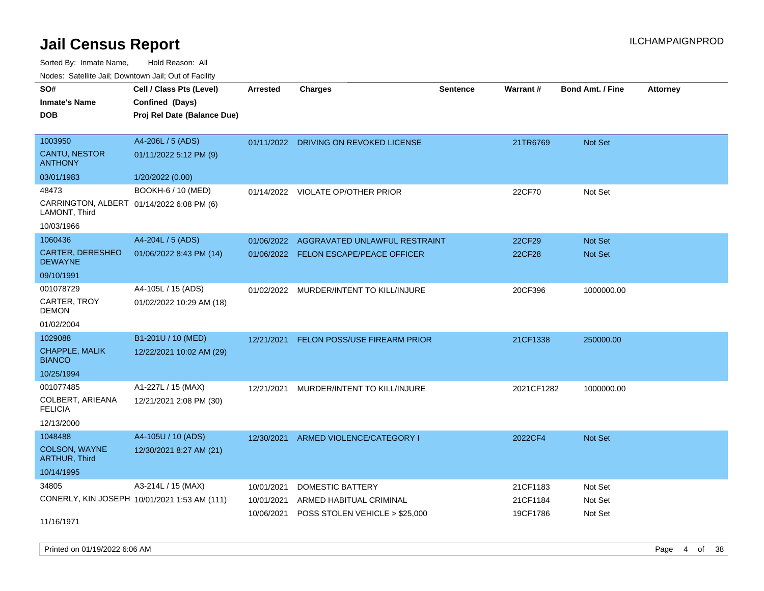# Jail Census Report

Sorted By: Inmate Name, Hold Reason: All

Nodes: Satellite Jail; Downtown Jail; Out of Facility

| SO# / Inmate's Name / DOB | Cell / Class Pts (Level) / Confined (Days) / Proj Rel Date (Balance Due) | Arrested | Charges | Sentence | Warrant # | Bond Amt. / Fine | Attorney |
|---|---|---|---|---|---|---|---|
| 1003950<br>CANTU, NESTOR ANTHONY<br>03/01/1983 | A4-206L / 5 (ADS)<br>01/11/2022 5:12 PM (9)<br>1/20/2022 (0.00) | 01/11/2022 | DRIVING ON REVOKED LICENSE | | 21TR6769 | Not Set | |
| 48473<br>CARRINGTON, ALBERT LAMONT, Third<br>10/03/1966 | BOOKH-6 / 10 (MED)<br>01/14/2022 6:08 PM (6) | 01/14/2022 | VIOLATE OP/OTHER PRIOR | | 22CF70 | Not Set | |
| 1060436<br>CARTER, DERESHEO DEWAYNE<br>09/10/1991 | A4-204L / 5 (ADS)<br>01/06/2022 8:43 PM (14) | 01/06/2022<br>01/06/2022 | AGGRAVATED UNLAWFUL RESTRAINT<br>FELON ESCAPE/PEACE OFFICER | | 22CF29<br>22CF28 | Not Set<br>Not Set | |
| 001078729<br>CARTER, TROY DEMON<br>01/02/2004 | A4-105L / 15 (ADS)<br>01/02/2022 10:29 AM (18) | 01/02/2022 | MURDER/INTENT TO KILL/INJURE | | 20CF396 | 1000000.00 | |
| 1029088<br>CHAPPLE, MALIK BIANCO<br>10/25/1994 | B1-201U / 10 (MED)<br>12/22/2021 10:02 AM (29) | 12/21/2021 | FELON POSS/USE FIREARM PRIOR | | 21CF1338 | 250000.00 | |
| 001077485<br>COLBERT, ARIEANA FELICIA<br>12/13/2000 | A1-227L / 15 (MAX)<br>12/21/2021 2:08 PM (30) | 12/21/2021 | MURDER/INTENT TO KILL/INJURE | | 2021CF1282 | 1000000.00 | |
| 1048488<br>COLSON, WAYNE ARTHUR, Third<br>10/14/1995 | A4-105U / 10 (ADS)<br>12/30/2021 8:27 AM (21) | 12/30/2021 | ARMED VIOLENCE/CATEGORY I | | 2022CF4 | Not Set | |
| 34805<br>CONERLY, KIN JOSEPH<br>11/16/1971 | A3-214L / 15 (MAX)<br>10/01/2021 1:53 AM (111) | 10/01/2021<br>10/01/2021<br>10/06/2021 | DOMESTIC BATTERY<br>ARMED HABITUAL CRIMINAL<br>POSS STOLEN VEHICLE > $25,000 | | 21CF1183<br>21CF1184<br>19CF1786 | Not Set<br>Not Set<br>Not Set | |

Printed on 01/19/2022 6:06 AM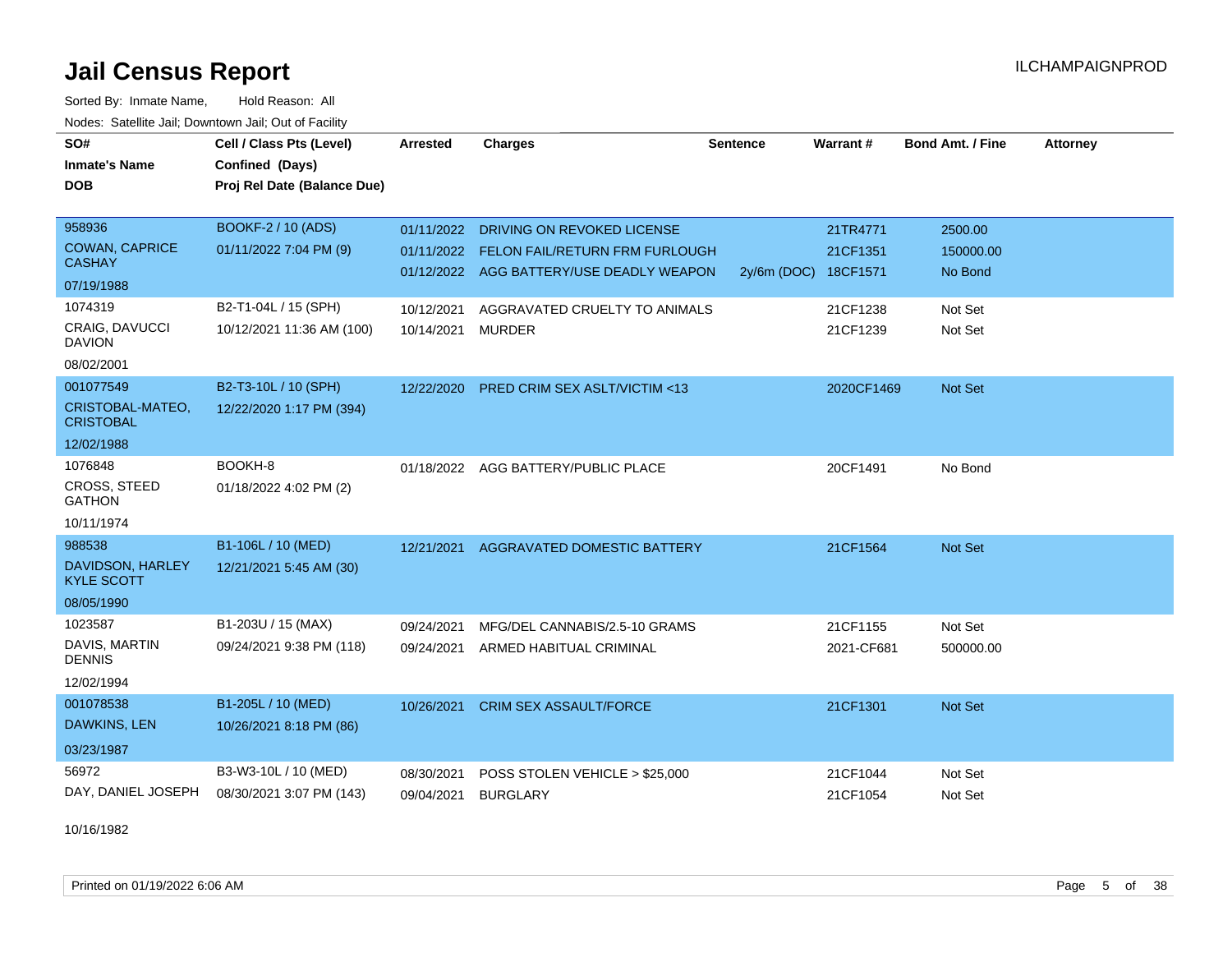# Jail Census Report

ILCHAMPAIGNPROD

Sorted By: Inmate Name, Hold Reason: All

Nodes: Satellite Jail; Downtown Jail; Out of Facility

| SO# / Inmate's Name / DOB | Cell / Class Pts (Level) / Confined (Days) / Proj Rel Date (Balance Due) | Arrested | Charges | Sentence | Warrant # | Bond Amt. / Fine | Attorney |
|---|---|---|---|---|---|---|---|
| 958936<br>COWAN, CAPRICE CASHAY<br>07/19/1988 | BOOKF-2 / 10 (ADS)<br>01/11/2022 7:04 PM (9) | 01/11/2022<br>01/11/2022<br>01/12/2022 | DRIVING ON REVOKED LICENSE<br>FELON FAIL/RETURN FRM FURLOUGH<br>AGG BATTERY/USE DEADLY WEAPON | <br><br>2y/6m (DOC) | 21TR4771<br>21CF1351<br>18CF1571 | 2500.00<br>150000.00<br>No Bond | |
| 1074319<br>CRAIG, DAVUCCI DAVION<br>08/02/2001 | B2-T1-04L / 15 (SPH)<br>10/12/2021 11:36 AM (100) | 10/12/2021<br>10/14/2021 | AGGRAVATED CRUELTY TO ANIMALS<br>MURDER | | 21CF1238<br>21CF1239 | Not Set<br>Not Set | |
| 001077549<br>CRISTOBAL-MATEO, CRISTOBAL<br>12/02/1988 | B2-T3-10L / 10 (SPH)<br>12/22/2020 1:17 PM (394) | 12/22/2020 | PRED CRIM SEX ASLT/VICTIM <13 | | 2020CF1469 | Not Set | |
| 1076848<br>CROSS, STEED GATHON<br>10/11/1974 | BOOKH-8<br>01/18/2022 4:02 PM (2) | 01/18/2022 | AGG BATTERY/PUBLIC PLACE | | 20CF1491 | No Bond | |
| 988538<br>DAVIDSON, HARLEY KYLE SCOTT<br>08/05/1990 | B1-106L / 10 (MED)<br>12/21/2021 5:45 AM (30) | 12/21/2021 | AGGRAVATED DOMESTIC BATTERY | | 21CF1564 | Not Set | |
| 1023587<br>DAVIS, MARTIN DENNIS<br>12/02/1994 | B1-203U / 15 (MAX)<br>09/24/2021 9:38 PM (118) | 09/24/2021<br>09/24/2021 | MFG/DEL CANNABIS/2.5-10 GRAMS<br>ARMED HABITUAL CRIMINAL | | 21CF1155<br>2021-CF681 | Not Set<br>500000.00 | |
| 001078538<br>DAWKINS, LEN<br>03/23/1987 | B1-205L / 10 (MED)<br>10/26/2021 8:18 PM (86) | 10/26/2021 | CRIM SEX ASSAULT/FORCE | | 21CF1301 | Not Set | |
| 56972<br>DAY, DANIEL JOSEPH<br>10/16/1982 | B3-W3-10L / 10 (MED)<br>08/30/2021 3:07 PM (143) | 08/30/2021<br>09/04/2021 | POSS STOLEN VEHICLE > $25,000<br>BURGLARY | | 21CF1044<br>21CF1054 | Not Set<br>Not Set | |

Printed on 01/19/2022 6:06 AM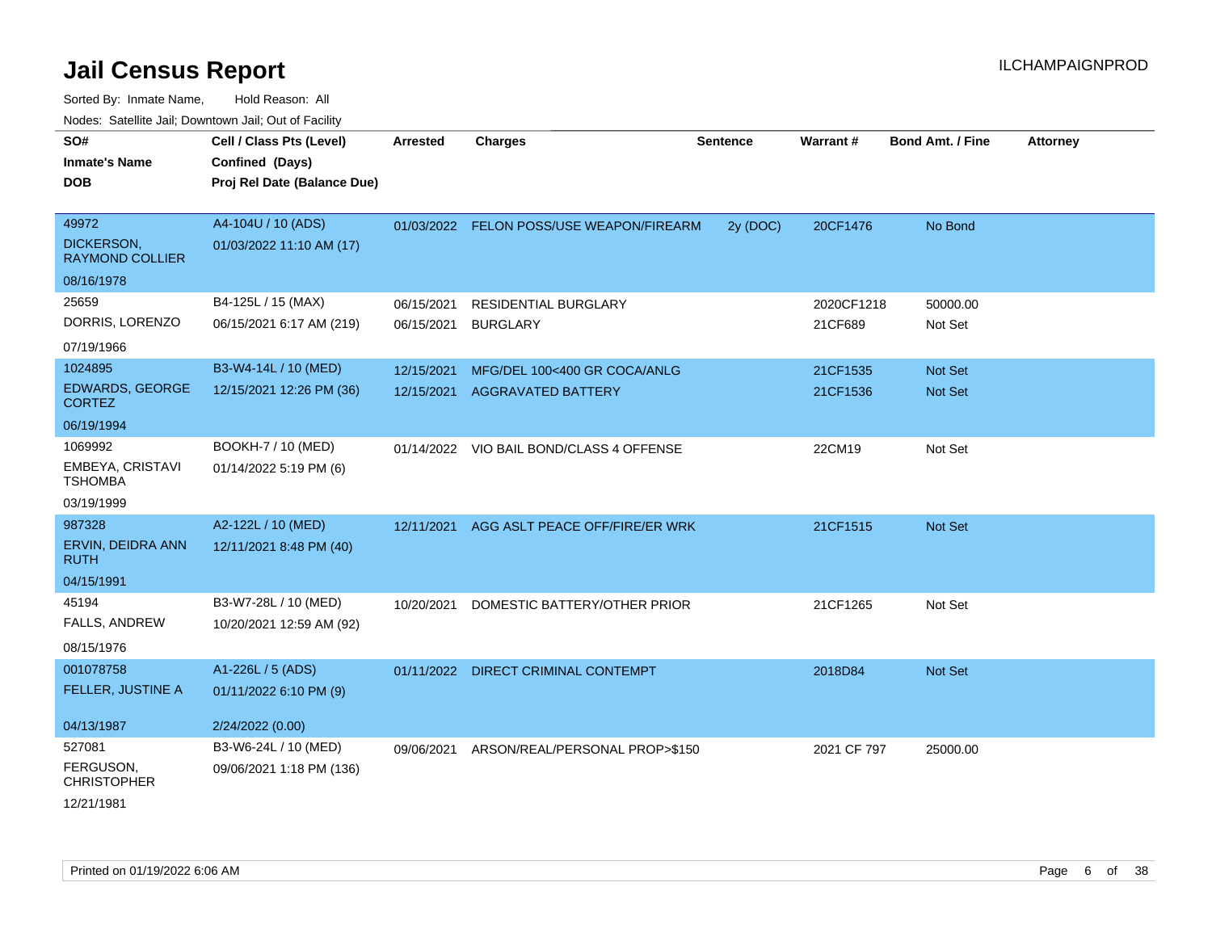# Jail Census Report

ILCHAMPAIGNPROD

Sorted By: Inmate Name, Hold Reason: All

Nodes: Satellite Jail; Downtown Jail; Out of Facility

| SO# / Inmate's Name / DOB | Cell / Class Pts (Level) / Confined (Days) / Proj Rel Date (Balance Due) | Arrested | Charges | Sentence | Warrant # | Bond Amt. / Fine | Attorney |
|---|---|---|---|---|---|---|---|
| 49972<br>DICKERSON, RAYMOND COLLIER<br>08/16/1978 | A4-104U / 10 (ADS)<br>01/03/2022 11:10 AM (17) | 01/03/2022 | FELON POSS/USE WEAPON/FIREARM | 2y (DOC) | 20CF1476 | No Bond | |
| 25659<br>DORRIS, LORENZO<br>07/19/1966 | B4-125L / 15 (MAX)<br>06/15/2021 6:17 AM (219) | 06/15/2021<br>06/15/2021 | RESIDENTIAL BURGLARY<br>BURGLARY | | 2020CF1218<br>21CF689 | 50000.00<br>Not Set | |
| 1024895<br>EDWARDS, GEORGE CORTEZ<br>06/19/1994 | B3-W4-14L / 10 (MED)<br>12/15/2021 12:26 PM (36) | 12/15/2021<br>12/15/2021 | MFG/DEL 100<400 GR COCA/ANLG<br>AGGRAVATED BATTERY | | 21CF1535<br>21CF1536 | Not Set<br>Not Set | |
| 1069992<br>EMBEYA, CRISTAVI TSHOMBA<br>03/19/1999 | BOOKH-7 / 10 (MED)<br>01/14/2022 5:19 PM (6) | 01/14/2022 | VIO BAIL BOND/CLASS 4 OFFENSE | | 22CM19 | Not Set | |
| 987328<br>ERVIN, DEIDRA ANN RUTH<br>04/15/1991 | A2-122L / 10 (MED)<br>12/11/2021 8:48 PM (40) | 12/11/2021 | AGG ASLT PEACE OFF/FIRE/ER WRK | | 21CF1515 | Not Set | |
| 45194<br>FALLS, ANDREW<br>08/15/1976 | B3-W7-28L / 10 (MED)<br>10/20/2021 12:59 AM (92) | 10/20/2021 | DOMESTIC BATTERY/OTHER PRIOR | | 21CF1265 | Not Set | |
| 001078758<br>FELLER, JUSTINE A<br>04/13/1987 | A1-226L / 5 (ADS)<br>01/11/2022 6:10 PM (9)<br>2/24/2022 (0.00) | 01/11/2022 | DIRECT CRIMINAL CONTEMPT | | 2018D84 | Not Set | |
| 527081<br>FERGUSON, CHRISTOPHER<br>12/21/1981 | B3-W6-24L / 10 (MED)<br>09/06/2021 1:18 PM (136) | 09/06/2021 | ARSON/REAL/PERSONAL PROP>$150 | | 2021 CF 797 | 25000.00 | |

Printed on 01/19/2022 6:06 AM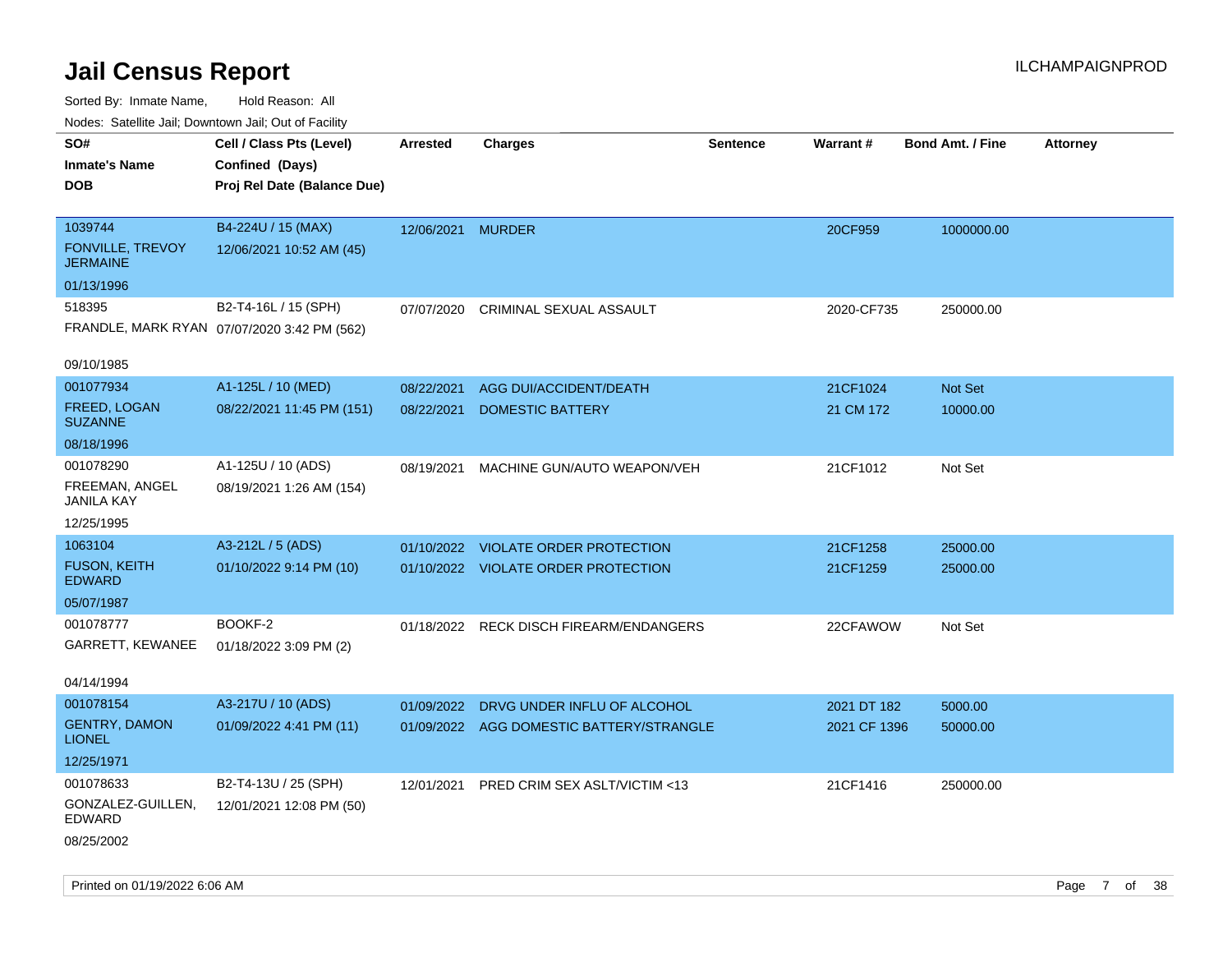# Jail Census Report

ILCHAMPAIGNPROD

Sorted By: Inmate Name, Hold Reason: All

Nodes: Satellite Jail; Downtown Jail; Out of Facility

| SO# / Inmate's Name / DOB | Cell / Class Pts (Level) / Confined (Days) / Proj Rel Date (Balance Due) | Arrested | Charges | Sentence | Warrant # | Bond Amt. / Fine | Attorney |
|---|---|---|---|---|---|---|---|
| 1039744<br>FONVILLE, TREVOY JERMAINE<br>01/13/1996 | B4-224U / 15 (MAX)<br>12/06/2021 10:52 AM (45) | 12/06/2021 | MURDER | | 20CF959 | 1000000.00 | |
| 518395<br>FRANDLE, MARK RYAN<br>09/10/1985 | B2-T4-16L / 15 (SPH)<br>07/07/2020 3:42 PM (562) | 07/07/2020 | CRIMINAL SEXUAL ASSAULT | | 2020-CF735 | 250000.00 | |
| 001077934<br>FREED, LOGAN SUZANNE<br>08/18/1996 | A1-125L / 10 (MED)<br>08/22/2021 11:45 PM (151) | 08/22/2021 | AGG DUI/ACCIDENT/DEATH | | 21CF1024 | Not Set | |
| | | 08/22/2021 | DOMESTIC BATTERY | | 21 CM 172 | 10000.00 | |
| 001078290<br>FREEMAN, ANGEL JANILA KAY<br>12/25/1995 | A1-125U / 10 (ADS)<br>08/19/2021 1:26 AM (154) | 08/19/2021 | MACHINE GUN/AUTO WEAPON/VEH | | 21CF1012 | Not Set | |
| 1063104<br>FUSON, KEITH EDWARD<br>05/07/1987 | A3-212L / 5 (ADS)<br>01/10/2022 9:14 PM (10) | 01/10/2022 | VIOLATE ORDER PROTECTION | | 21CF1258 | 25000.00 | |
| | | 01/10/2022 | VIOLATE ORDER PROTECTION | | 21CF1259 | 25000.00 | |
| 001078777<br>GARRETT, KEWANEE<br>04/14/1994 | BOOKF-2<br>01/18/2022 3:09 PM (2) | 01/18/2022 | RECK DISCH FIREARM/ENDANGERS | | 22CFAWOW | Not Set | |
| 001078154<br>GENTRY, DAMON LIONEL<br>12/25/1971 | A3-217U / 10 (ADS)<br>01/09/2022 4:41 PM (11) | 01/09/2022 | DRVG UNDER INFLU OF ALCOHOL | | 2021 DT 182 | 5000.00 | |
| | | 01/09/2022 | AGG DOMESTIC BATTERY/STRANGLE | | 2021 CF 1396 | 50000.00 | |
| 001078633<br>GONZALEZ-GUILLEN, EDWARD<br>08/25/2002 | B2-T4-13U / 25 (SPH)<br>12/01/2021 12:08 PM (50) | 12/01/2021 | PRED CRIM SEX ASLT/VICTIM <13 | | 21CF1416 | 250000.00 | |

Printed on 01/19/2022 6:06 AM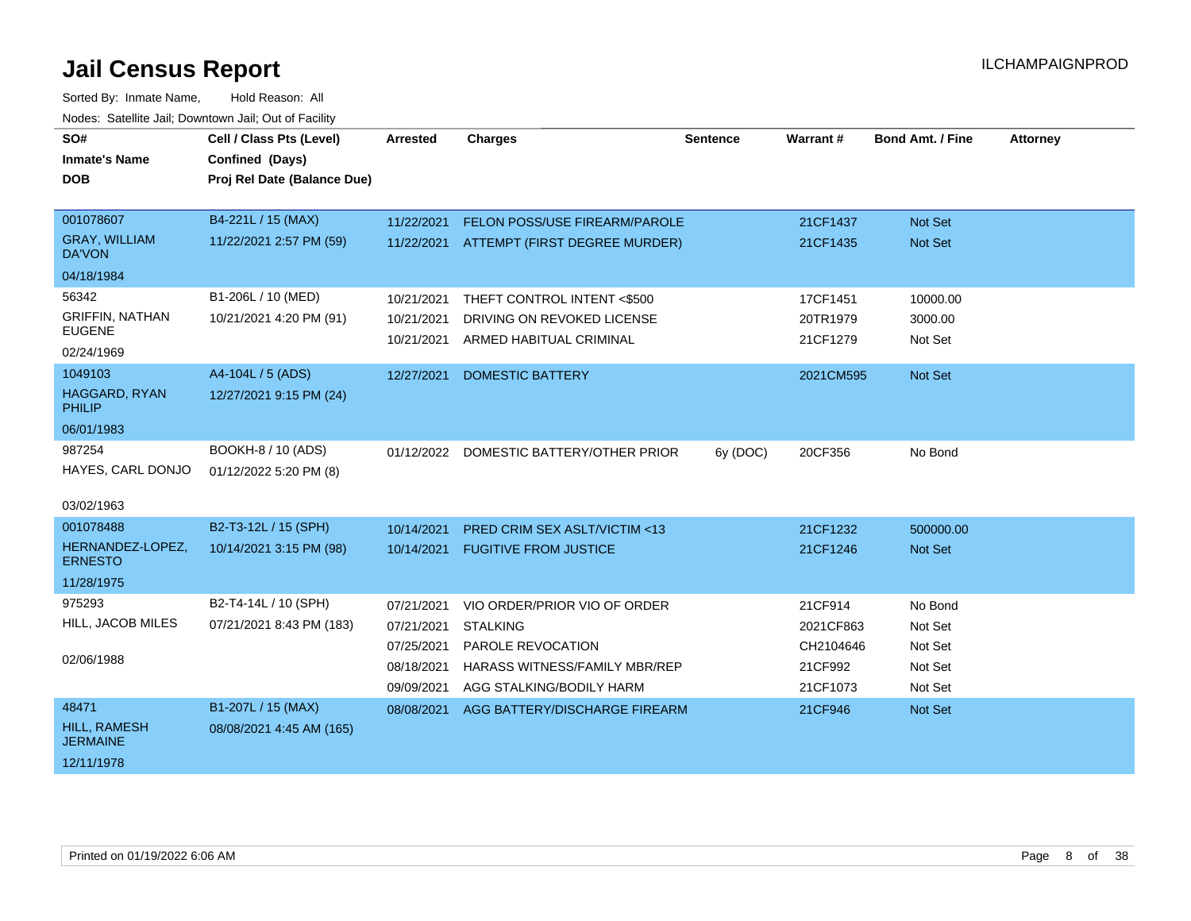# Jail Census Report

Sorted By: Inmate Name, Hold Reason: All

Nodes: Satellite Jail; Downtown Jail; Out of Facility

ILCHAMPAIGNPROD

| SO# / Inmate's Name / DOB | Cell / Class Pts (Level) / Confined (Days) / Proj Rel Date (Balance Due) | Arrested | Charges | Sentence | Warrant # | Bond Amt. / Fine | Attorney |
|---|---|---|---|---|---|---|---|
| 001078607<br>GRAY, WILLIAM DA'VON<br>04/18/1984 | B4-221L / 15 (MAX)<br>11/22/2021 2:57 PM (59) | 11/22/2021 | FELON POSS/USE FIREARM/PAROLE | | 21CF1437 | Not Set | |
| | | 11/22/2021 | ATTEMPT (FIRST DEGREE MURDER) | | 21CF1435 | Not Set | |
| 56342<br>GRIFFIN, NATHAN EUGENE<br>02/24/1969 | B1-206L / 10 (MED)<br>10/21/2021 4:20 PM (91) | 10/21/2021 | THEFT CONTROL INTENT <$500 | | 17CF1451 | 10000.00 | |
| | | 10/21/2021 | DRIVING ON REVOKED LICENSE | | 20TR1979 | 3000.00 | |
| | | 10/21/2021 | ARMED HABITUAL CRIMINAL | | 21CF1279 | Not Set | |
| 1049103<br>HAGGARD, RYAN PHILIP<br>06/01/1983 | A4-104L / 5 (ADS)<br>12/27/2021 9:15 PM (24) | 12/27/2021 | DOMESTIC BATTERY | | 2021CM595 | Not Set | |
| 987254<br>HAYES, CARL DONJO<br>03/02/1963 | BOOKH-8 / 10 (ADS)<br>01/12/2022 5:20 PM (8) | 01/12/2022 | DOMESTIC BATTERY/OTHER PRIOR | 6y (DOC) | 20CF356 | No Bond | |
| 001078488<br>HERNANDEZ-LOPEZ, ERNESTO<br>11/28/1975 | B2-T3-12L / 15 (SPH)<br>10/14/2021 3:15 PM (98) | 10/14/2021 | PRED CRIM SEX ASLT/VICTIM <13 | | 21CF1232 | 500000.00 | |
| | | 10/14/2021 | FUGITIVE FROM JUSTICE | | 21CF1246 | Not Set | |
| 975293<br>HILL, JACOB MILES<br>02/06/1988 | B2-T4-14L / 10 (SPH)<br>07/21/2021 8:43 PM (183) | 07/21/2021 | VIO ORDER/PRIOR VIO OF ORDER | | 21CF914 | No Bond | |
| | | 07/21/2021 | STALKING | | 2021CF863 | Not Set | |
| | | 07/25/2021 | PAROLE REVOCATION | | CH2104646 | Not Set | |
| | | 08/18/2021 | HARASS WITNESS/FAMILY MBR/REP | | 21CF992 | Not Set | |
| | | 09/09/2021 | AGG STALKING/BODILY HARM | | 21CF1073 | Not Set | |
| 48471<br>HILL, RAMESH JERMAINE<br>12/11/1978 | B1-207L / 15 (MAX)<br>08/08/2021 4:45 AM (165) | 08/08/2021 | AGG BATTERY/DISCHARGE FIREARM | | 21CF946 | Not Set | |

Printed on 01/19/2022 6:06 AM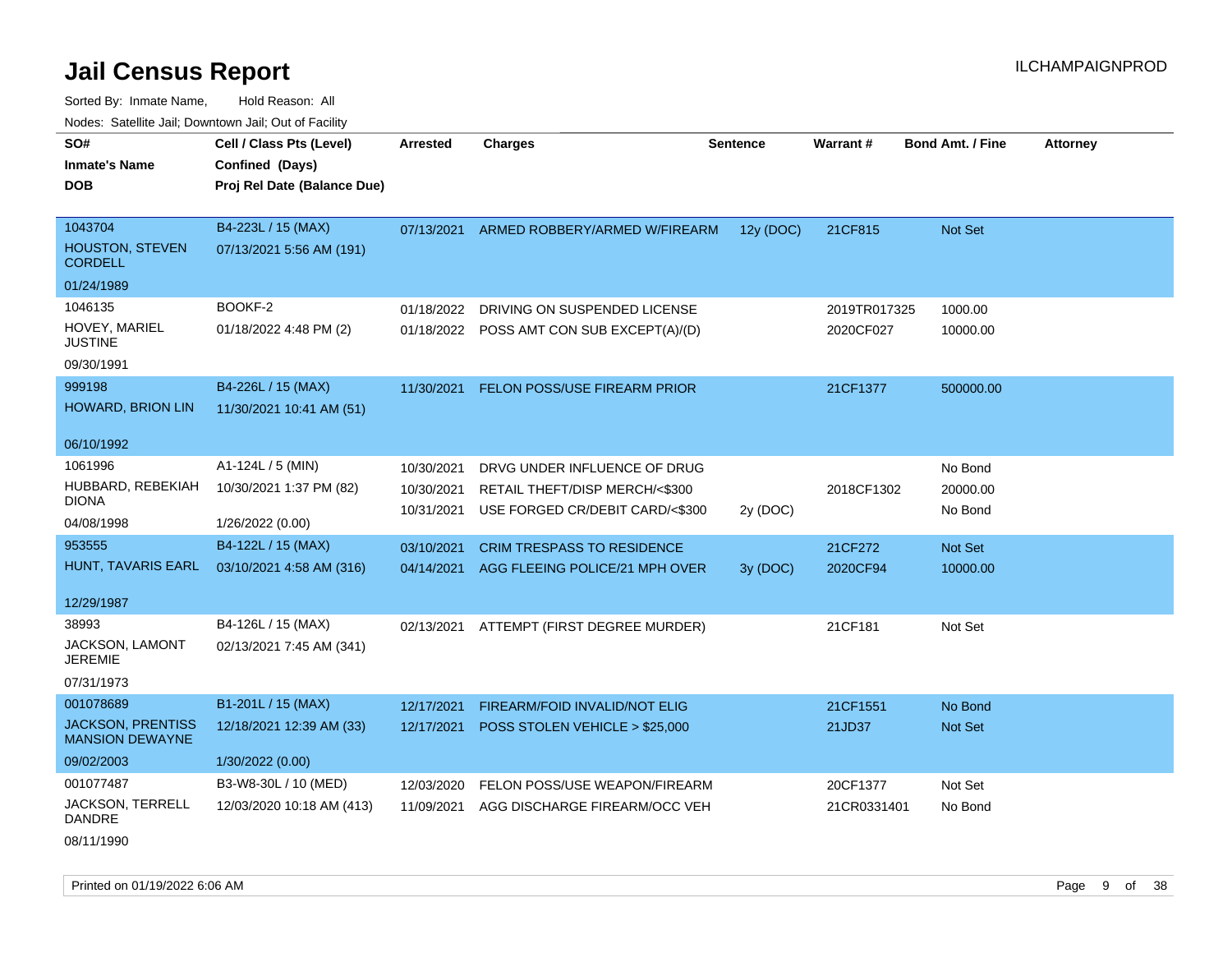# Jail Census Report

ILCHAMPAIGNPROD

Sorted By: Inmate Name, Hold Reason: All

Nodes: Satellite Jail; Downtown Jail; Out of Facility

| SO# / Inmate's Name / DOB | Cell / Class Pts (Level) / Confined (Days) / Proj Rel Date (Balance Due) | Arrested | Charges | Sentence | Warrant # | Bond Amt. / Fine | Attorney |
|---|---|---|---|---|---|---|---|
| 1043704 HOUSTON, STEVEN CORDELL 01/24/1989 | B4-223L / 15 (MAX) 07/13/2021 5:56 AM (191) | 07/13/2021 | ARMED ROBBERY/ARMED W/FIREARM | 12y (DOC) | 21CF815 | Not Set | |
| 1046135 HOVEY, MARIEL JUSTINE 09/30/1991 | BOOKF-2 01/18/2022 4:48 PM (2) | 01/18/2022 | DRIVING ON SUSPENDED LICENSE | | 2019TR017325 | 1000.00 | |
| | | 01/18/2022 | POSS AMT CON SUB EXCEPT(A)/(D) | | 2020CF027 | 10000.00 | |
| 999198 HOWARD, BRION LIN 06/10/1992 | B4-226L / 15 (MAX) 11/30/2021 10:41 AM (51) | 11/30/2021 | FELON POSS/USE FIREARM PRIOR | | 21CF1377 | 500000.00 | |
| 1061996 HUBBARD, REBEKIAH DIONA 04/08/1998 | A1-124L / 5 (MIN) 10/30/2021 1:37 PM (82) 1/26/2022 (0.00) | 10/30/2021 | DRVG UNDER INFLUENCE OF DRUG | | | No Bond | |
| | | 10/30/2021 | RETAIL THEFT/DISP MERCH/<$300 | | 2018CF1302 | 20000.00 | |
| | | 10/31/2021 | USE FORGED CR/DEBIT CARD/<$300 | 2y (DOC) | | No Bond | |
| 953555 HUNT, TAVARIS EARL 12/29/1987 | B4-122L / 15 (MAX) 03/10/2021 4:58 AM (316) | 03/10/2021 | CRIM TRESPASS TO RESIDENCE | | 21CF272 | Not Set | |
| | | 04/14/2021 | AGG FLEEING POLICE/21 MPH OVER | 3y (DOC) | 2020CF94 | 10000.00 | |
| 38993 JACKSON, LAMONT JEREMIE 07/31/1973 | B4-126L / 15 (MAX) 02/13/2021 7:45 AM (341) | 02/13/2021 | ATTEMPT (FIRST DEGREE MURDER) | | 21CF181 | Not Set | |
| 001078689 JACKSON, PRENTISS MANSION DEWAYNE 09/02/2003 | B1-201L / 15 (MAX) 12/18/2021 12:39 AM (33) 1/30/2022 (0.00) | 12/17/2021 | FIREARM/FOID INVALID/NOT ELIG | | 21CF1551 | No Bond | |
| | | 12/17/2021 | POSS STOLEN VEHICLE > $25,000 | | 21JD37 | Not Set | |
| 001077487 JACKSON, TERRELL DANDRE 08/11/1990 | B3-W8-30L / 10 (MED) 12/03/2020 10:18 AM (413) | 12/03/2020 | FELON POSS/USE WEAPON/FIREARM | | 20CF1377 | Not Set | |
| | | 11/09/2021 | AGG DISCHARGE FIREARM/OCC VEH | | 21CR0331401 | No Bond | |

Printed on 01/19/2022 6:06 AM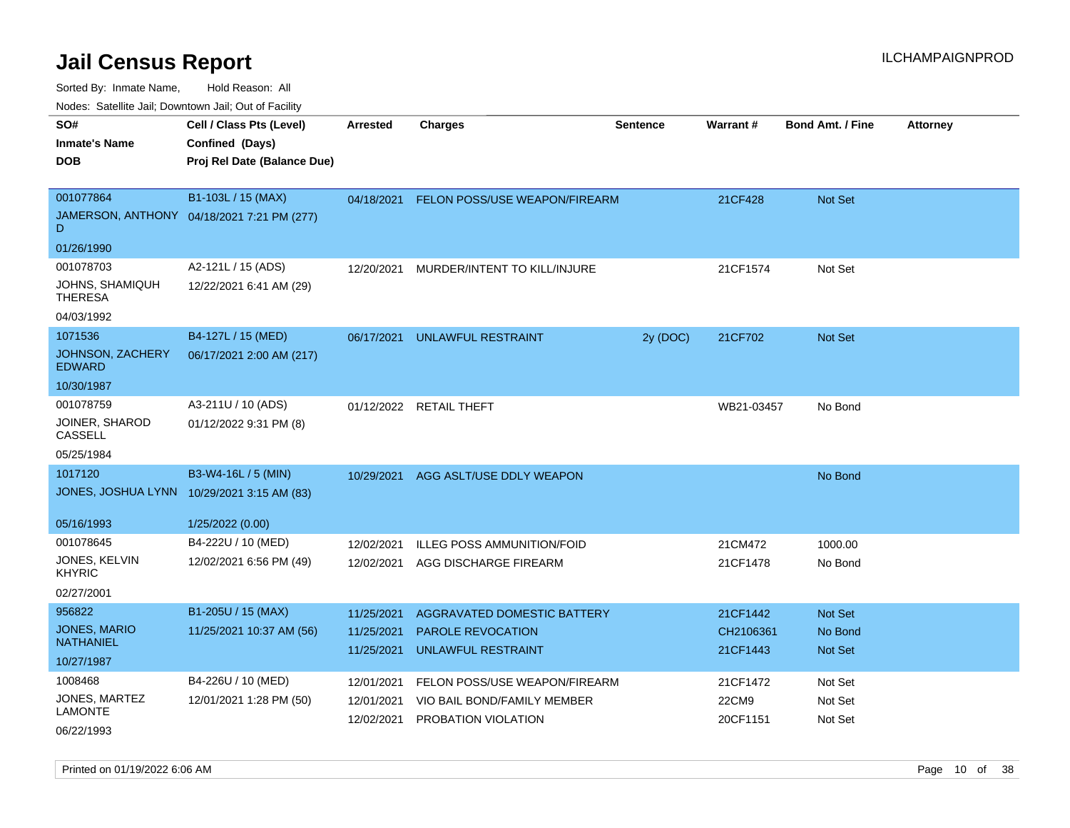# Jail Census Report

ILCHAMPAIGNPROD

Sorted By: Inmate Name, Hold Reason: All

Nodes: Satellite Jail; Downtown Jail; Out of Facility

| SO# / Inmate's Name / DOB | Cell / Class Pts (Level) / Confined (Days) / Proj Rel Date (Balance Due) | Arrested | Charges | Sentence | Warrant # | Bond Amt. / Fine | Attorney |
|---|---|---|---|---|---|---|---|
| 001077864<br>JAMERSON, ANTHONY D<br>01/26/1990 | B1-103L / 15 (MAX)<br>04/18/2021 7:21 PM (277) | 04/18/2021 | FELON POSS/USE WEAPON/FIREARM | | 21CF428 | Not Set | |
| 001078703<br>JOHNS, SHAMIQUH THERESA<br>04/03/1992 | A2-121L / 15 (ADS)<br>12/22/2021 6:41 AM (29) | 12/20/2021 | MURDER/INTENT TO KILL/INJURE | | 21CF1574 | Not Set | |
| 1071536<br>JOHNSON, ZACHERY EDWARD<br>10/30/1987 | B4-127L / 15 (MED)<br>06/17/2021 2:00 AM (217) | 06/17/2021 | UNLAWFUL RESTRAINT | 2y (DOC) | 21CF702 | Not Set | |
| 001078759<br>JOINER, SHAROD CASSELL<br>05/25/1984 | A3-211U / 10 (ADS)<br>01/12/2022 9:31 PM (8) | 01/12/2022 | RETAIL THEFT | | WB21-03457 | No Bond | |
| 1017120<br>JONES, JOSHUA LYNN<br>05/16/1993 | B3-W4-16L / 5 (MIN)<br>10/29/2021 3:15 AM (83)<br>1/25/2022 (0.00) | 10/29/2021 | AGG ASLT/USE DDLY WEAPON | | | No Bond | |
| 001078645<br>JONES, KELVIN KHYRIC<br>02/27/2001 | B4-222U / 10 (MED)<br>12/02/2021 6:56 PM (49) | 12/02/2021 | ILLEG POSS AMMUNITION/FOID | | 21CM472 | 1000.00 | |
| | | 12/02/2021 | AGG DISCHARGE FIREARM | | 21CF1478 | No Bond | |
| 956822<br>JONES, MARIO NATHANIEL<br>10/27/1987 | B1-205U / 15 (MAX)<br>11/25/2021 10:37 AM (56) | 11/25/2021 | AGGRAVATED DOMESTIC BATTERY | | 21CF1442 | Not Set | |
| | | 11/25/2021 | PAROLE REVOCATION | | CH2106361 | No Bond | |
| | | 11/25/2021 | UNLAWFUL RESTRAINT | | 21CF1443 | Not Set | |
| 1008468<br>JONES, MARTEZ LAMONTE<br>06/22/1993 | B4-226U / 10 (MED)<br>12/01/2021 1:28 PM (50) | 12/01/2021 | FELON POSS/USE WEAPON/FIREARM | | 21CF1472 | Not Set | |
| | | 12/01/2021 | VIO BAIL BOND/FAMILY MEMBER | | 22CM9 | Not Set | |
| | | 12/02/2021 | PROBATION VIOLATION | | 20CF1151 | Not Set | |

Printed on 01/19/2022 6:06 AM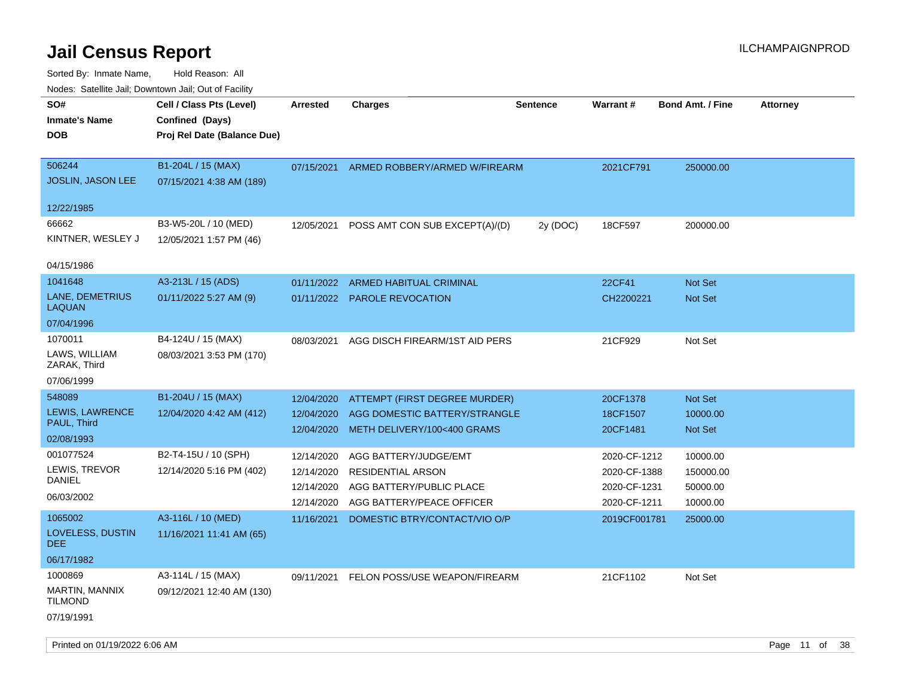# Jail Census Report

ILCHAMPAIGNPROD

Sorted By: Inmate Name, Hold Reason: All

Nodes: Satellite Jail; Downtown Jail; Out of Facility

| SO# / Inmate's Name / DOB | Cell / Class Pts (Level) / Confined (Days) / Proj Rel Date (Balance Due) | Arrested | Charges | Sentence | Warrant # | Bond Amt. / Fine | Attorney |
|---|---|---|---|---|---|---|---|
| 506244<br>JOSLIN, JASON LEE<br>12/22/1985 | B1-204L / 15 (MAX)<br>07/15/2021 4:38 AM (189) | 07/15/2021 | ARMED ROBBERY/ARMED W/FIREARM | | 2021CF791 | 250000.00 | |
| 66662<br>KINTNER, WESLEY J<br>04/15/1986 | B3-W5-20L / 10 (MED)<br>12/05/2021 1:57 PM (46) | 12/05/2021 | POSS AMT CON SUB EXCEPT(A)/(D) | 2y (DOC) | 18CF597 | 200000.00 | |
| 1041648<br>LANE, DEMETRIUS LAQUAN<br>07/04/1996 | A3-213L / 15 (ADS)<br>01/11/2022 5:27 AM (9) | 01/11/2022<br>01/11/2022 | ARMED HABITUAL CRIMINAL<br>PAROLE REVOCATION | | 22CF41<br>CH2200221 | Not Set<br>Not Set | |
| 1070011<br>LAWS, WILLIAM ZARAK, Third<br>07/06/1999 | B4-124U / 15 (MAX)<br>08/03/2021 3:53 PM (170) | 08/03/2021 | AGG DISCH FIREARM/1ST AID PERS | | 21CF929 | Not Set | |
| 548089<br>LEWIS, LAWRENCE PAUL, Third<br>02/08/1993 | B1-204U / 15 (MAX)<br>12/04/2020 4:42 AM (412) | 12/04/2020<br>12/04/2020<br>12/04/2020 | ATTEMPT (FIRST DEGREE MURDER)<br>AGG DOMESTIC BATTERY/STRANGLE<br>METH DELIVERY/100<400 GRAMS | | 20CF1378<br>18CF1507<br>20CF1481 | Not Set<br>10000.00<br>Not Set | |
| 001077524<br>LEWIS, TREVOR DANIEL<br>06/03/2002 | B2-T4-15U / 10 (SPH)<br>12/14/2020 5:16 PM (402) | 12/14/2020<br>12/14/2020<br>12/14/2020<br>12/14/2020 | AGG BATTERY/JUDGE/EMT<br>RESIDENTIAL ARSON<br>AGG BATTERY/PUBLIC PLACE<br>AGG BATTERY/PEACE OFFICER | | 2020-CF-1212<br>2020-CF-1388<br>2020-CF-1231<br>2020-CF-1211 | 10000.00<br>150000.00<br>50000.00<br>10000.00 | |
| 1065002<br>LOVELESS, DUSTIN DEE<br>06/17/1982 | A3-116L / 10 (MED)<br>11/16/2021 11:41 AM (65) | 11/16/2021 | DOMESTIC BTRY/CONTACT/VIO O/P | | 2019CF001781 | 25000.00 | |
| 1000869<br>MARTIN, MANNIX TILMOND<br>07/19/1991 | A3-114L / 15 (MAX)<br>09/12/2021 12:40 AM (130) | 09/11/2021 | FELON POSS/USE WEAPON/FIREARM | | 21CF1102 | Not Set | |

Printed on 01/19/2022 6:06 AM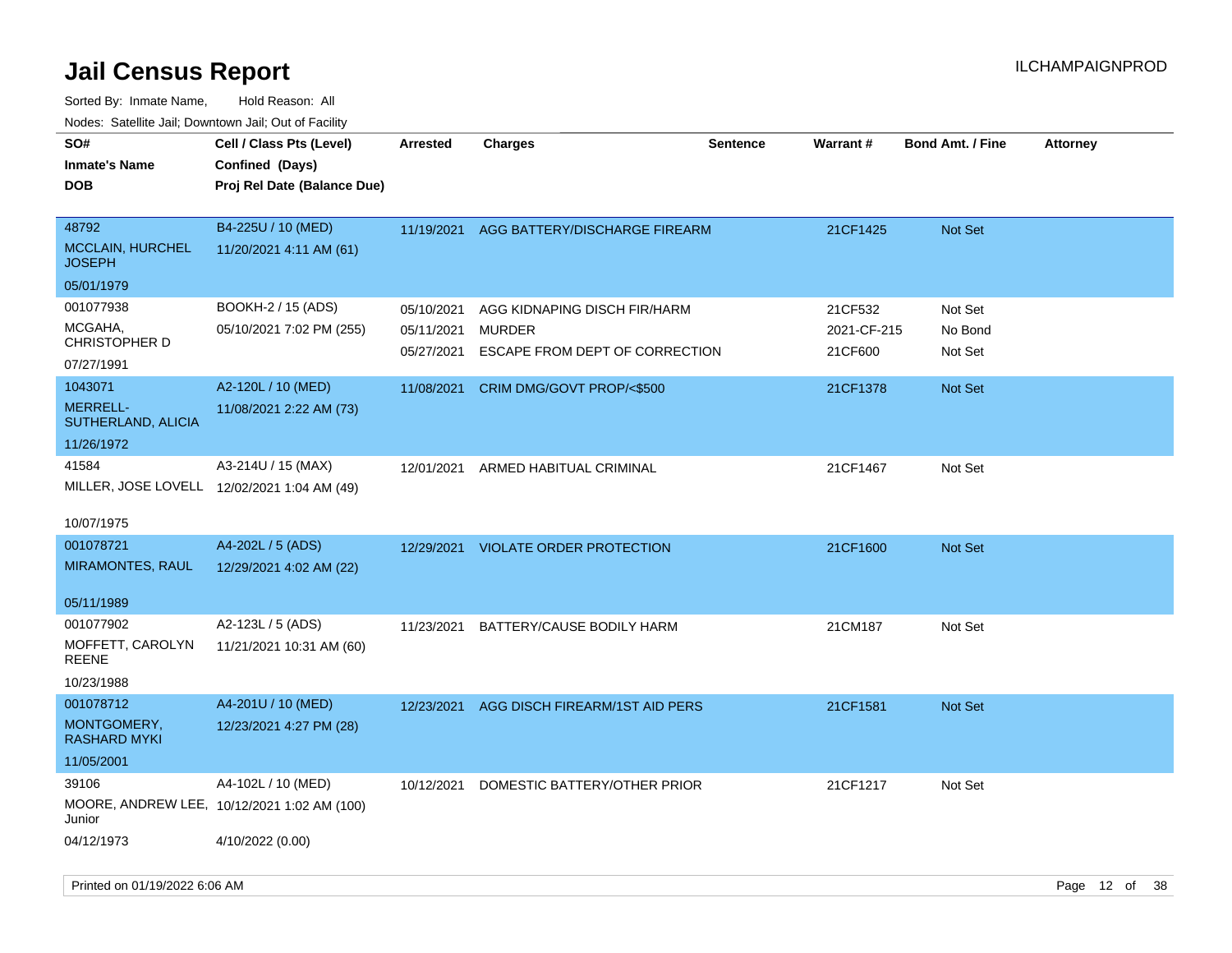# Jail Census Report

ILCHAMPAIGNPROD

Sorted By: Inmate Name, Hold Reason: All

Nodes: Satellite Jail; Downtown Jail; Out of Facility

| SO#<br>Inmate's Name<br>DOB | Cell / Class Pts (Level)<br>Confined (Days)<br>Proj Rel Date (Balance Due) | Arrested | Charges | Sentence | Warrant # | Bond Amt. / Fine | Attorney |
|---|---|---|---|---|---|---|---|
| 48792<br>MCCLAIN, HURCHEL JOSEPH<br>05/01/1979 | B4-225U / 10 (MED)<br>11/20/2021 4:11 AM (61) | 11/19/2021 | AGG BATTERY/DISCHARGE FIREARM | | 21CF1425 | Not Set | |
| 001077938<br>MCGAHA, CHRISTOPHER D<br>07/27/1991 | BOOKH-2 / 15 (ADS)<br>05/10/2021 7:02 PM (255) | 05/10/2021 | AGG KIDNAPING DISCH FIR/HARM | | 21CF532 | Not Set | |
| | | 05/11/2021 | MURDER | | 2021-CF-215 | No Bond | |
| | | 05/27/2021 | ESCAPE FROM DEPT OF CORRECTION | | 21CF600 | Not Set | |
| 1043071<br>MERRELL-SUTHERLAND, ALICIA<br>11/26/1972 | A2-120L / 10 (MED)<br>11/08/2021 2:22 AM (73) | 11/08/2021 | CRIM DMG/GOVT PROP/<$500 | | 21CF1378 | Not Set | |
| 41584<br>MILLER, JOSE LOVELL<br>10/07/1975 | A3-214U / 15 (MAX)<br>12/02/2021 1:04 AM (49) | 12/01/2021 | ARMED HABITUAL CRIMINAL | | 21CF1467 | Not Set | |
| 001078721<br>MIRAMONTES, RAUL<br>05/11/1989 | A4-202L / 5 (ADS)<br>12/29/2021 4:02 AM (22) | 12/29/2021 | VIOLATE ORDER PROTECTION | | 21CF1600 | Not Set | |
| 001077902<br>MOFFETT, CAROLYN REENE<br>10/23/1988 | A2-123L / 5 (ADS)<br>11/21/2021 10:31 AM (60) | 11/23/2021 | BATTERY/CAUSE BODILY HARM | | 21CM187 | Not Set | |
| 001078712<br>MONTGOMERY, RASHARD MYKI<br>11/05/2001 | A4-201U / 10 (MED)<br>12/23/2021 4:27 PM (28) | 12/23/2021 | AGG DISCH FIREARM/1ST AID PERS | | 21CF1581 | Not Set | |
| 39106<br>MOORE, ANDREW LEE, Junior<br>04/12/1973 | A4-102L / 10 (MED)<br>10/12/2021 1:02 AM (100)<br>4/10/2022 (0.00) | 10/12/2021 | DOMESTIC BATTERY/OTHER PRIOR | | 21CF1217 | Not Set | |

Printed on 01/19/2022 6:06 AM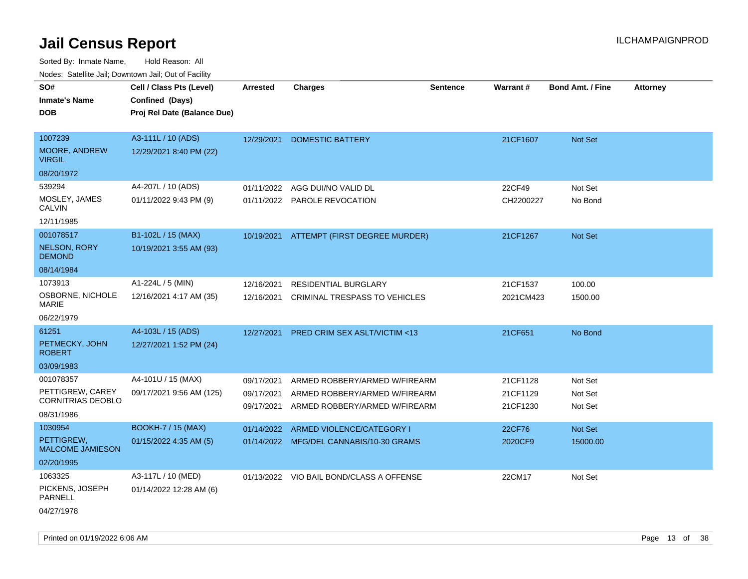# Jail Census Report

ILCHAMPAIGNPROD

Sorted By: Inmate Name, Hold Reason: All

Nodes: Satellite Jail; Downtown Jail; Out of Facility

| SO#<br>Inmate's Name<br>DOB | Cell / Class Pts (Level)<br>Confined (Days)<br>Proj Rel Date (Balance Due) | Arrested | Charges | Sentence | Warrant # | Bond Amt. / Fine | Attorney |
|---|---|---|---|---|---|---|---|
| 1007239<br>MOORE, ANDREW VIRGIL<br>08/20/1972 | A3-111L / 10 (ADS)<br>12/29/2021 8:40 PM (22) | 12/29/2021 | DOMESTIC BATTERY | | 21CF1607 | Not Set | |
| 539294<br>MOSLEY, JAMES CALVIN<br>12/11/1985 | A4-207L / 10 (ADS)<br>01/11/2022 9:43 PM (9) | 01/11/2022<br>01/11/2022 | AGG DUI/NO VALID DL<br>PAROLE REVOCATION | | 22CF49<br>CH2200227 | Not Set<br>No Bond | |
| 001078517<br>NELSON, RORY DEMOND<br>08/14/1984 | B1-102L / 15 (MAX)<br>10/19/2021 3:55 AM (93) | 10/19/2021 | ATTEMPT (FIRST DEGREE MURDER) | | 21CF1267 | Not Set | |
| 1073913<br>OSBORNE, NICHOLE MARIE<br>06/22/1979 | A1-224L / 5 (MIN)<br>12/16/2021 4:17 AM (35) | 12/16/2021<br>12/16/2021 | RESIDENTIAL BURGLARY<br>CRIMINAL TRESPASS TO VEHICLES | | 21CF1537<br>2021CM423 | 100.00<br>1500.00 | |
| 61251<br>PETMECKY, JOHN ROBERT<br>03/09/1983 | A4-103L / 15 (ADS)<br>12/27/2021 1:52 PM (24) | 12/27/2021 | PRED CRIM SEX ASLT/VICTIM <13 | | 21CF651 | No Bond | |
| 001078357<br>PETTIGREW, CAREY CORNITRIAS DEOBLO<br>08/31/1986 | A4-101U / 15 (MAX)<br>09/17/2021 9:56 AM (125) | 09/17/2021<br>09/17/2021<br>09/17/2021 | ARMED ROBBERY/ARMED W/FIREARM<br>ARMED ROBBERY/ARMED W/FIREARM<br>ARMED ROBBERY/ARMED W/FIREARM | | 21CF1128<br>21CF1129<br>21CF1230 | Not Set<br>Not Set<br>Not Set | |
| 1030954<br>PETTIGREW, MALCOME JAMIESON<br>02/20/1995 | BOOKH-7 / 15 (MAX)<br>01/15/2022 4:35 AM (5) | 01/14/2022<br>01/14/2022 | ARMED VIOLENCE/CATEGORY I<br>MFG/DEL CANNABIS/10-30 GRAMS | | 22CF76<br>2020CF9 | Not Set<br>15000.00 | |
| 1063325<br>PICKENS, JOSEPH PARNELL<br>04/27/1978 | A3-117L / 10 (MED)<br>01/14/2022 12:28 AM (6) | 01/13/2022 | VIO BAIL BOND/CLASS A OFFENSE | | 22CM17 | Not Set | |

Printed on 01/19/2022 6:06 AM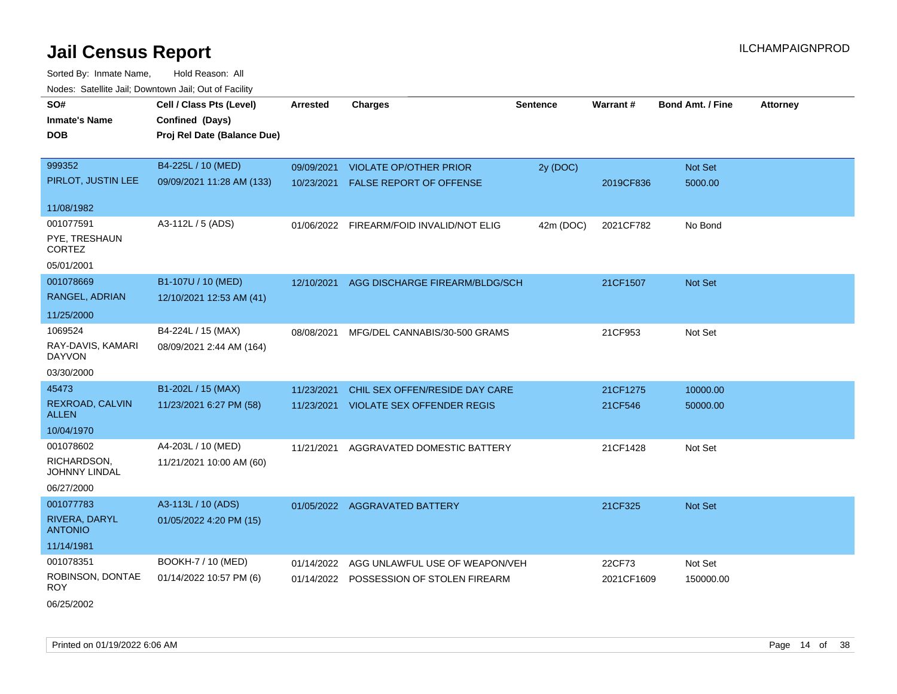# Jail Census Report

ILCHAMPAIGNPROD

Sorted By: Inmate Name, Hold Reason: All

Nodes: Satellite Jail; Downtown Jail; Out of Facility

| SO# / Inmate's Name / DOB | Cell / Class Pts (Level) / Confined (Days) / Proj Rel Date (Balance Due) | Arrested | Charges | Sentence | Warrant # | Bond Amt. / Fine | Attorney |
|---|---|---|---|---|---|---|---|
| 999352<br>PIRLOT, JUSTIN LEE<br>11/08/1982 | B4-225L / 10 (MED)<br>09/09/2021 11:28 AM (133) | 09/09/2021 | VIOLATE OP/OTHER PRIOR | 2y (DOC) | | Not Set | |
| | | 10/23/2021 | FALSE REPORT OF OFFENSE | | 2019CF836 | 5000.00 | |
| 001077591<br>PYE, TRESHAUN CORTEZ<br>05/01/2001 | A3-112L / 5 (ADS) | 01/06/2022 | FIREARM/FOID INVALID/NOT ELIG | 42m (DOC) | 2021CF782 | No Bond | |
| 001078669<br>RANGEL, ADRIAN<br>11/25/2000 | B1-107U / 10 (MED)<br>12/10/2021 12:53 AM (41) | 12/10/2021 | AGG DISCHARGE FIREARM/BLDG/SCH | | 21CF1507 | Not Set | |
| 1069524<br>RAY-DAVIS, KAMARI DAYVON<br>03/30/2000 | B4-224L / 15 (MAX)<br>08/09/2021 2:44 AM (164) | 08/08/2021 | MFG/DEL CANNABIS/30-500 GRAMS | | 21CF953 | Not Set | |
| 45473<br>REXROAD, CALVIN ALLEN<br>10/04/1970 | B1-202L / 15 (MAX)<br>11/23/2021 6:27 PM (58) | 11/23/2021 | CHIL SEX OFFEN/RESIDE DAY CARE | | 21CF1275 | 10000.00 | |
| | | 11/23/2021 | VIOLATE SEX OFFENDER REGIS | | 21CF546 | 50000.00 | |
| 001078602<br>RICHARDSON, JOHNNY LINDAL<br>06/27/2000 | A4-203L / 10 (MED)<br>11/21/2021 10:00 AM (60) | 11/21/2021 | AGGRAVATED DOMESTIC BATTERY | | 21CF1428 | Not Set | |
| 001077783<br>RIVERA, DARYL ANTONIO<br>11/14/1981 | A3-113L / 10 (ADS)<br>01/05/2022 4:20 PM (15) | 01/05/2022 | AGGRAVATED BATTERY | | 21CF325 | Not Set | |
| 001078351<br>ROBINSON, DONTAE ROY<br>06/25/2002 | BOOKH-7 / 10 (MED)<br>01/14/2022 10:57 PM (6) | 01/14/2022 | AGG UNLAWFUL USE OF WEAPON/VEH | | 22CF73 | Not Set | |
| | | 01/14/2022 | POSSESSION OF STOLEN FIREARM | | 2021CF1609 | 150000.00 | |

Printed on 01/19/2022 6:06 AM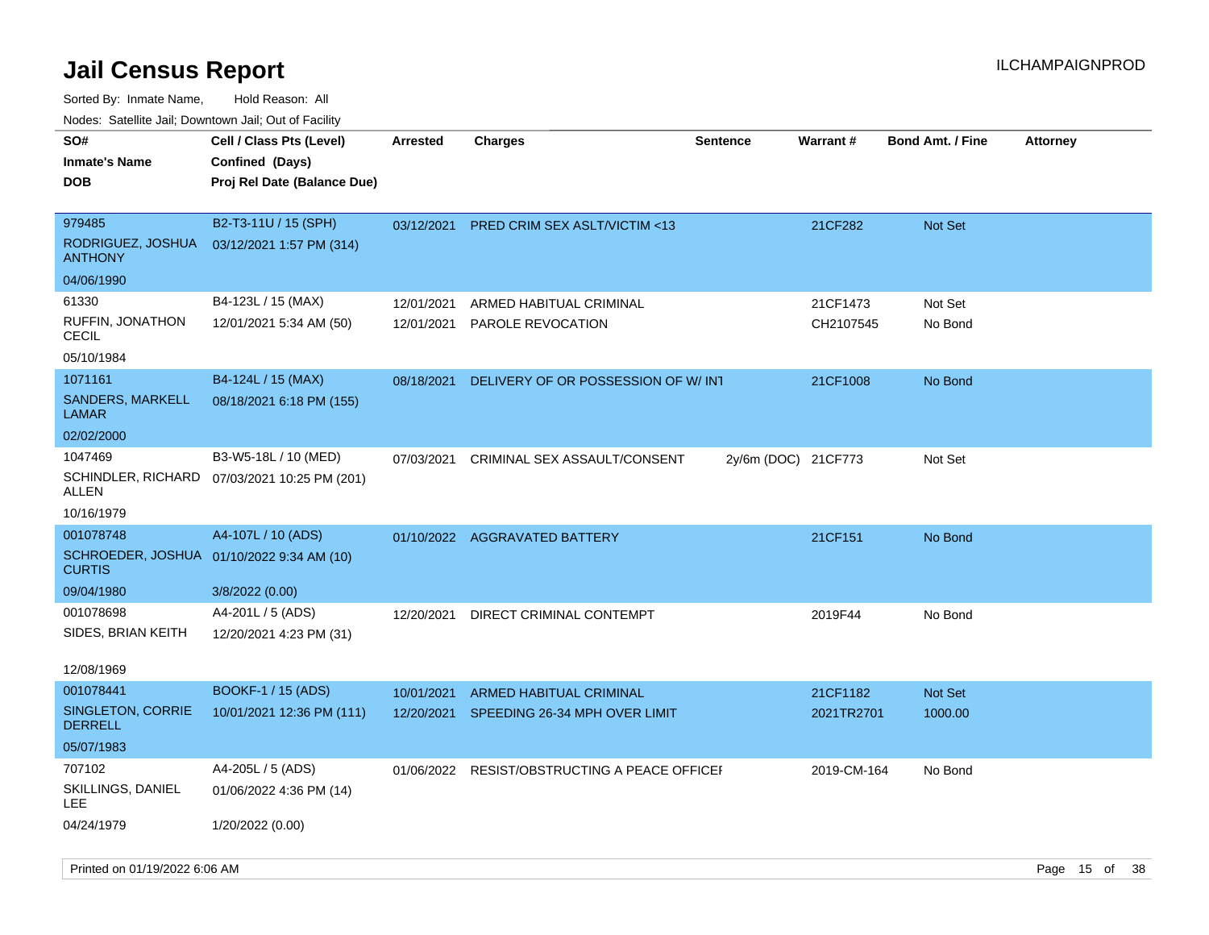# Jail Census Report

ILCHAMPAIGNPROD

Sorted By: Inmate Name, Hold Reason: All

Nodes: Satellite Jail; Downtown Jail; Out of Facility

| SO# / Inmate's Name / DOB | Cell / Class Pts (Level) / Confined (Days) / Proj Rel Date (Balance Due) | Arrested | Charges | Sentence | Warrant # | Bond Amt. / Fine | Attorney |
|---|---|---|---|---|---|---|---|
| 979485<br>RODRIGUEZ, JOSHUA ANTHONY<br>04/06/1990 | B2-T3-11U / 15 (SPH)<br>03/12/2021 1:57 PM (314) | 03/12/2021 | PRED CRIM SEX ASLT/VICTIM <13 | | 21CF282 | Not Set | |
| 61330<br>RUFFIN, JONATHON CECIL<br>05/10/1984 | B4-123L / 15 (MAX)<br>12/01/2021 5:34 AM (50) | 12/01/2021<br>12/01/2021 | ARMED HABITUAL CRIMINAL<br>PAROLE REVOCATION | | 21CF1473<br>CH2107545 | Not Set<br>No Bond | |
| 1071161<br>SANDERS, MARKELL LAMAR<br>02/02/2000 | B4-124L / 15 (MAX)<br>08/18/2021 6:18 PM (155) | 08/18/2021 | DELIVERY OF OR POSSESSION OF W/ INT | | 21CF1008 | No Bond | |
| 1047469<br>SCHINDLER, RICHARD ALLEN<br>10/16/1979 | B3-W5-18L / 10 (MED)<br>07/03/2021 10:25 PM (201) | 07/03/2021 | CRIMINAL SEX ASSAULT/CONSENT | 2y/6m (DOC) | 21CF773 | Not Set | |
| 001078748<br>SCHROEDER, JOSHUA CURTIS<br>09/04/1980 | A4-107L / 10 (ADS)<br>01/10/2022 9:34 AM (10)<br>3/8/2022 (0.00) | 01/10/2022 | AGGRAVATED BATTERY | | 21CF151 | No Bond | |
| 001078698<br>SIDES, BRIAN KEITH<br>12/08/1969 | A4-201L / 5 (ADS)<br>12/20/2021 4:23 PM (31) | 12/20/2021 | DIRECT CRIMINAL CONTEMPT | | 2019F44 | No Bond | |
| 001078441<br>SINGLETON, CORRIE DERRELL<br>05/07/1983 | BOOKF-1 / 15 (ADS)<br>10/01/2021 12:36 PM (111) | 10/01/2021<br>12/20/2021 | ARMED HABITUAL CRIMINAL<br>SPEEDING 26-34 MPH OVER LIMIT | | 21CF1182<br>2021TR2701 | Not Set<br>1000.00 | |
| 707102<br>SKILLINGS, DANIEL LEE<br>04/24/1979 | A4-205L / 5 (ADS)<br>01/06/2022 4:36 PM (14)<br>1/20/2022 (0.00) | 01/06/2022 | RESIST/OBSTRUCTING A PEACE OFFICEI | | 2019-CM-164 | No Bond | |

Printed on 01/19/2022 6:06 AM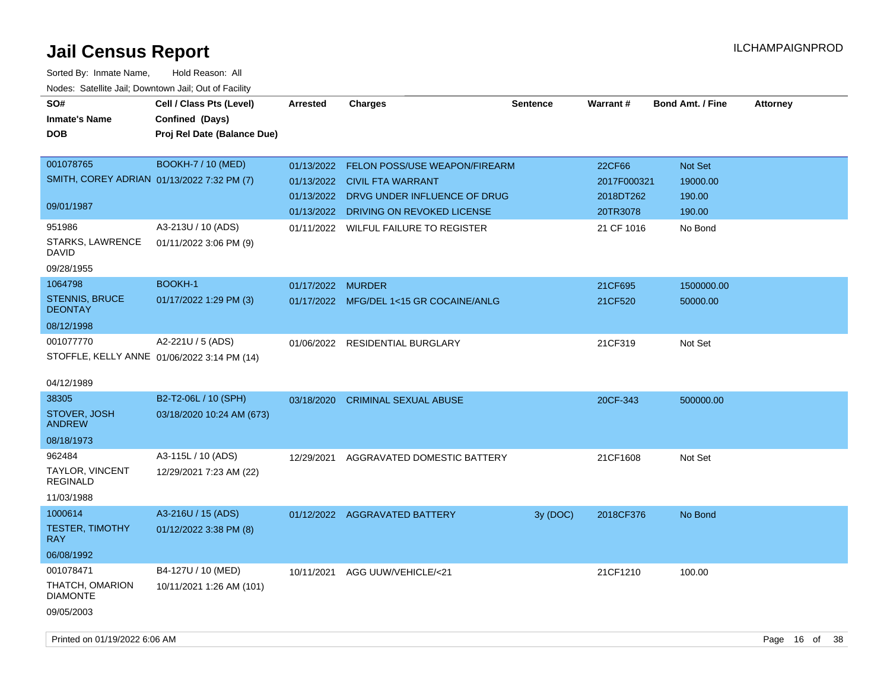# Jail Census Report

Sorted By: Inmate Name, Hold Reason: All

Nodes: Satellite Jail; Downtown Jail; Out of Facility

| SO# / Inmate's Name / DOB | Cell / Class Pts (Level) / Confined (Days) / Proj Rel Date (Balance Due) | Arrested | Charges | Sentence | Warrant # | Bond Amt. / Fine | Attorney |
|---|---|---|---|---|---|---|---|
| 001078765 | BOOKH-7 / 10 (MED) | 01/13/2022 | FELON POSS/USE WEAPON/FIREARM | | 22CF66 | Not Set | |
| SMITH, COREY ADRIAN | 01/13/2022 7:32 PM (7) | 01/13/2022 | CIVIL FTA WARRANT | | 2017F000321 | 19000.00 | |
| 09/01/1987 | | 01/13/2022 | DRVG UNDER INFLUENCE OF DRUG | | 2018DT262 | 190.00 | |
| | | 01/13/2022 | DRIVING ON REVOKED LICENSE | | 20TR3078 | 190.00 | |
| 951986 | A3-213U / 10 (ADS) | 01/11/2022 | WILFUL FAILURE TO REGISTER | | 21 CF 1016 | No Bond | |
| STARKS, LAWRENCE DAVID | 01/11/2022 3:06 PM (9) | | | | | | |
| 09/28/1955 | | | | | | | |
| 1064798 | BOOKH-1 | 01/17/2022 | MURDER | | 21CF695 | 1500000.00 | |
| STENNIS, BRUCE DEONTAY | 01/17/2022 1:29 PM (3) | 01/17/2022 | MFG/DEL 1<15 GR COCAINE/ANLG | | 21CF520 | 50000.00 | |
| 08/12/1998 | | | | | | | |
| 001077770 | A2-221U / 5 (ADS) | 01/06/2022 | RESIDENTIAL BURGLARY | | 21CF319 | Not Set | |
| STOFFLE, KELLY ANNE | 01/06/2022 3:14 PM (14) | | | | | | |
| 04/12/1989 | | | | | | | |
| 38305 | B2-T2-06L / 10 (SPH) | 03/18/2020 | CRIMINAL SEXUAL ABUSE | | 20CF-343 | 500000.00 | |
| STOVER, JOSH ANDREW | 03/18/2020 10:24 AM (673) | | | | | | |
| 08/18/1973 | | | | | | | |
| 962484 | A3-115L / 10 (ADS) | 12/29/2021 | AGGRAVATED DOMESTIC BATTERY | | 21CF1608 | Not Set | |
| TAYLOR, VINCENT REGINALD | 12/29/2021 7:23 AM (22) | | | | | | |
| 11/03/1988 | | | | | | | |
| 1000614 | A3-216U / 15 (ADS) | 01/12/2022 | AGGRAVATED BATTERY | 3y (DOC) | 2018CF376 | No Bond | |
| TESTER, TIMOTHY RAY | 01/12/2022 3:38 PM (8) | | | | | | |
| 06/08/1992 | | | | | | | |
| 001078471 | B4-127U / 10 (MED) | 10/11/2021 | AGG UUW/VEHICLE/<21 | | 21CF1210 | 100.00 | |
| THATCH, OMARION DIAMONTE | 10/11/2021 1:26 AM (101) | | | | | | |
| 09/05/2003 | | | | | | | |

Printed on 01/19/2022 6:06 AM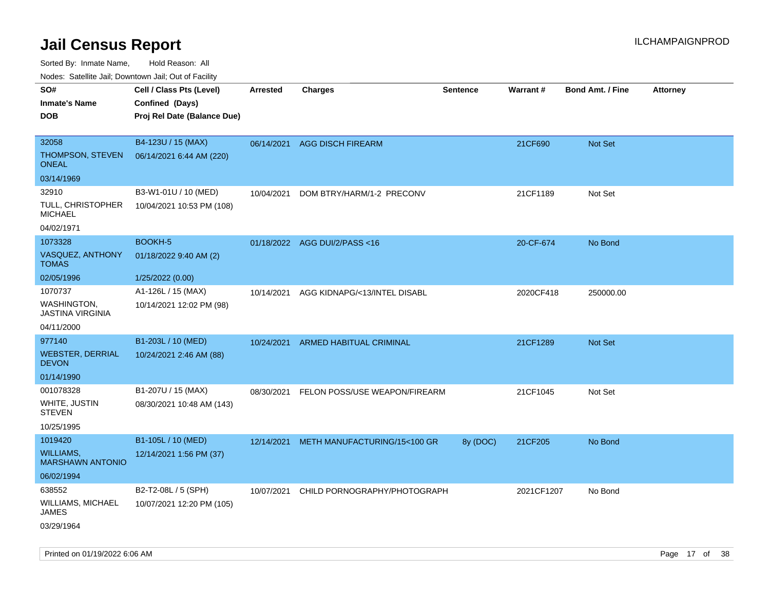# Jail Census Report

ILCHAMPAIGNPROD

Sorted By: Inmate Name, Hold Reason: All

Nodes: Satellite Jail; Downtown Jail; Out of Facility

| SO# / Inmate's Name / DOB | Cell / Class Pts (Level) / Confined (Days) / Proj Rel Date (Balance Due) | Arrested | Charges | Sentence | Warrant # | Bond Amt. / Fine | Attorney |
|---|---|---|---|---|---|---|---|
| 32058<br>THOMPSON, STEVEN ONEAL<br>03/14/1969 | B4-123U / 15 (MAX)<br>06/14/2021 6:44 AM (220) | 06/14/2021 | AGG DISCH FIREARM | | 21CF690 | Not Set | |
| 32910<br>TULL, CHRISTOPHER MICHAEL<br>04/02/1971 | B3-W1-01U / 10 (MED)<br>10/04/2021 10:53 PM (108) | 10/04/2021 | DOM BTRY/HARM/1-2 PRECONV | | 21CF1189 | Not Set | |
| 1073328<br>VASQUEZ, ANTHONY TOMAS<br>02/05/1996 | BOOKH-5<br>01/18/2022 9:40 AM (2)<br>1/25/2022 (0.00) | 01/18/2022 | AGG DUI/2/PASS <16 | | 20-CF-674 | No Bond | |
| 1070737<br>WASHINGTON, JASTINA VIRGINIA<br>04/11/2000 | A1-126L / 15 (MAX)<br>10/14/2021 12:02 PM (98) | 10/14/2021 | AGG KIDNAPG/<13/INTEL DISABL | | 2020CF418 | 250000.00 | |
| 977140<br>WEBSTER, DERRIAL DEVON<br>01/14/1990 | B1-203L / 10 (MED)<br>10/24/2021 2:46 AM (88) | 10/24/2021 | ARMED HABITUAL CRIMINAL | | 21CF1289 | Not Set | |
| 001078328<br>WHITE, JUSTIN STEVEN<br>10/25/1995 | B1-207U / 15 (MAX)<br>08/30/2021 10:48 AM (143) | 08/30/2021 | FELON POSS/USE WEAPON/FIREARM | | 21CF1045 | Not Set | |
| 1019420<br>WILLIAMS, MARSHAWN ANTONIO<br>06/02/1994 | B1-105L / 10 (MED)<br>12/14/2021 1:56 PM (37) | 12/14/2021 | METH MANUFACTURING/15<100 GR | 8y (DOC) | 21CF205 | No Bond | |
| 638552<br>WILLIAMS, MICHAEL JAMES<br>03/29/1964 | B2-T2-08L / 5 (SPH)<br>10/07/2021 12:20 PM (105) | 10/07/2021 | CHILD PORNOGRAPHY/PHOTOGRAPH | | 2021CF1207 | No Bond | |

Printed on 01/19/2022 6:06 AM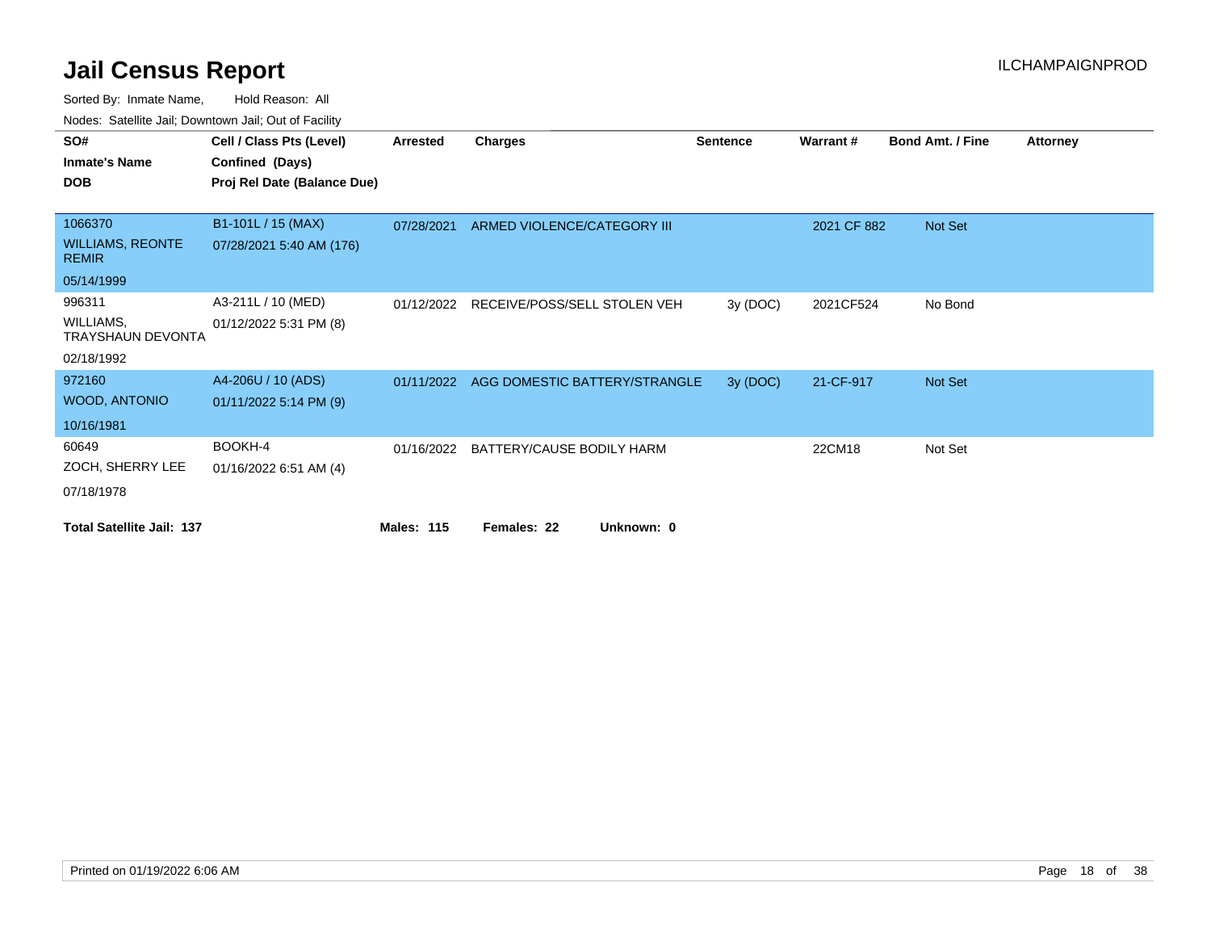# Jail Census Report

ILCHAMPAIGNPROD

Sorted By: Inmate Name, Hold Reason: All

Nodes: Satellite Jail; Downtown Jail; Out of Facility

| SO# / Inmate's Name / DOB | Cell / Class Pts (Level) / Confined (Days) / Proj Rel Date (Balance Due) | Arrested | Charges | Sentence | Warrant # | Bond Amt. / Fine | Attorney |
|---|---|---|---|---|---|---|---|
| 1066370<br>WILLIAMS, REONTE REMIR<br>05/14/1999 | B1-101L / 15 (MAX)<br>07/28/2021 5:40 AM (176) | 07/28/2021 | ARMED VIOLENCE/CATEGORY III | | 2021 CF 882 | Not Set | |
| 996311<br>WILLIAMS, TRAYSHAUN DEVONTA<br>02/18/1992 | A3-211L / 10 (MED)<br>01/12/2022 5:31 PM (8) | 01/12/2022 | RECEIVE/POSS/SELL STOLEN VEH | 3y (DOC) | 2021CF524 | No Bond | |
| 972160<br>WOOD, ANTONIO<br>10/16/1981 | A4-206U / 10 (ADS)<br>01/11/2022 5:14 PM (9) | 01/11/2022 | AGG DOMESTIC BATTERY/STRANGLE | 3y (DOC) | 21-CF-917 | Not Set | |
| 60649<br>ZOCH, SHERRY LEE<br>07/18/1978 | BOOKH-4<br>01/16/2022 6:51 AM (4) | 01/16/2022 | BATTERY/CAUSE BODILY HARM | | 22CM18 | Not Set | |

**Total Satellite Jail: 137** **Males: 115** **Females: 22** **Unknown: 0**

Printed on 01/19/2022 6:06 AM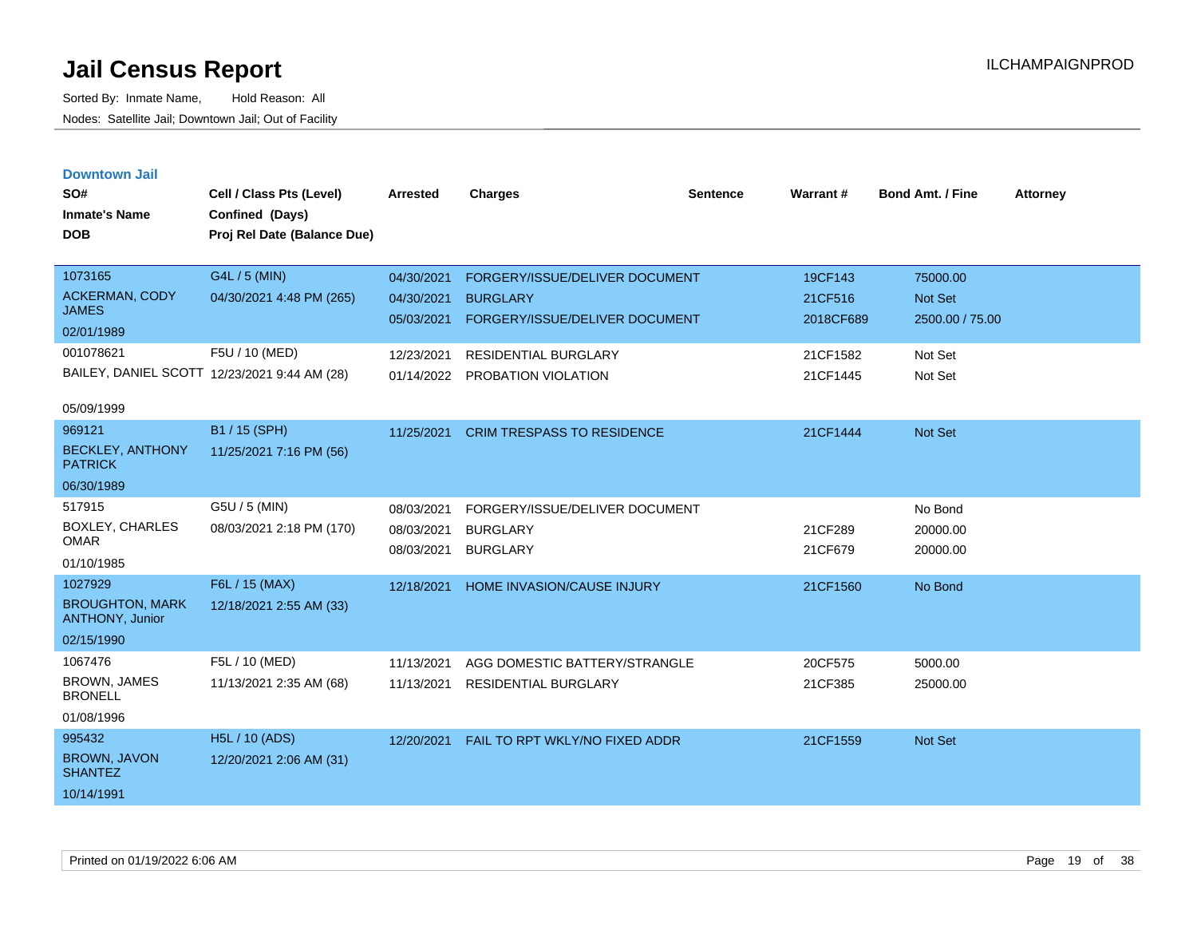# Jail Census Report

Sorted By: Inmate Name, Hold Reason: All

Nodes: Satellite Jail; Downtown Jail; Out of Facility

ILCHAMPAIGNPROD

## Downtown Jail

| SO# / Inmate's Name / DOB | Cell / Class Pts (Level) / Confined (Days) / Proj Rel Date (Balance Due) | Arrested | Charges | Sentence | Warrant # | Bond Amt. / Fine | Attorney |
|---|---|---|---|---|---|---|---|
| 1073165 ACKERMAN, CODY JAMES 02/01/1989 | G4L / 5 (MIN) 04/30/2021 4:48 PM (265) | 04/30/2021 | FORGERY/ISSUE/DELIVER DOCUMENT | | 19CF143 | 75000.00 | |
| | | 04/30/2021 | BURGLARY | | 21CF516 | Not Set | |
| | | 05/03/2021 | FORGERY/ISSUE/DELIVER DOCUMENT | | 2018CF689 | 2500.00 / 75.00 | |
| 001078621 BAILEY, DANIEL SCOTT 05/09/1999 | F5U / 10 (MED) 12/23/2021 9:44 AM (28) | 12/23/2021 | RESIDENTIAL BURGLARY | | 21CF1582 | Not Set | |
| | | 01/14/2022 | PROBATION VIOLATION | | 21CF1445 | Not Set | |
| 969121 BECKLEY, ANTHONY PATRICK 06/30/1989 | B1 / 15 (SPH) 11/25/2021 7:16 PM (56) | 11/25/2021 | CRIM TRESPASS TO RESIDENCE | | 21CF1444 | Not Set | |
| 517915 BOXLEY, CHARLES OMAR 01/10/1985 | G5U / 5 (MIN) 08/03/2021 2:18 PM (170) | 08/03/2021 | FORGERY/ISSUE/DELIVER DOCUMENT | | | No Bond | |
| | | 08/03/2021 | BURGLARY | | 21CF289 | 20000.00 | |
| | | 08/03/2021 | BURGLARY | | 21CF679 | 20000.00 | |
| 1027929 BROUGHTON, MARK ANTHONY, Junior 02/15/1990 | F6L / 15 (MAX) 12/18/2021 2:55 AM (33) | 12/18/2021 | HOME INVASION/CAUSE INJURY | | 21CF1560 | No Bond | |
| 1067476 BROWN, JAMES BRONELL 01/08/1996 | F5L / 10 (MED) 11/13/2021 2:35 AM (68) | 11/13/2021 | AGG DOMESTIC BATTERY/STRANGLE | | 20CF575 | 5000.00 | |
| | | 11/13/2021 | RESIDENTIAL BURGLARY | | 21CF385 | 25000.00 | |
| 995432 BROWN, JAVON SHANTEZ 10/14/1991 | H5L / 10 (ADS) 12/20/2021 2:06 AM (31) | 12/20/2021 | FAIL TO RPT WKLY/NO FIXED ADDR | | 21CF1559 | Not Set | |

Printed on 01/19/2022 6:06 AM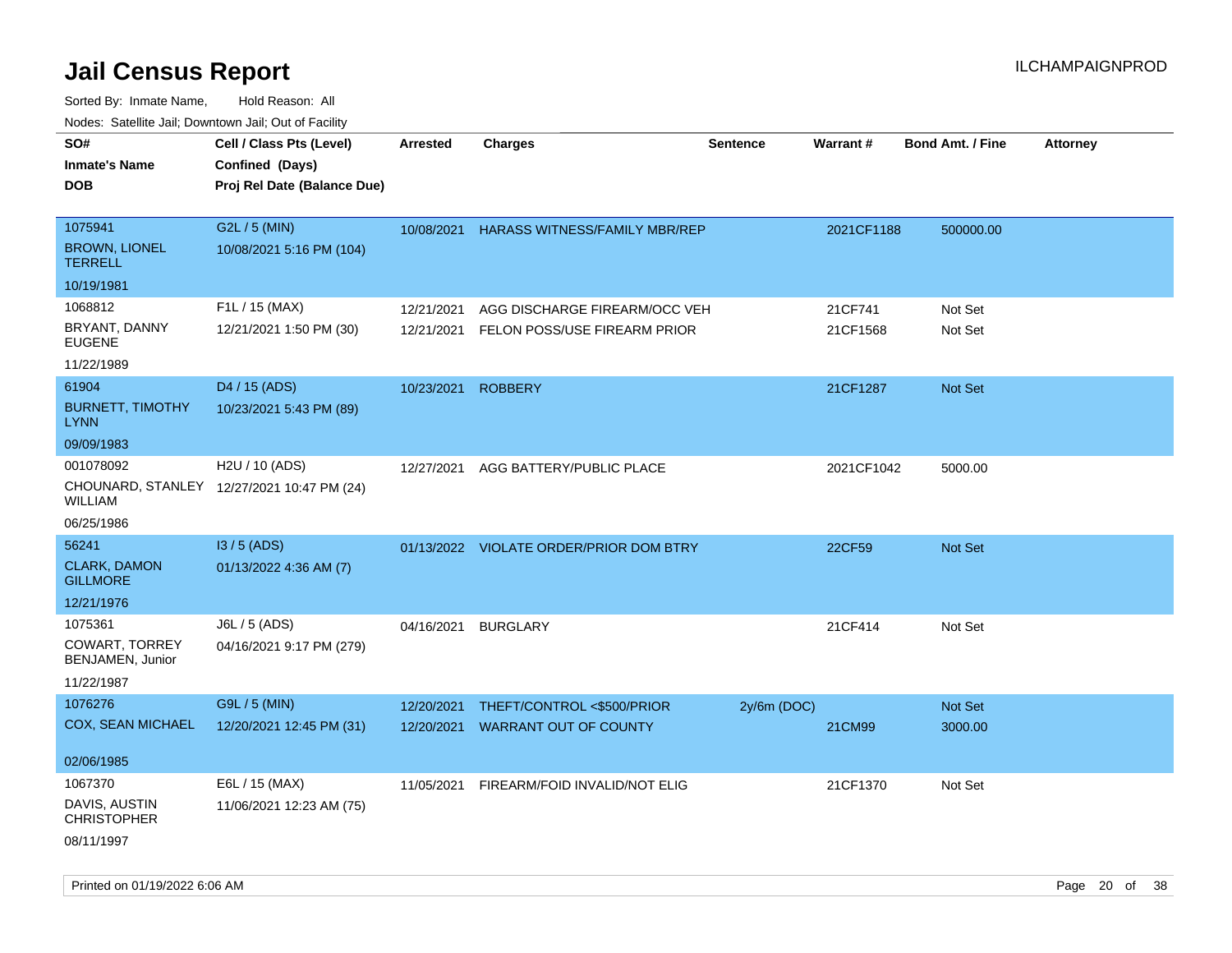# Jail Census Report

ILCHAMPAIGNPROD

Sorted By: Inmate Name, Hold Reason: All

Nodes: Satellite Jail; Downtown Jail; Out of Facility

| SO# / Inmate's Name / DOB | Cell / Class Pts (Level) / Confined (Days) / Proj Rel Date (Balance Due) | Arrested | Charges | Sentence | Warrant # | Bond Amt. / Fine | Attorney |
|---|---|---|---|---|---|---|---|
| 1075941<br>BROWN, LIONEL TERRELL<br>10/19/1981 | G2L / 5 (MIN)<br>10/08/2021 5:16 PM (104) | 10/08/2021 | HARASS WITNESS/FAMILY MBR/REP | | 2021CF1188 | 500000.00 | |
| 1068812<br>BRYANT, DANNY EUGENE<br>11/22/1989 | F1L / 15 (MAX)<br>12/21/2021 1:50 PM (30) | 12/21/2021 | AGG DISCHARGE FIREARM/OCC VEH | | 21CF741 | Not Set | |
| | | 12/21/2021 | FELON POSS/USE FIREARM PRIOR | | 21CF1568 | Not Set | |
| 61904<br>BURNETT, TIMOTHY LYNN<br>09/09/1983 | D4 / 15 (ADS)<br>10/23/2021 5:43 PM (89) | 10/23/2021 | ROBBERY | | 21CF1287 | Not Set | |
| 001078092<br>CHOUNARD, STANLEY WILLIAM<br>06/25/1986 | H2U / 10 (ADS)<br>12/27/2021 10:47 PM (24) | 12/27/2021 | AGG BATTERY/PUBLIC PLACE | | 2021CF1042 | 5000.00 | |
| 56241<br>CLARK, DAMON GILLMORE<br>12/21/1976 | I3 / 5 (ADS)<br>01/13/2022 4:36 AM (7) | 01/13/2022 | VIOLATE ORDER/PRIOR DOM BTRY | | 22CF59 | Not Set | |
| 1075361<br>COWART, TORREY BENJAMEN, Junior<br>11/22/1987 | J6L / 5 (ADS)<br>04/16/2021 9:17 PM (279) | 04/16/2021 | BURGLARY | | 21CF414 | Not Set | |
| 1076276<br>COX, SEAN MICHAEL<br>02/06/1985 | G9L / 5 (MIN)<br>12/20/2021 12:45 PM (31) | 12/20/2021 | THEFT/CONTROL <$500/PRIOR | 2y/6m (DOC) | | Not Set | |
| | | 12/20/2021 | WARRANT OUT OF COUNTY | | 21CM99 | 3000.00 | |
| 1067370<br>DAVIS, AUSTIN CHRISTOPHER<br>08/11/1997 | E6L / 15 (MAX)<br>11/06/2021 12:23 AM (75) | 11/05/2021 | FIREARM/FOID INVALID/NOT ELIG | | 21CF1370 | Not Set | |

Printed on 01/19/2022 6:06 AM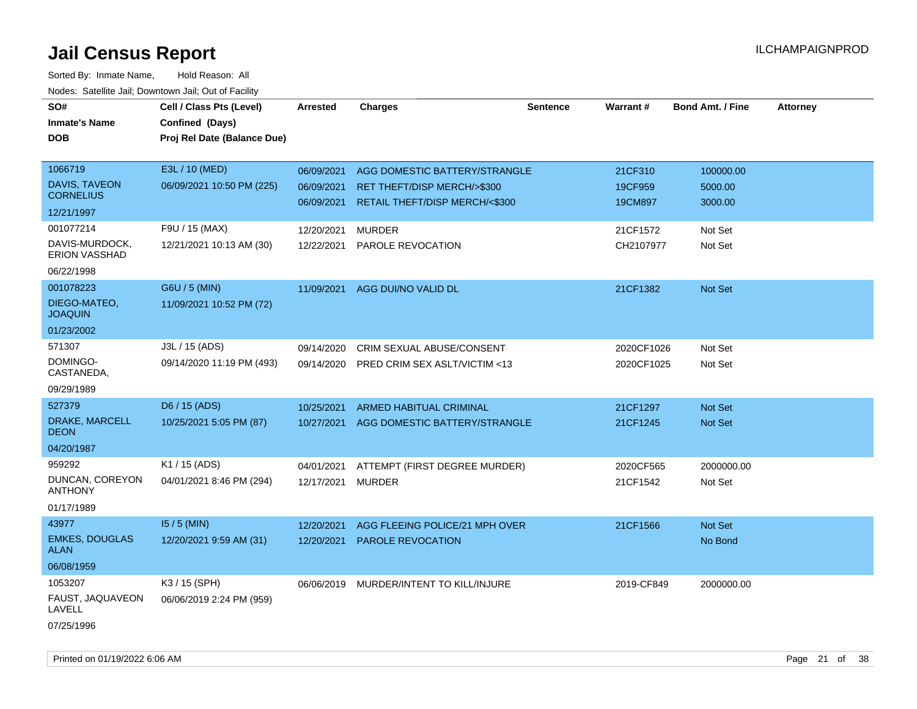# Jail Census Report

Sorted By: Inmate Name, Hold Reason: All

Nodes: Satellite Jail; Downtown Jail; Out of Facility

| SO# / Inmate's Name / DOB | Cell / Class Pts (Level) / Confined (Days) / Proj Rel Date (Balance Due) | Arrested | Charges | Sentence | Warrant # | Bond Amt. / Fine | Attorney |
|---|---|---|---|---|---|---|---|
| 1066719<br>DAVIS, TAVEON CORNELIUS<br>12/21/1997 | E3L / 10 (MED)<br>06/09/2021 10:50 PM (225) | 06/09/2021<br>06/09/2021<br>06/09/2021 | AGG DOMESTIC BATTERY/STRANGLE<br>RET THEFT/DISP MERCH/>$300<br>RETAIL THEFT/DISP MERCH/<$300 | | 21CF310<br>19CF959<br>19CM897 | 100000.00<br>5000.00<br>3000.00 | |
| 001077214<br>DAVIS-MURDOCK, ERION VASSHAD<br>06/22/1998 | F9U / 15 (MAX)<br>12/21/2021 10:13 AM (30) | 12/20/2021<br>12/22/2021 | MURDER<br>PAROLE REVOCATION | | 21CF1572<br>CH2107977 | Not Set<br>Not Set | |
| 001078223<br>DIEGO-MATEO, JOAQUIN<br>01/23/2002 | G6U / 5 (MIN)<br>11/09/2021 10:52 PM (72) | 11/09/2021 | AGG DUI/NO VALID DL | | 21CF1382 | Not Set | |
| 571307<br>DOMINGO-CASTANEDA,<br>09/29/1989 | J3L / 15 (ADS)<br>09/14/2020 11:19 PM (493) | 09/14/2020<br>09/14/2020 | CRIM SEXUAL ABUSE/CONSENT<br>PRED CRIM SEX ASLT/VICTIM <13 | | 2020CF1026<br>2020CF1025 | Not Set<br>Not Set | |
| 527379<br>DRAKE, MARCELL DEON<br>04/20/1987 | D6 / 15 (ADS)<br>10/25/2021 5:05 PM (87) | 10/25/2021<br>10/27/2021 | ARMED HABITUAL CRIMINAL<br>AGG DOMESTIC BATTERY/STRANGLE | | 21CF1297<br>21CF1245 | Not Set<br>Not Set | |
| 959292<br>DUNCAN, COREYON ANTHONY<br>01/17/1989 | K1 / 15 (ADS)<br>04/01/2021 8:46 PM (294) | 04/01/2021<br>12/17/2021 | ATTEMPT (FIRST DEGREE MURDER)<br>MURDER | | 2020CF565<br>21CF1542 | 2000000.00<br>Not Set | |
| 43977<br>EMKES, DOUGLAS ALAN<br>06/08/1959 | I5 / 5 (MIN)<br>12/20/2021 9:59 AM (31) | 12/20/2021<br>12/20/2021 | AGG FLEEING POLICE/21 MPH OVER<br>PAROLE REVOCATION | | 21CF1566 | Not Set<br>No Bond | |
| 1053207<br>FAUST, JAQUAVEON LAVELL<br>07/25/1996 | K3 / 15 (SPH)<br>06/06/2019 2:24 PM (959) | 06/06/2019 | MURDER/INTENT TO KILL/INJURE | | 2019-CF849 | 2000000.00 | |

Printed on 01/19/2022 6:06 AM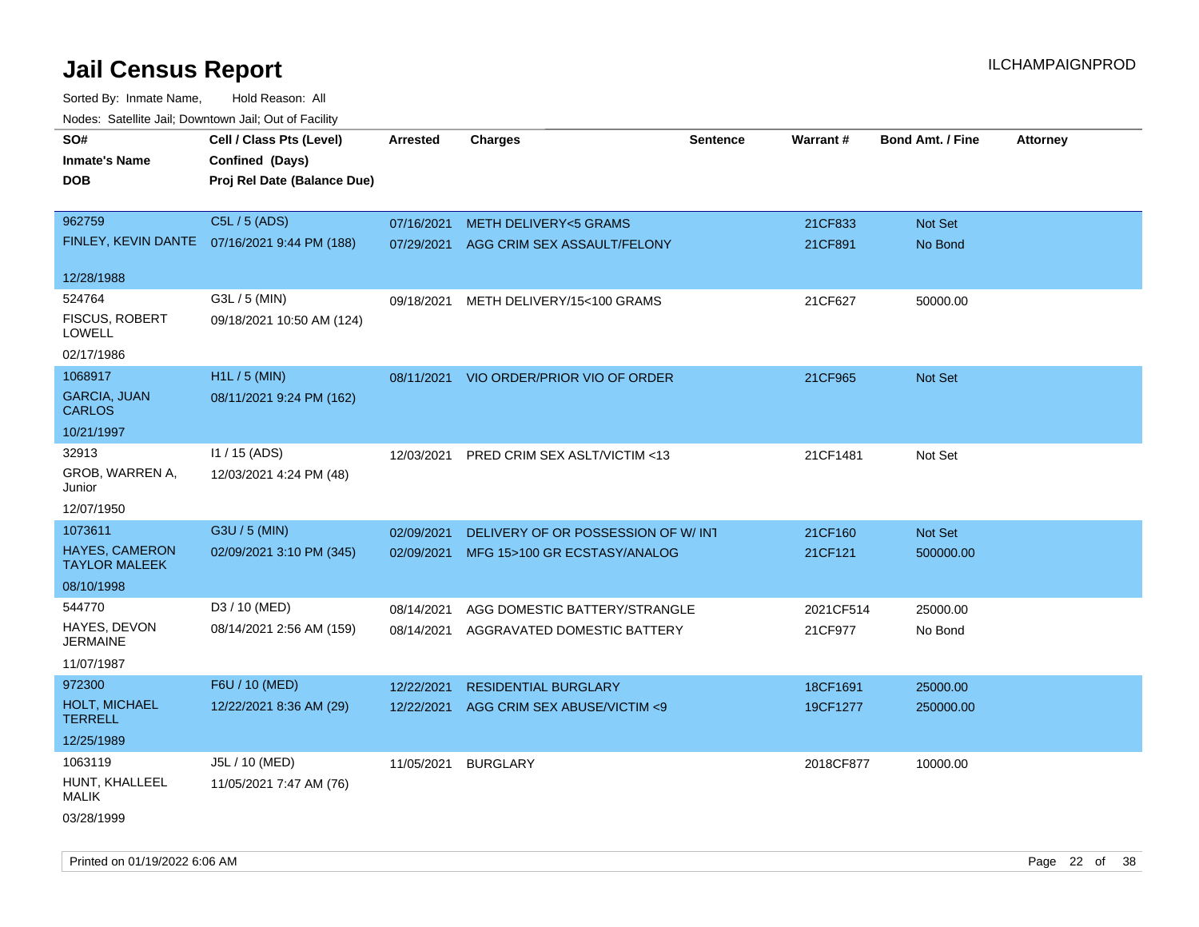# Jail Census Report

Sorted By: Inmate Name, Hold Reason: All

Nodes: Satellite Jail; Downtown Jail; Out of Facility

| SO# / Inmate's Name / DOB | Cell / Class Pts (Level) / Confined (Days) / Proj Rel Date (Balance Due) | Arrested | Charges | Sentence | Warrant # | Bond Amt. / Fine | Attorney |
|---|---|---|---|---|---|---|---|
| 962759<br>FINLEY, KEVIN DANTE<br>12/28/1988 | C5L / 5 (ADS)<br>07/16/2021 9:44 PM (188) | 07/16/2021<br>07/29/2021 | METH DELIVERY<5 GRAMS<br>AGG CRIM SEX ASSAULT/FELONY | | 21CF833<br>21CF891 | Not Set<br>No Bond | |
| 524764<br>FISCUS, ROBERT LOWELL<br>02/17/1986 | G3L / 5 (MIN)<br>09/18/2021 10:50 AM (124) | 09/18/2021 | METH DELIVERY/15<100 GRAMS | | 21CF627 | 50000.00 | |
| 1068917<br>GARCIA, JUAN CARLOS<br>10/21/1997 | H1L / 5 (MIN)<br>08/11/2021 9:24 PM (162) | 08/11/2021 | VIO ORDER/PRIOR VIO OF ORDER | | 21CF965 | Not Set | |
| 32913<br>GROB, WARREN A, Junior<br>12/07/1950 | I1 / 15 (ADS)<br>12/03/2021 4:24 PM (48) | 12/03/2021 | PRED CRIM SEX ASLT/VICTIM <13 | | 21CF1481 | Not Set | |
| 1073611<br>HAYES, CAMERON TAYLOR MALEEK<br>08/10/1998 | G3U / 5 (MIN)<br>02/09/2021 3:10 PM (345) | 02/09/2021<br>02/09/2021 | DELIVERY OF OR POSSESSION OF W/ INT<br>MFG 15>100 GR ECSTASY/ANALOG | | 21CF160<br>21CF121 | Not Set<br>500000.00 | |
| 544770<br>HAYES, DEVON JERMAINE<br>11/07/1987 | D3 / 10 (MED)<br>08/14/2021 2:56 AM (159) | 08/14/2021<br>08/14/2021 | AGG DOMESTIC BATTERY/STRANGLE<br>AGGRAVATED DOMESTIC BATTERY | | 2021CF514<br>21CF977 | 25000.00<br>No Bond | |
| 972300<br>HOLT, MICHAEL TERRELL<br>12/25/1989 | F6U / 10 (MED)<br>12/22/2021 8:36 AM (29) | 12/22/2021<br>12/22/2021 | RESIDENTIAL BURGLARY<br>AGG CRIM SEX ABUSE/VICTIM <9 | | 18CF1691<br>19CF1277 | 25000.00<br>250000.00 | |
| 1063119<br>HUNT, KHALLEEL MALIK<br>03/28/1999 | J5L / 10 (MED)<br>11/05/2021 7:47 AM (76) | 11/05/2021 | BURGLARY | | 2018CF877 | 10000.00 | |

Printed on 01/19/2022 6:06 AM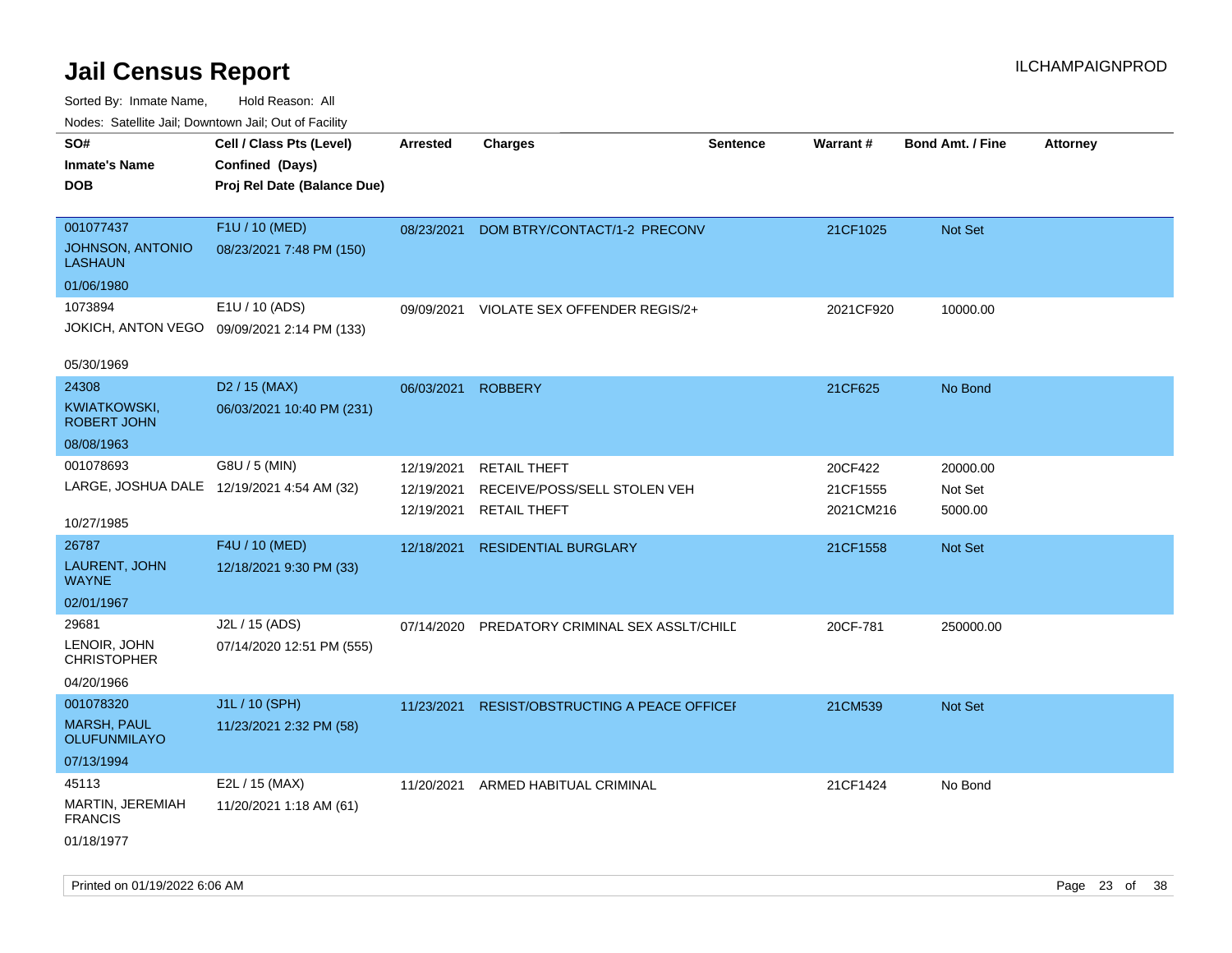# Jail Census Report

Sorted By: Inmate Name, Hold Reason: All

Nodes: Satellite Jail; Downtown Jail; Out of Facility

| SO# / Inmate's Name / DOB | Cell / Class Pts (Level) / Confined (Days) / Proj Rel Date (Balance Due) | Arrested | Charges | Sentence | Warrant # | Bond Amt. / Fine | Attorney |
|---|---|---|---|---|---|---|---|
| 001077437<br>JOHNSON, ANTONIO LASHAUN<br>01/06/1980 | F1U / 10 (MED)<br>08/23/2021 7:48 PM (150) | 08/23/2021 | DOM BTRY/CONTACT/1-2 PRECONV | | 21CF1025 | Not Set | |
| 1073894<br>JOKICH, ANTON VEGO<br>05/30/1969 | E1U / 10 (ADS)<br>09/09/2021 2:14 PM (133) | 09/09/2021 | VIOLATE SEX OFFENDER REGIS/2+ | | 2021CF920 | 10000.00 | |
| 24308<br>KWIATKOWSKI, ROBERT JOHN<br>08/08/1963 | D2 / 15 (MAX)<br>06/03/2021 10:40 PM (231) | 06/03/2021 | ROBBERY | | 21CF625 | No Bond | |
| 001078693<br>LARGE, JOSHUA DALE<br>10/27/1985 | G8U / 5 (MIN)<br>12/19/2021 4:54 AM (32) | 12/19/2021<br>12/19/2021<br>12/19/2021 | RETAIL THEFT<br>RECEIVE/POSS/SELL STOLEN VEH<br>RETAIL THEFT | | 20CF422<br>21CF1555<br>2021CM216 | 20000.00<br>Not Set<br>5000.00 | |
| 26787<br>LAURENT, JOHN WAYNE<br>02/01/1967 | F4U / 10 (MED)<br>12/18/2021 9:30 PM (33) | 12/18/2021 | RESIDENTIAL BURGLARY | | 21CF1558 | Not Set | |
| 29681<br>LENOIR, JOHN CHRISTOPHER<br>04/20/1966 | J2L / 15 (ADS)<br>07/14/2020 12:51 PM (555) | 07/14/2020 | PREDATORY CRIMINAL SEX ASSLT/CHILD | | 20CF-781 | 250000.00 | |
| 001078320<br>MARSH, PAUL OLUFUNMILAYO<br>07/13/1994 | J1L / 10 (SPH)<br>11/23/2021 2:32 PM (58) | 11/23/2021 | RESIST/OBSTRUCTING A PEACE OFFICER | | 21CM539 | Not Set | |
| 45113<br>MARTIN, JEREMIAH FRANCIS<br>01/18/1977 | E2L / 15 (MAX)<br>11/20/2021 1:18 AM (61) | 11/20/2021 | ARMED HABITUAL CRIMINAL | | 21CF1424 | No Bond | |

Printed on 01/19/2022 6:06 AM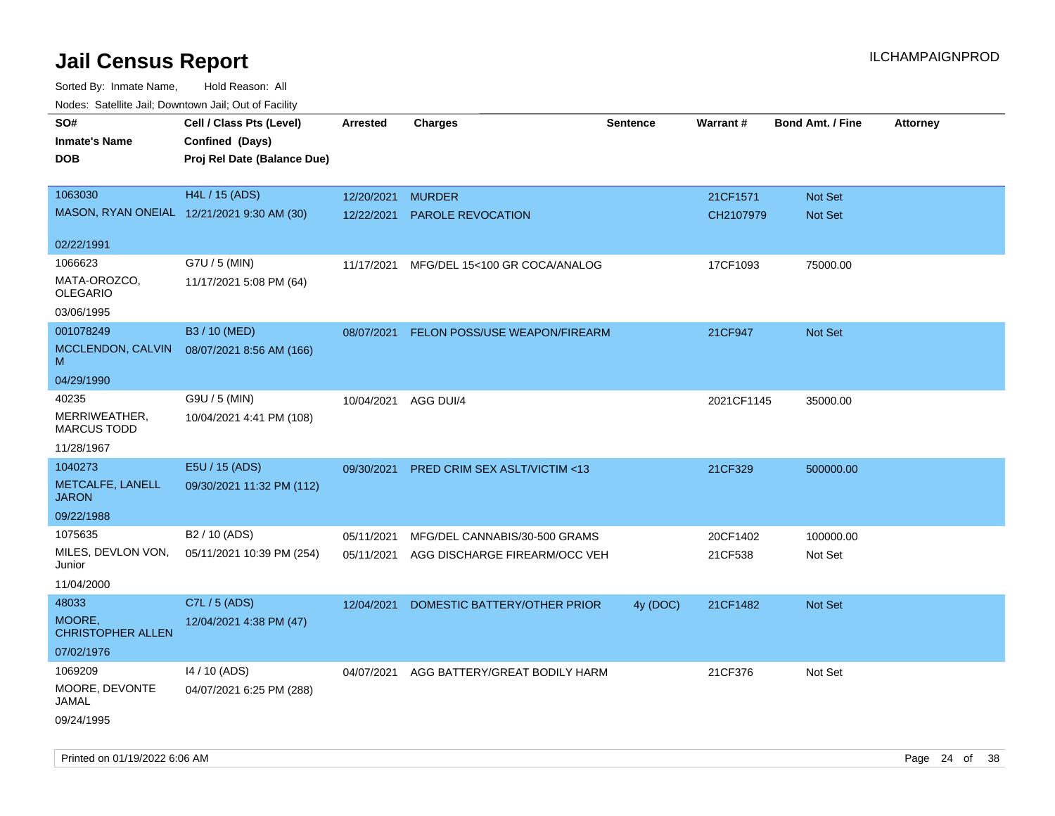# Jail Census Report

ILCHAMPAIGNPROD

Sorted By: Inmate Name, Hold Reason: All

Nodes: Satellite Jail; Downtown Jail; Out of Facility

| SO# / Inmate's Name / DOB | Cell / Class Pts (Level) / Confined (Days) / Proj Rel Date (Balance Due) | Arrested | Charges | Sentence | Warrant # | Bond Amt. / Fine | Attorney |
|---|---|---|---|---|---|---|---|
| 1063030<br>MASON, RYAN ONEIAL<br>02/22/1991 | H4L / 15 (ADS)<br>12/21/2021 9:30 AM (30) | 12/20/2021<br>12/22/2021 | MURDER<br>PAROLE REVOCATION | | 21CF1571<br>CH2107979 | Not Set<br>Not Set | |
| 1066623<br>MATA-OROZCO, OLEGARIO<br>03/06/1995 | G7U / 5 (MIN)<br>11/17/2021 5:08 PM (64) | 11/17/2021 | MFG/DEL 15<100 GR COCA/ANALOG | | 17CF1093 | 75000.00 | |
| 001078249<br>MCCLENDON, CALVIN M<br>04/29/1990 | B3 / 10 (MED)<br>08/07/2021 8:56 AM (166) | 08/07/2021 | FELON POSS/USE WEAPON/FIREARM | | 21CF947 | Not Set | |
| 40235<br>MERRIWEATHER, MARCUS TODD<br>11/28/1967 | G9U / 5 (MIN)<br>10/04/2021 4:41 PM (108) | 10/04/2021 | AGG DUI/4 | | 2021CF1145 | 35000.00 | |
| 1040273<br>METCALFE, LANELL JARON<br>09/22/1988 | E5U / 15 (ADS)<br>09/30/2021 11:32 PM (112) | 09/30/2021 | PRED CRIM SEX ASLT/VICTIM <13 | | 21CF329 | 500000.00 | |
| 1075635<br>MILES, DEVLON VON, Junior<br>11/04/2000 | B2 / 10 (ADS)<br>05/11/2021 10:39 PM (254) | 05/11/2021<br>05/11/2021 | MFG/DEL CANNABIS/30-500 GRAMS<br>AGG DISCHARGE FIREARM/OCC VEH | | 20CF1402<br>21CF538 | 100000.00<br>Not Set | |
| 48033<br>MOORE, CHRISTOPHER ALLEN<br>07/02/1976 | C7L / 5 (ADS)<br>12/04/2021 4:38 PM (47) | 12/04/2021 | DOMESTIC BATTERY/OTHER PRIOR | 4y (DOC) | 21CF1482 | Not Set | |
| 1069209<br>MOORE, DEVONTE JAMAL<br>09/24/1995 | I4 / 10 (ADS)<br>04/07/2021 6:25 PM (288) | 04/07/2021 | AGG BATTERY/GREAT BODILY HARM | | 21CF376 | Not Set | |

Printed on 01/19/2022 6:06 AM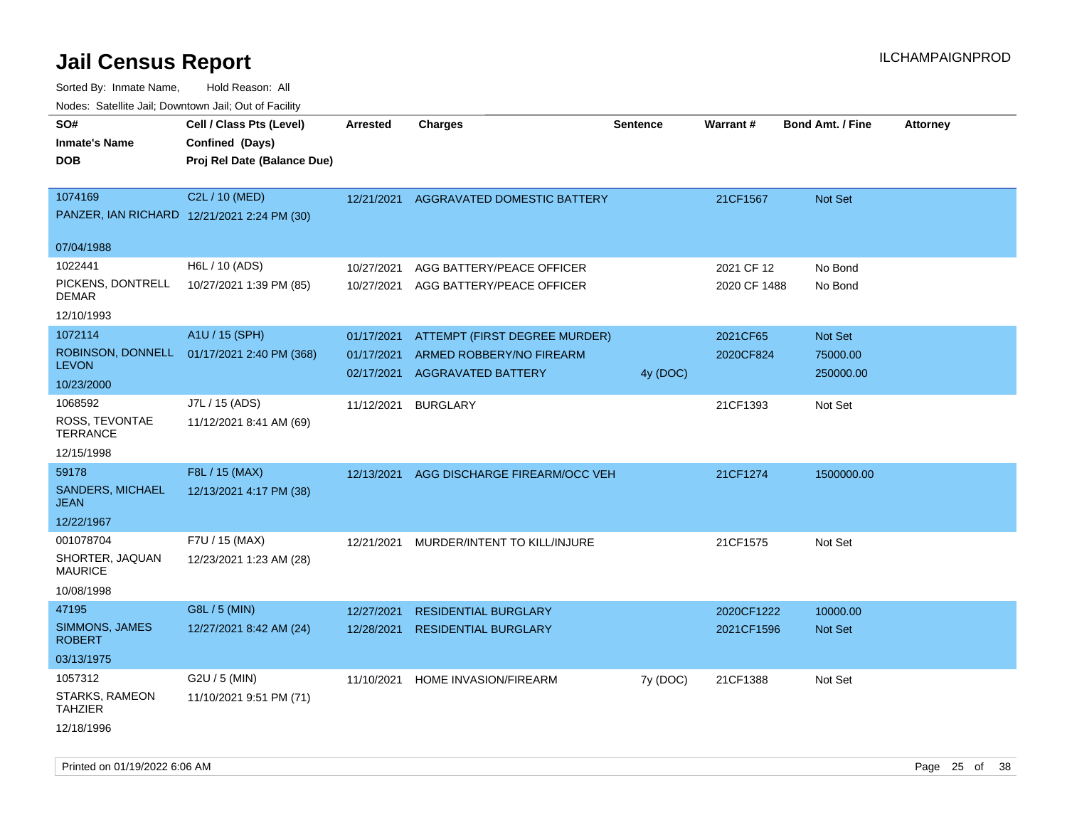# Jail Census Report

Sorted By: Inmate Name, Hold Reason: All

Nodes: Satellite Jail; Downtown Jail; Out of Facility

| SO# / Inmate's Name / DOB | Cell / Class Pts (Level) / Confined (Days) / Proj Rel Date (Balance Due) | Arrested | Charges | Sentence | Warrant # | Bond Amt. / Fine | Attorney |
|---|---|---|---|---|---|---|---|
| 1074169<br>PANZER, IAN RICHARD<br>07/04/1988 | C2L / 10 (MED)<br>12/21/2021 2:24 PM (30) | 12/21/2021 | AGGRAVATED DOMESTIC BATTERY | | 21CF1567 | Not Set | |
| 1022441<br>PICKENS, DONTRELL DEMAR<br>12/10/1993 | H6L / 10 (ADS)<br>10/27/2021 1:39 PM (85) | 10/27/2021<br>10/27/2021 | AGG BATTERY/PEACE OFFICER<br>AGG BATTERY/PEACE OFFICER | | 2021 CF 12<br>2020 CF 1488 | No Bond<br>No Bond | |
| 1072114<br>ROBINSON, DONNELL LEVON<br>10/23/2000 | A1U / 15 (SPH)<br>01/17/2021 2:40 PM (368) | 01/17/2021<br>01/17/2021<br>02/17/2021 | ATTEMPT (FIRST DEGREE MURDER)<br>ARMED ROBBERY/NO FIREARM<br>AGGRAVATED BATTERY | <br><br>4y (DOC) | 2021CF65<br>2020CF824 | Not Set<br>75000.00<br>250000.00 | |
| 1068592<br>ROSS, TEVONTAE TERRANCE<br>12/15/1998 | J7L / 15 (ADS)<br>11/12/2021 8:41 AM (69) | 11/12/2021 | BURGLARY | | 21CF1393 | Not Set | |
| 59178<br>SANDERS, MICHAEL JEAN<br>12/22/1967 | F8L / 15 (MAX)<br>12/13/2021 4:17 PM (38) | 12/13/2021 | AGG DISCHARGE FIREARM/OCC VEH | | 21CF1274 | 1500000.00 | |
| 001078704<br>SHORTER, JAQUAN MAURICE<br>10/08/1998 | F7U / 15 (MAX)<br>12/23/2021 1:23 AM (28) | 12/21/2021 | MURDER/INTENT TO KILL/INJURE | | 21CF1575 | Not Set | |
| 47195<br>SIMMONS, JAMES ROBERT<br>03/13/1975 | G8L / 5 (MIN)<br>12/27/2021 8:42 AM (24) | 12/27/2021<br>12/28/2021 | RESIDENTIAL BURGLARY<br>RESIDENTIAL BURGLARY | | 2020CF1222<br>2021CF1596 | 10000.00<br>Not Set | |
| 1057312<br>STARKS, RAMEON TAHZIER<br>12/18/1996 | G2U / 5 (MIN)<br>11/10/2021 9:51 PM (71) | 11/10/2021 | HOME INVASION/FIREARM | 7y (DOC) | 21CF1388 | Not Set | |

Printed on 01/19/2022 6:06 AM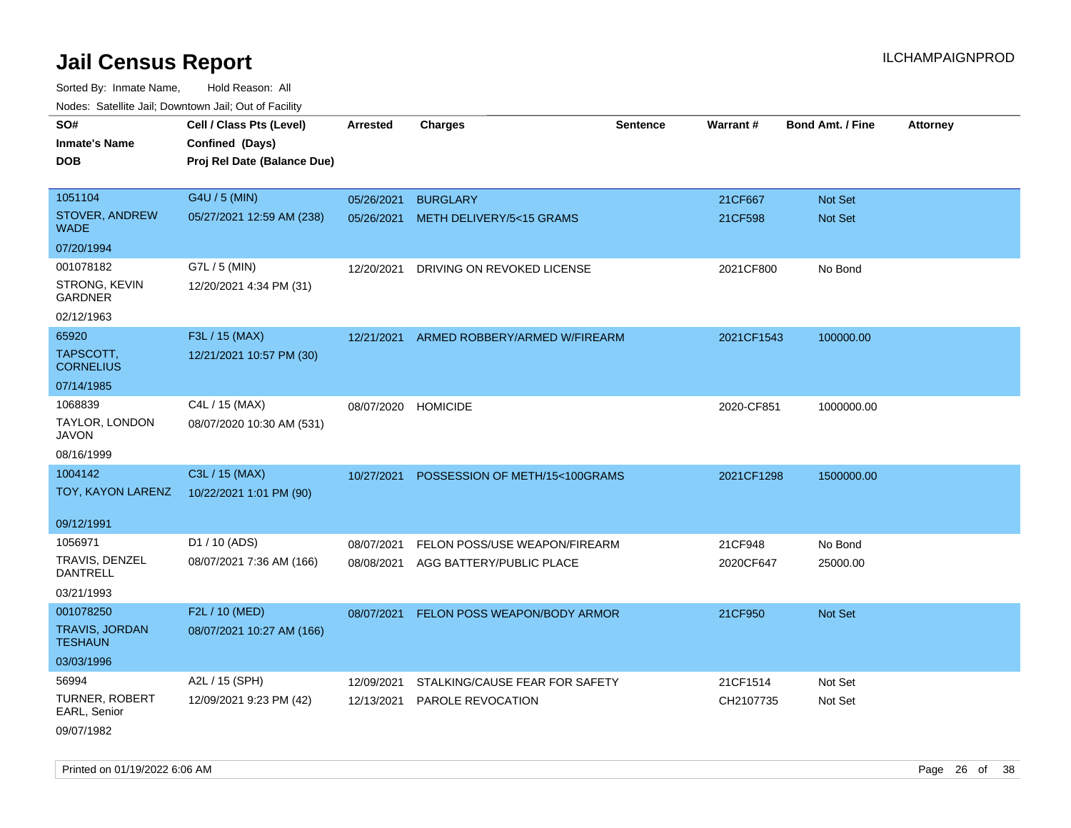# Jail Census Report

ILCHAMPAIGNPROD

Sorted By: Inmate Name, Hold Reason: All

Nodes: Satellite Jail; Downtown Jail; Out of Facility

| SO# / Inmate's Name / DOB | Cell / Class Pts (Level) / Confined (Days) / Proj Rel Date (Balance Due) | Arrested | Charges | Sentence | Warrant # | Bond Amt. / Fine | Attorney |
|---|---|---|---|---|---|---|---|
| 1051104 STOVER, ANDREW WADE 07/20/1994 | G4U / 5 (MIN) 05/27/2021 12:59 AM (238) | 05/26/2021 | BURGLARY | | 21CF667 | Not Set | |
| | | 05/26/2021 | METH DELIVERY/5<15 GRAMS | | 21CF598 | Not Set | |
| 001078182 STRONG, KEVIN GARDNER 02/12/1963 | G7L / 5 (MIN) 12/20/2021 4:34 PM (31) | 12/20/2021 | DRIVING ON REVOKED LICENSE | | 2021CF800 | No Bond | |
| 65920 TAPSCOTT, CORNELIUS 07/14/1985 | F3L / 15 (MAX) 12/21/2021 10:57 PM (30) | 12/21/2021 | ARMED ROBBERY/ARMED W/FIREARM | | 2021CF1543 | 100000.00 | |
| 1068839 TAYLOR, LONDON JAVON 08/16/1999 | C4L / 15 (MAX) 08/07/2020 10:30 AM (531) | 08/07/2020 | HOMICIDE | | 2020-CF851 | 1000000.00 | |
| 1004142 TOY, KAYON LARENZ 09/12/1991 | C3L / 15 (MAX) 10/22/2021 1:01 PM (90) | 10/27/2021 | POSSESSION OF METH/15<100GRAMS | | 2021CF1298 | 1500000.00 | |
| 1056971 TRAVIS, DENZEL DANTRELL 03/21/1993 | D1 / 10 (ADS) 08/07/2021 7:36 AM (166) | 08/07/2021 | FELON POSS/USE WEAPON/FIREARM | | 21CF948 | No Bond | |
| | | 08/08/2021 | AGG BATTERY/PUBLIC PLACE | | 2020CF647 | 25000.00 | |
| 001078250 TRAVIS, JORDAN TESHAUN 03/03/1996 | F2L / 10 (MED) 08/07/2021 10:27 AM (166) | 08/07/2021 | FELON POSS WEAPON/BODY ARMOR | | 21CF950 | Not Set | |
| 56994 TURNER, ROBERT EARL, Senior 09/07/1982 | A2L / 15 (SPH) 12/09/2021 9:23 PM (42) | 12/09/2021 | STALKING/CAUSE FEAR FOR SAFETY | | 21CF1514 | Not Set | |
| | | 12/13/2021 | PAROLE REVOCATION | | CH2107735 | Not Set | |

Printed on 01/19/2022 6:06 AM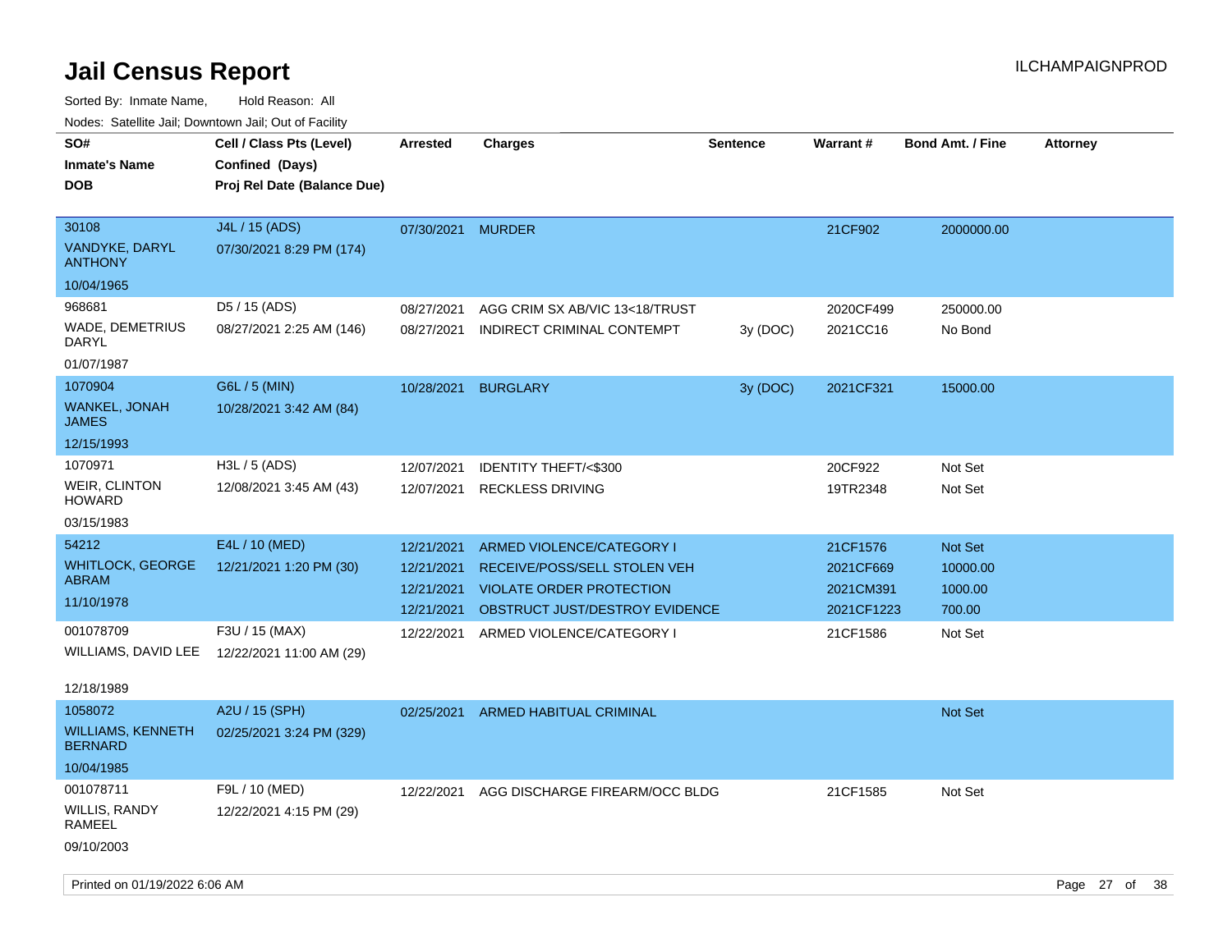# Jail Census Report

ILCHAMPAIGNPROD

Sorted By: Inmate Name, Hold Reason: All

Nodes: Satellite Jail; Downtown Jail; Out of Facility

| SO# / Inmate's Name / DOB | Cell / Class Pts (Level) / Confined (Days) / Proj Rel Date (Balance Due) | Arrested | Charges | Sentence | Warrant # | Bond Amt. / Fine | Attorney |
|---|---|---|---|---|---|---|---|
| 30108<br>VANDYKE, DARYL ANTHONY<br>10/04/1965 | J4L / 15 (ADS)<br>07/30/2021 8:29 PM (174) | 07/30/2021 | MURDER | | 21CF902 | 2000000.00 | |
| 968681<br>WADE, DEMETRIUS DARYL<br>01/07/1987 | D5 / 15 (ADS)<br>08/27/2021 2:25 AM (146) | 08/27/2021 | AGG CRIM SX AB/VIC 13<18/TRUST | | 2020CF499 | 250000.00 | |
| | | 08/27/2021 | INDIRECT CRIMINAL CONTEMPT | 3y (DOC) | 2021CC16 | No Bond | |
| 1070904<br>WANKEL, JONAH JAMES<br>12/15/1993 | G6L / 5 (MIN)<br>10/28/2021 3:42 AM (84) | 10/28/2021 | BURGLARY | 3y (DOC) | 2021CF321 | 15000.00 | |
| 1070971<br>WEIR, CLINTON HOWARD<br>03/15/1983 | H3L / 5 (ADS)<br>12/08/2021 3:45 AM (43) | 12/07/2021 | IDENTITY THEFT/<$300 | | 20CF922 | Not Set | |
| | | 12/07/2021 | RECKLESS DRIVING | | 19TR2348 | Not Set | |
| 54212<br>WHITLOCK, GEORGE ABRAM<br>11/10/1978 | E4L / 10 (MED)<br>12/21/2021 1:20 PM (30) | 12/21/2021 | ARMED VIOLENCE/CATEGORY I | | 21CF1576 | Not Set | |
| | | 12/21/2021 | RECEIVE/POSS/SELL STOLEN VEH | | 2021CF669 | 10000.00 | |
| | | 12/21/2021 | VIOLATE ORDER PROTECTION | | 2021CM391 | 1000.00 | |
| | | 12/21/2021 | OBSTRUCT JUST/DESTROY EVIDENCE | | 2021CF1223 | 700.00 | |
| 001078709<br>WILLIAMS, DAVID LEE<br>12/18/1989 | F3U / 15 (MAX)<br>12/22/2021 11:00 AM (29) | 12/22/2021 | ARMED VIOLENCE/CATEGORY I | | 21CF1586 | Not Set | |
| 1058072<br>WILLIAMS, KENNETH BERNARD<br>10/04/1985 | A2U / 15 (SPH)<br>02/25/2021 3:24 PM (329) | 02/25/2021 | ARMED HABITUAL CRIMINAL | | | Not Set | |
| 001078711<br>WILLIS, RANDY RAMEEL<br>09/10/2003 | F9L / 10 (MED)<br>12/22/2021 4:15 PM (29) | 12/22/2021 | AGG DISCHARGE FIREARM/OCC BLDG | | 21CF1585 | Not Set | |

Printed on 01/19/2022 6:06 AM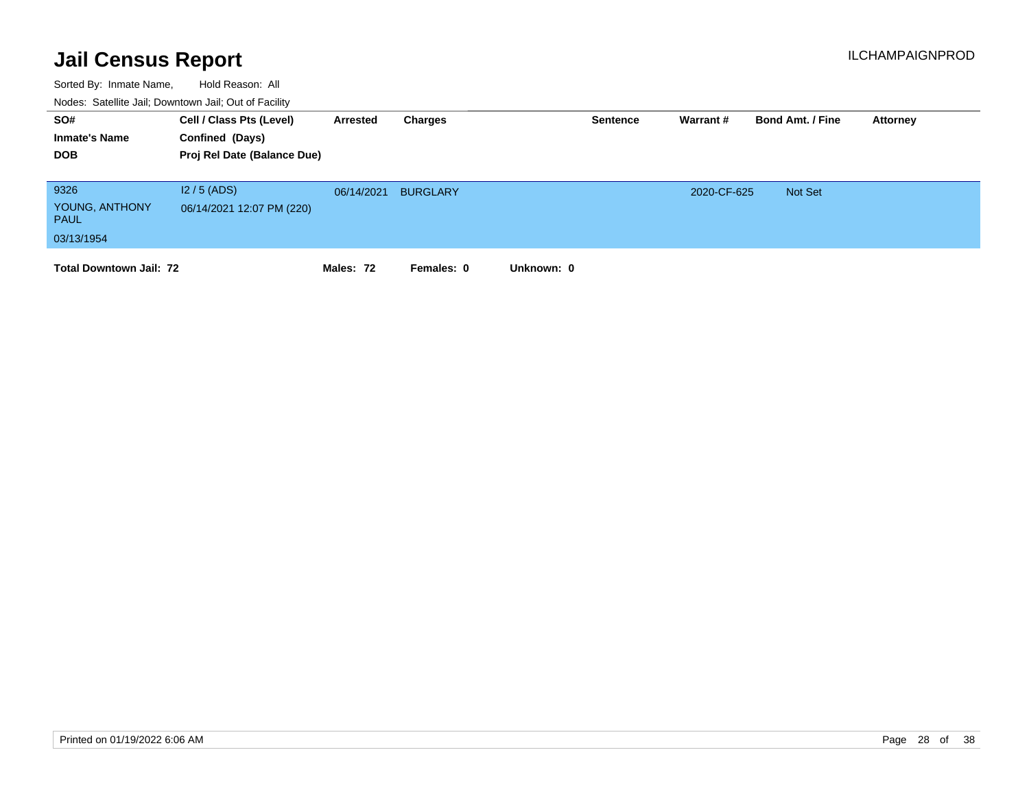# Jail Census Report

ILCHAMPAIGNPROD

Sorted By: Inmate Name, Hold Reason: All

Nodes: Satellite Jail; Downtown Jail; Out of Facility

| SO#<br>Inmate's Name<br>DOB | Cell / Class Pts (Level)<br>Confined (Days)<br>Proj Rel Date (Balance Due) | Arrested | Charges | Sentence | Warrant # | Bond Amt. / Fine | Attorney |
|---|---|---|---|---|---|---|---|
| 9326<br>YOUNG, ANTHONY PAUL<br>03/13/1954 | I2 / 5 (ADS)<br>06/14/2021 12:07 PM (220) | 06/14/2021 | BURGLARY | | 2020-CF-625 | Not Set | |

**Total Downtown Jail: 72** **Males: 72** **Females: 0** **Unknown: 0**

Printed on 01/19/2022 6:06 AM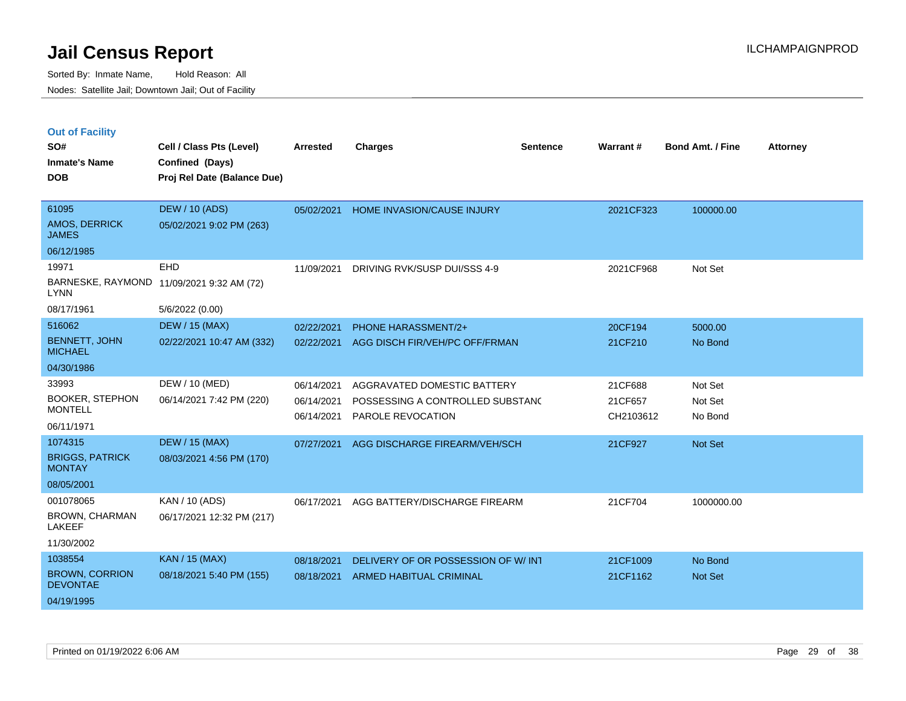# Jail Census Report

Sorted By: Inmate Name, Hold Reason: All

Nodes: Satellite Jail; Downtown Jail; Out of Facility

ILCHAMPAIGNPROD

## Out of Facility

| SO# / Inmate's Name / DOB | Cell / Class Pts (Level) / Confined (Days) / Proj Rel Date (Balance Due) | Arrested | Charges | Sentence | Warrant # | Bond Amt. / Fine | Attorney |
|---|---|---|---|---|---|---|---|
| 61095<br>AMOS, DERRICK JAMES<br>06/12/1985 | DEW / 10 (ADS)<br>05/02/2021 9:02 PM (263) | 05/02/2021 | HOME INVASION/CAUSE INJURY | | 2021CF323 | 100000.00 | |
| 19971<br>BARNESKE, RAYMOND LYNN<br>08/17/1961 | EHD<br>11/09/2021 9:32 AM (72)<br>5/6/2022 (0.00) | 11/09/2021 | DRIVING RVK/SUSP DUI/SSS 4-9 | | 2021CF968 | Not Set | |
| 516062<br>BENNETT, JOHN MICHAEL<br>04/30/1986 | DEW / 15 (MAX)<br>02/22/2021 10:47 AM (332) | 02/22/2021 | PHONE HARASSMENT/2+ | | 20CF194 | 5000.00 | |
| | | 02/22/2021 | AGG DISCH FIR/VEH/PC OFF/FRMAN | | 21CF210 | No Bond | |
| 33993<br>BOOKER, STEPHON MONTELL<br>06/11/1971 | DEW / 10 (MED)<br>06/14/2021 7:42 PM (220) | 06/14/2021 | AGGRAVATED DOMESTIC BATTERY | | 21CF688 | Not Set | |
| | | 06/14/2021 | POSSESSING A CONTROLLED SUBSTANC | | 21CF657 | Not Set | |
| | | 06/14/2021 | PAROLE REVOCATION | | CH2103612 | No Bond | |
| 1074315<br>BRIGGS, PATRICK MONTAY<br>08/05/2001 | DEW / 15 (MAX)<br>08/03/2021 4:56 PM (170) | 07/27/2021 | AGG DISCHARGE FIREARM/VEH/SCH | | 21CF927 | Not Set | |
| 001078065<br>BROWN, CHARMAN LAKEEF<br>11/30/2002 | KAN / 10 (ADS)<br>06/17/2021 12:32 PM (217) | 06/17/2021 | AGG BATTERY/DISCHARGE FIREARM | | 21CF704 | 1000000.00 | |
| 1038554<br>BROWN, CORRION DEVONTAE<br>04/19/1995 | KAN / 15 (MAX)<br>08/18/2021 5:40 PM (155) | 08/18/2021 | DELIVERY OF OR POSSESSION OF W/ INT | | 21CF1009 | No Bond | |
| | | 08/18/2021 | ARMED HABITUAL CRIMINAL | | 21CF1162 | Not Set | |

Printed on 01/19/2022 6:06 AM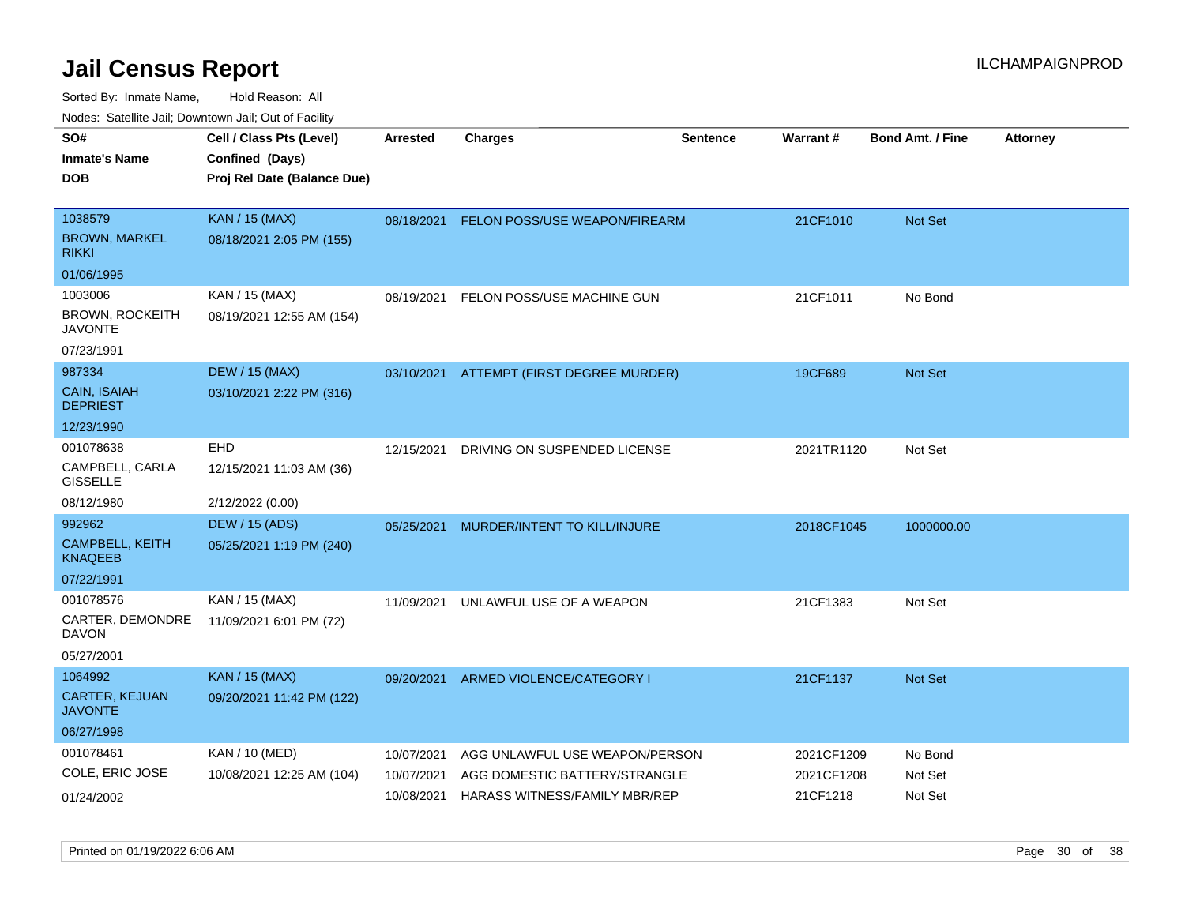# Jail Census Report

Sorted By: Inmate Name, Hold Reason: All

Nodes: Satellite Jail; Downtown Jail; Out of Facility

| SO# / Inmate's Name / DOB | Cell / Class Pts (Level) / Confined (Days) / Proj Rel Date (Balance Due) | Arrested | Charges | Sentence | Warrant # | Bond Amt. / Fine | Attorney |
|---|---|---|---|---|---|---|---|
| 1038579<br>BROWN, MARKEL RIKKI<br>01/06/1995 | KAN / 15 (MAX)<br>08/18/2021 2:05 PM (155) | 08/18/2021 | FELON POSS/USE WEAPON/FIREARM | | 21CF1010 | Not Set | |
| 1003006<br>BROWN, ROCKEITH JAVONTE<br>07/23/1991 | KAN / 15 (MAX)<br>08/19/2021 12:55 AM (154) | 08/19/2021 | FELON POSS/USE MACHINE GUN | | 21CF1011 | No Bond | |
| 987334<br>CAIN, ISAIAH DEPRIEST<br>12/23/1990 | DEW / 15 (MAX)<br>03/10/2021 2:22 PM (316) | 03/10/2021 | ATTEMPT (FIRST DEGREE MURDER) | | 19CF689 | Not Set | |
| 001078638<br>CAMPBELL, CARLA GISSELLE<br>08/12/1980 | EHD<br>12/15/2021 11:03 AM (36)<br>2/12/2022 (0.00) | 12/15/2021 | DRIVING ON SUSPENDED LICENSE | | 2021TR1120 | Not Set | |
| 992962<br>CAMPBELL, KEITH KNAQEEB<br>07/22/1991 | DEW / 15 (ADS)<br>05/25/2021 1:19 PM (240) | 05/25/2021 | MURDER/INTENT TO KILL/INJURE | | 2018CF1045 | 1000000.00 | |
| 001078576<br>CARTER, DEMONDRE DAVON<br>05/27/2001 | KAN / 15 (MAX)<br>11/09/2021 6:01 PM (72) | 11/09/2021 | UNLAWFUL USE OF A WEAPON | | 21CF1383 | Not Set | |
| 1064992<br>CARTER, KEJUAN JAVONTE<br>06/27/1998 | KAN / 15 (MAX)<br>09/20/2021 11:42 PM (122) | 09/20/2021 | ARMED VIOLENCE/CATEGORY I | | 21CF1137 | Not Set | |
| 001078461<br>COLE, ERIC JOSE<br>01/24/2002 | KAN / 10 (MED)<br>10/08/2021 12:25 AM (104) | 10/07/2021<br>10/07/2021<br>10/08/2021 | AGG UNLAWFUL USE WEAPON/PERSON<br>AGG DOMESTIC BATTERY/STRANGLE<br>HARASS WITNESS/FAMILY MBR/REP | | 2021CF1209<br>2021CF1208<br>21CF1218 | No Bond<br>Not Set<br>Not Set | |

Printed on 01/19/2022 6:06 AM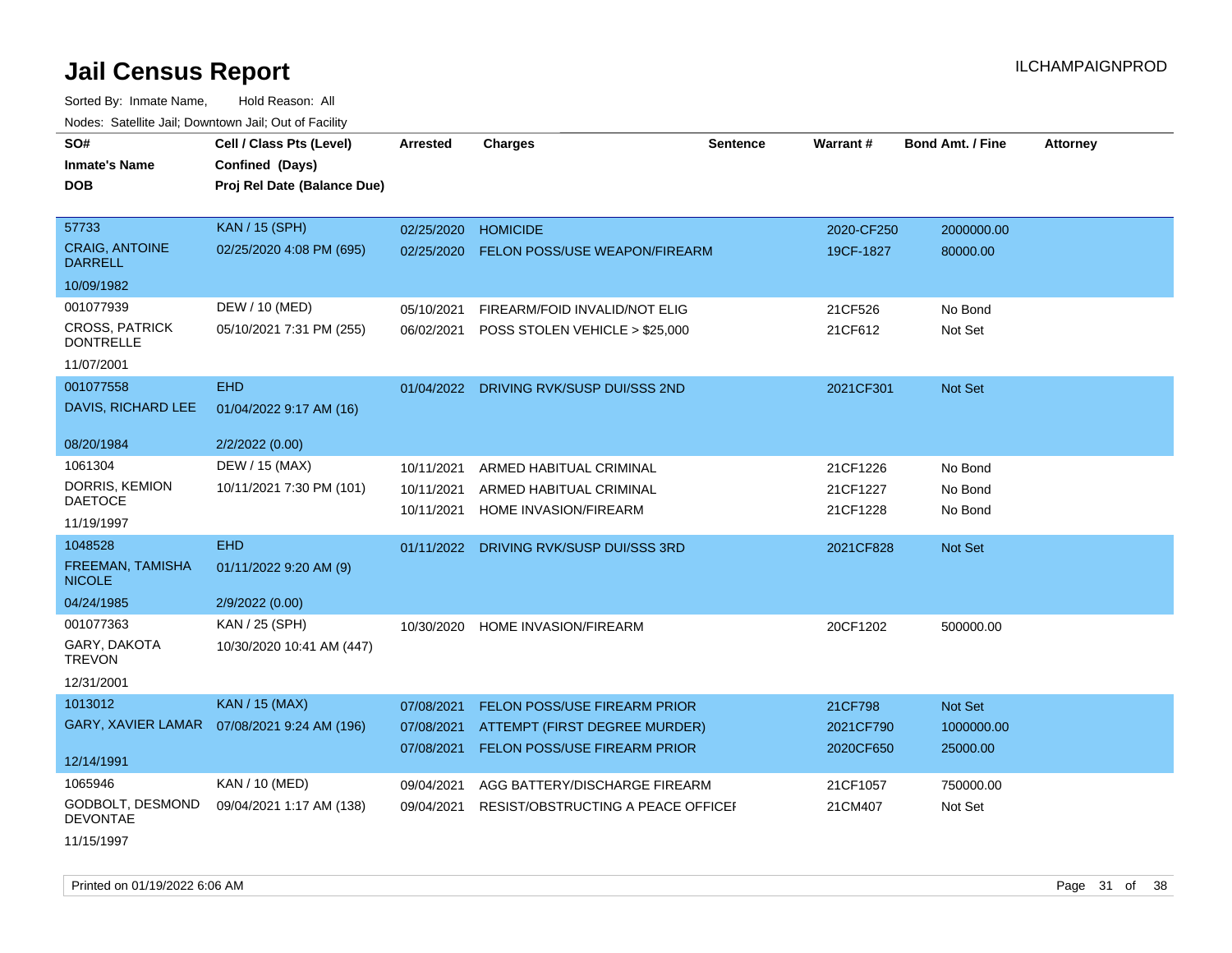# Jail Census Report

ILCHAMPAIGNPROD

Sorted By: Inmate Name, Hold Reason: All

Nodes: Satellite Jail; Downtown Jail; Out of Facility

| SO# / Inmate's Name / DOB | Cell / Class Pts (Level) / Confined (Days) / Proj Rel Date (Balance Due) | Arrested | Charges | Sentence | Warrant # | Bond Amt. / Fine | Attorney |
|---|---|---|---|---|---|---|---|
| 57733<br>CRAIG, ANTOINE DARRELL<br>10/09/1982 | KAN / 15 (SPH)<br>02/25/2020 4:08 PM (695) | 02/25/2020<br>02/25/2020 | HOMICIDE<br>FELON POSS/USE WEAPON/FIREARM | | 2020-CF250<br>19CF-1827 | 2000000.00<br>80000.00 | |
| 001077939<br>CROSS, PATRICK DONTRELLE<br>11/07/2001 | DEW / 10 (MED)<br>05/10/2021 7:31 PM (255) | 05/10/2021<br>06/02/2021 | FIREARM/FOID INVALID/NOT ELIG<br>POSS STOLEN VEHICLE > $25,000 | | 21CF526<br>21CF612 | No Bond<br>Not Set | |
| 001077558<br>DAVIS, RICHARD LEE<br>08/20/1984 | EHD<br>01/04/2022 9:17 AM (16)<br>2/2/2022 (0.00) | 01/04/2022 | DRIVING RVK/SUSP DUI/SSS 2ND | | 2021CF301 | Not Set | |
| 1061304<br>DORRIS, KEMION DAETOCE<br>11/19/1997 | DEW / 15 (MAX)<br>10/11/2021 7:30 PM (101) | 10/11/2021<br>10/11/2021<br>10/11/2021 | ARMED HABITUAL CRIMINAL<br>ARMED HABITUAL CRIMINAL<br>HOME INVASION/FIREARM | | 21CF1226<br>21CF1227<br>21CF1228 | No Bond<br>No Bond<br>No Bond | |
| 1048528<br>FREEMAN, TAMISHA NICOLE<br>04/24/1985 | EHD<br>01/11/2022 9:20 AM (9)<br>2/9/2022 (0.00) | 01/11/2022 | DRIVING RVK/SUSP DUI/SSS 3RD | | 2021CF828 | Not Set | |
| 001077363<br>GARY, DAKOTA TREVON<br>12/31/2001 | KAN / 25 (SPH)<br>10/30/2020 10:41 AM (447) | 10/30/2020 | HOME INVASION/FIREARM | | 20CF1202 | 500000.00 | |
| 1013012<br>GARY, XAVIER LAMAR<br>12/14/1991 | KAN / 15 (MAX)<br>07/08/2021 9:24 AM (196) | 07/08/2021<br>07/08/2021<br>07/08/2021 | FELON POSS/USE FIREARM PRIOR<br>ATTEMPT (FIRST DEGREE MURDER)<br>FELON POSS/USE FIREARM PRIOR | | 21CF798<br>2021CF790<br>2020CF650 | Not Set<br>1000000.00<br>25000.00 | |
| 1065946<br>GODBOLT, DESMOND DEVONTAE<br>11/15/1997 | KAN / 10 (MED)<br>09/04/2021 1:17 AM (138) | 09/04/2021<br>09/04/2021 | AGG BATTERY/DISCHARGE FIREARM<br>RESIST/OBSTRUCTING A PEACE OFFICEI | | 21CF1057<br>21CM407 | 750000.00<br>Not Set | |

Printed on 01/19/2022 6:06 AM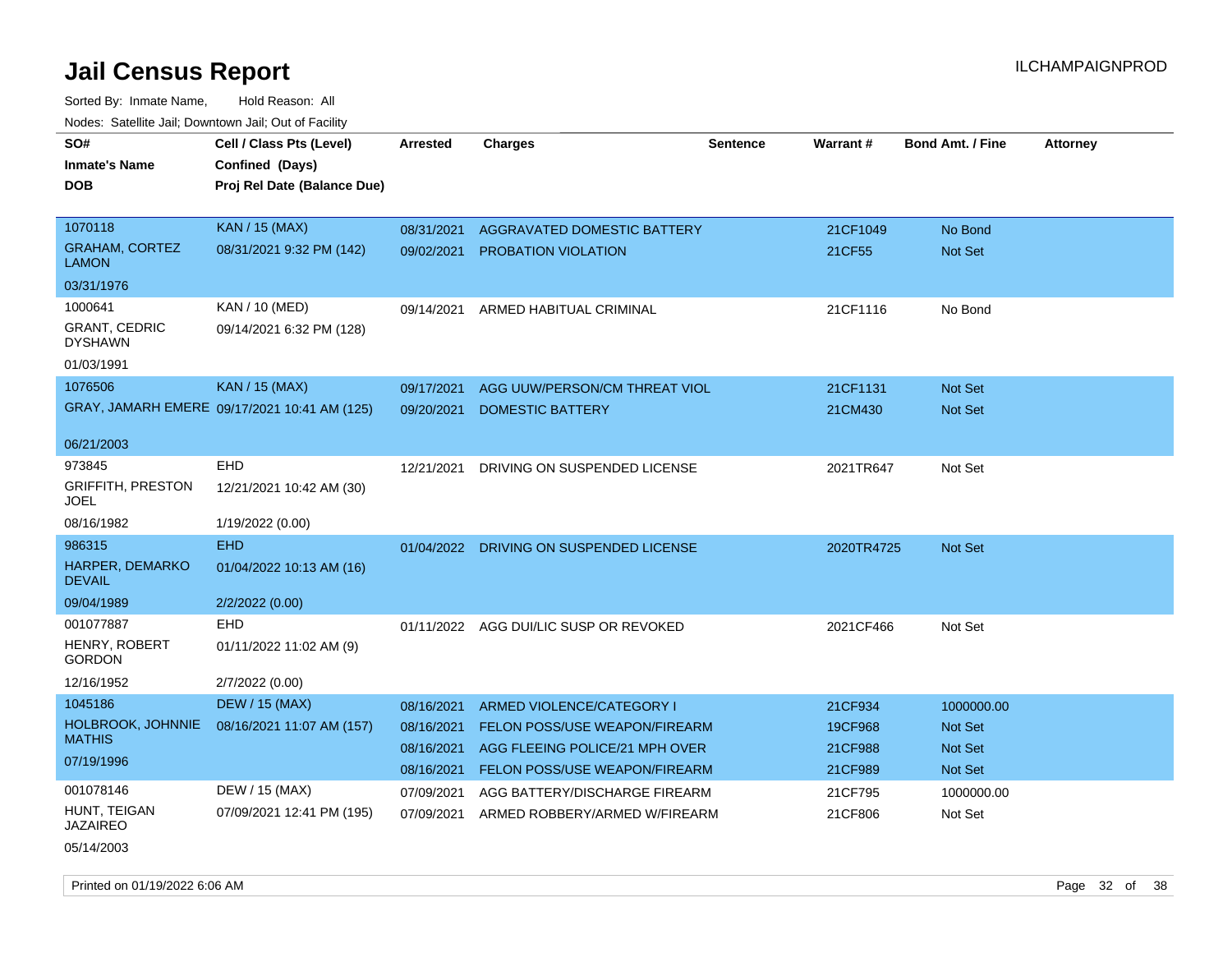# Jail Census Report

ILCHAMPAIGNPROD

Sorted By: Inmate Name, Hold Reason: All

Nodes: Satellite Jail; Downtown Jail; Out of Facility

| SO# / Inmate's Name / DOB | Cell / Class Pts (Level) / Confined (Days) / Proj Rel Date (Balance Due) | Arrested | Charges | Sentence | Warrant # | Bond Amt. / Fine | Attorney |
|---|---|---|---|---|---|---|---|
| 1070118 GRAHAM, CORTEZ LAMON 03/31/1976 | KAN / 15 (MAX) 08/31/2021 9:32 PM (142) | 08/31/2021 | AGGRAVATED DOMESTIC BATTERY | | 21CF1049 | No Bond | |
| | | 09/02/2021 | PROBATION VIOLATION | | 21CF55 | Not Set | |
| 1000641 GRANT, CEDRIC DYSHAWN 01/03/1991 | KAN / 10 (MED) 09/14/2021 6:32 PM (128) | 09/14/2021 | ARMED HABITUAL CRIMINAL | | 21CF1116 | No Bond | |
| 1076506 GRAY, JAMARH EMERE 06/21/2003 | KAN / 15 (MAX) 09/17/2021 10:41 AM (125) | 09/17/2021 | AGG UUW/PERSON/CM THREAT VIOL | | 21CF1131 | Not Set | |
| | | 09/20/2021 | DOMESTIC BATTERY | | 21CM430 | Not Set | |
| 973845 GRIFFITH, PRESTON JOEL 08/16/1982 | EHD 12/21/2021 10:42 AM (30) 1/19/2022 (0.00) | 12/21/2021 | DRIVING ON SUSPENDED LICENSE | | 2021TR647 | Not Set | |
| 986315 HARPER, DEMARKO DEVAIL 09/04/1989 | EHD 01/04/2022 10:13 AM (16) 2/2/2022 (0.00) | 01/04/2022 | DRIVING ON SUSPENDED LICENSE | | 2020TR4725 | Not Set | |
| 001077887 HENRY, ROBERT GORDON 12/16/1952 | EHD 01/11/2022 11:02 AM (9) 2/7/2022 (0.00) | 01/11/2022 | AGG DUI/LIC SUSP OR REVOKED | | 2021CF466 | Not Set | |
| 1045186 HOLBROOK, JOHNNIE MATHIS 07/19/1996 | DEW / 15 (MAX) 08/16/2021 11:07 AM (157) | 08/16/2021 | ARMED VIOLENCE/CATEGORY I | | 21CF934 | 1000000.00 | |
| | | 08/16/2021 | FELON POSS/USE WEAPON/FIREARM | | 19CF968 | Not Set | |
| | | 08/16/2021 | AGG FLEEING POLICE/21 MPH OVER | | 21CF988 | Not Set | |
| | | 08/16/2021 | FELON POSS/USE WEAPON/FIREARM | | 21CF989 | Not Set | |
| 001078146 HUNT, TEIGAN JAZAIREO 05/14/2003 | DEW / 15 (MAX) 07/09/2021 12:41 PM (195) | 07/09/2021 | AGG BATTERY/DISCHARGE FIREARM | | 21CF795 | 1000000.00 | |
| | | 07/09/2021 | ARMED ROBBERY/ARMED W/FIREARM | | 21CF806 | Not Set | |

Printed on 01/19/2022 6:06 AM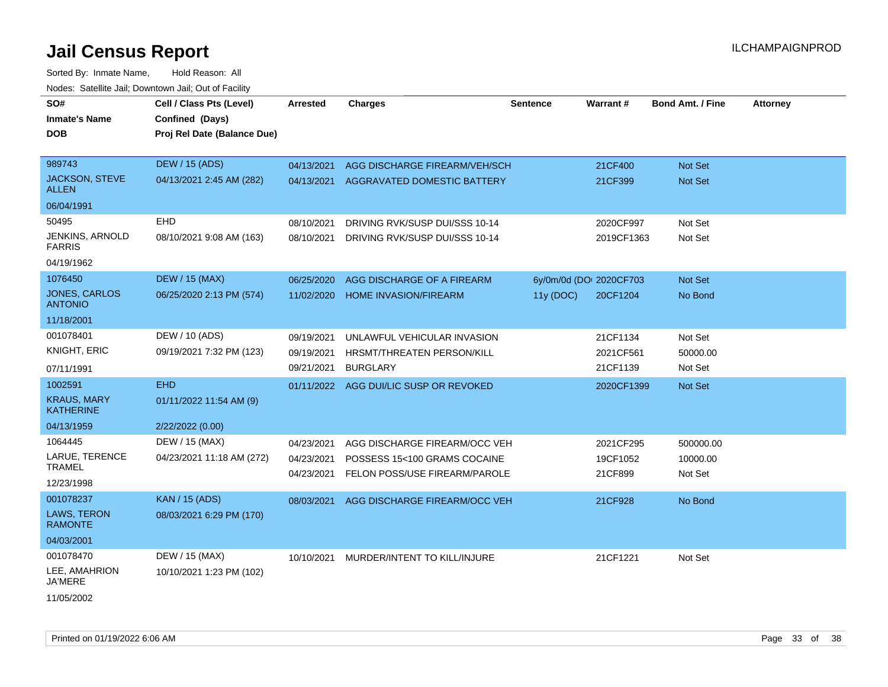# Jail Census Report

ILCHAMPAIGNPROD

Sorted By: Inmate Name, Hold Reason: All

Nodes: Satellite Jail; Downtown Jail; Out of Facility

| SO# / Inmate's Name / DOB | Cell / Class Pts (Level) / Confined (Days) / Proj Rel Date (Balance Due) | Arrested | Charges | Sentence | Warrant # | Bond Amt. / Fine | Attorney |
|---|---|---|---|---|---|---|---|
| 989743 JACKSON, STEVE ALLEN 06/04/1991 | DEW / 15 (ADS) 04/13/2021 2:45 AM (282) | 04/13/2021 | AGG DISCHARGE FIREARM/VEH/SCH | | 21CF400 | Not Set | |
| | | 04/13/2021 | AGGRAVATED DOMESTIC BATTERY | | 21CF399 | Not Set | |
| 50495 JENKINS, ARNOLD FARRIS 04/19/1962 | EHD 08/10/2021 9:08 AM (163) | 08/10/2021 | DRIVING RVK/SUSP DUI/SSS 10-14 | | 2020CF997 | Not Set | |
| | | 08/10/2021 | DRIVING RVK/SUSP DUI/SSS 10-14 | | 2019CF1363 | Not Set | |
| 1076450 JONES, CARLOS ANTONIO 11/18/2001 | DEW / 15 (MAX) 06/25/2020 2:13 PM (574) | 06/25/2020 | AGG DISCHARGE OF A FIREARM | 6y/0m/0d (DO | 2020CF703 | Not Set | |
| | | 11/02/2020 | HOME INVASION/FIREARM | 11y (DOC) | 20CF1204 | No Bond | |
| 001078401 KNIGHT, ERIC 07/11/1991 | DEW / 10 (ADS) 09/19/2021 7:32 PM (123) | 09/19/2021 | UNLAWFUL VEHICULAR INVASION | | 21CF1134 | Not Set | |
| | | 09/19/2021 | HRSMT/THREATEN PERSON/KILL | | 2021CF561 | 50000.00 | |
| | | 09/21/2021 | BURGLARY | | 21CF1139 | Not Set | |
| 1002591 KRAUS, MARY KATHERINE 04/13/1959 | EHD 01/11/2022 11:54 AM (9) 2/22/2022 (0.00) | 01/11/2022 | AGG DUI/LIC SUSP OR REVOKED | | 2020CF1399 | Not Set | |
| 1064445 LARUE, TERENCE TRAMEL 12/23/1998 | DEW / 15 (MAX) 04/23/2021 11:18 AM (272) | 04/23/2021 | AGG DISCHARGE FIREARM/OCC VEH | | 2021CF295 | 500000.00 | |
| | | 04/23/2021 | POSSESS 15<100 GRAMS COCAINE | | 19CF1052 | 10000.00 | |
| | | 04/23/2021 | FELON POSS/USE FIREARM/PAROLE | | 21CF899 | Not Set | |
| 001078237 LAWS, TERON RAMONTE 04/03/2001 | KAN / 15 (ADS) 08/03/2021 6:29 PM (170) | 08/03/2021 | AGG DISCHARGE FIREARM/OCC VEH | | 21CF928 | No Bond | |
| 001078470 LEE, AMAHRION JA'MERE 11/05/2002 | DEW / 15 (MAX) 10/10/2021 1:23 PM (102) | 10/10/2021 | MURDER/INTENT TO KILL/INJURE | | 21CF1221 | Not Set | |

Printed on 01/19/2022 6:06 AM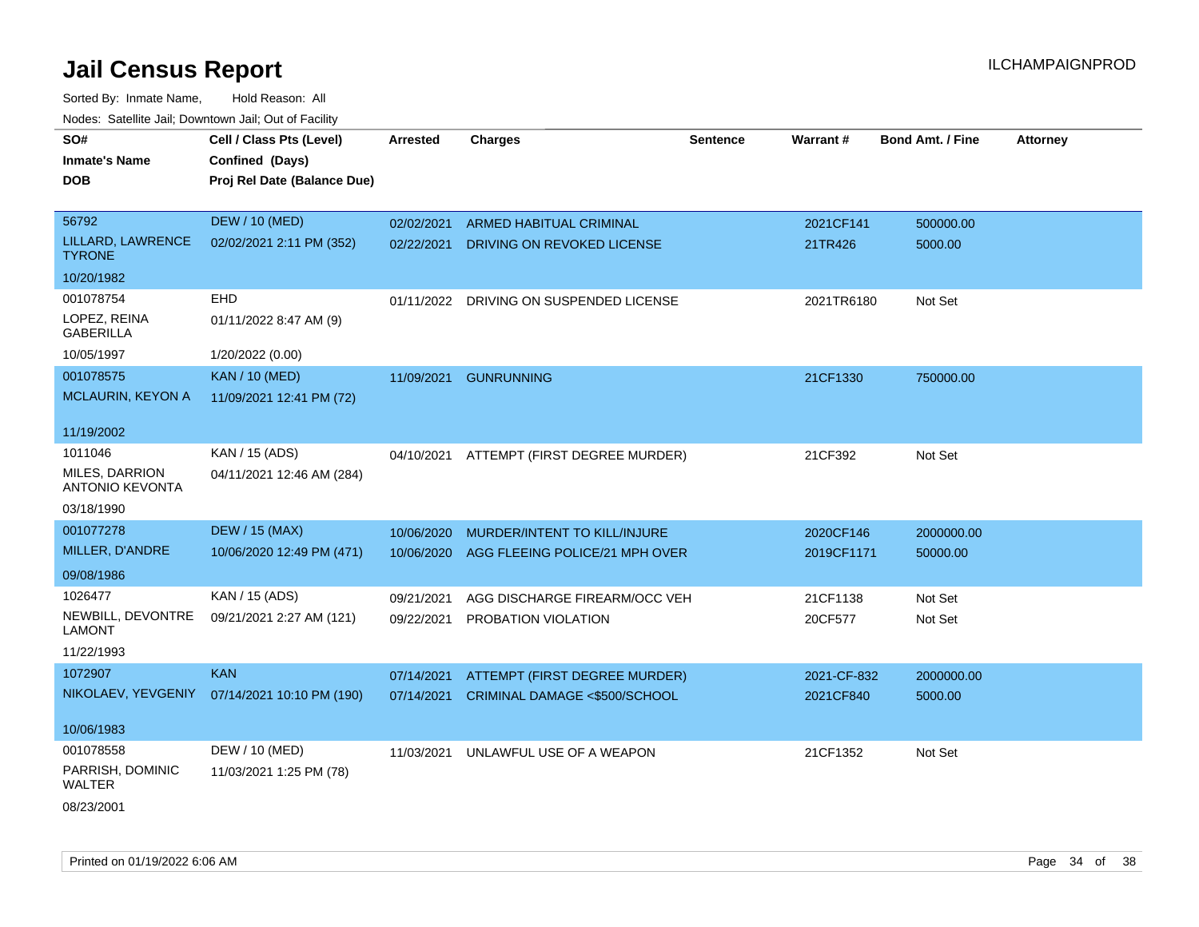# Jail Census Report

ILCHAMPAIGNPROD

Sorted By: Inmate Name, Hold Reason: All

Nodes: Satellite Jail; Downtown Jail; Out of Facility

| SO# / Inmate's Name / DOB | Cell / Class Pts (Level) / Confined (Days) / Proj Rel Date (Balance Due) | Arrested | Charges | Sentence | Warrant # | Bond Amt. / Fine | Attorney |
|---|---|---|---|---|---|---|---|
| 56792<br>LILLARD, LAWRENCE TYRONE<br>10/20/1982 | DEW / 10 (MED)<br>02/02/2021 2:11 PM (352) | 02/02/2021<br>02/22/2021 | ARMED HABITUAL CRIMINAL<br>DRIVING ON REVOKED LICENSE | | 2021CF141<br>21TR426 | 500000.00<br>5000.00 | |
| 001078754<br>LOPEZ, REINA GABERILLA<br>10/05/1997 | EHD<br>01/11/2022 8:47 AM (9)<br>1/20/2022 (0.00) | 01/11/2022 | DRIVING ON SUSPENDED LICENSE | | 2021TR6180 | Not Set | |
| 001078575<br>MCLAURIN, KEYON A<br>11/19/2002 | KAN / 10 (MED)<br>11/09/2021 12:41 PM (72) | 11/09/2021 | GUNRUNNING | | 21CF1330 | 750000.00 | |
| 1011046<br>MILES, DARRION ANTONIO KEVONTA<br>03/18/1990 | KAN / 15 (ADS)<br>04/11/2021 12:46 AM (284) | 04/10/2021 | ATTEMPT (FIRST DEGREE MURDER) | | 21CF392 | Not Set | |
| 001077278<br>MILLER, D'ANDRE<br>09/08/1986 | DEW / 15 (MAX)<br>10/06/2020 12:49 PM (471) | 10/06/2020<br>10/06/2020 | MURDER/INTENT TO KILL/INJURE<br>AGG FLEEING POLICE/21 MPH OVER | | 2020CF146<br>2019CF1171 | 2000000.00<br>50000.00 | |
| 1026477<br>NEWBILL, DEVONTRE LAMONT<br>11/22/1993 | KAN / 15 (ADS)<br>09/21/2021 2:27 AM (121) | 09/21/2021<br>09/22/2021 | AGG DISCHARGE FIREARM/OCC VEH<br>PROBATION VIOLATION | | 21CF1138<br>20CF577 | Not Set<br>Not Set | |
| 1072907<br>NIKOLAEV, YEVGENIY<br>10/06/1983 | KAN<br>07/14/2021 10:10 PM (190) | 07/14/2021<br>07/14/2021 | ATTEMPT (FIRST DEGREE MURDER)<br>CRIMINAL DAMAGE <$500/SCHOOL | | 2021-CF-832<br>2021CF840 | 2000000.00<br>5000.00 | |
| 001078558<br>PARRISH, DOMINIC WALTER<br>08/23/2001 | DEW / 10 (MED)<br>11/03/2021 1:25 PM (78) | 11/03/2021 | UNLAWFUL USE OF A WEAPON | | 21CF1352 | Not Set | |

Printed on 01/19/2022 6:06 AM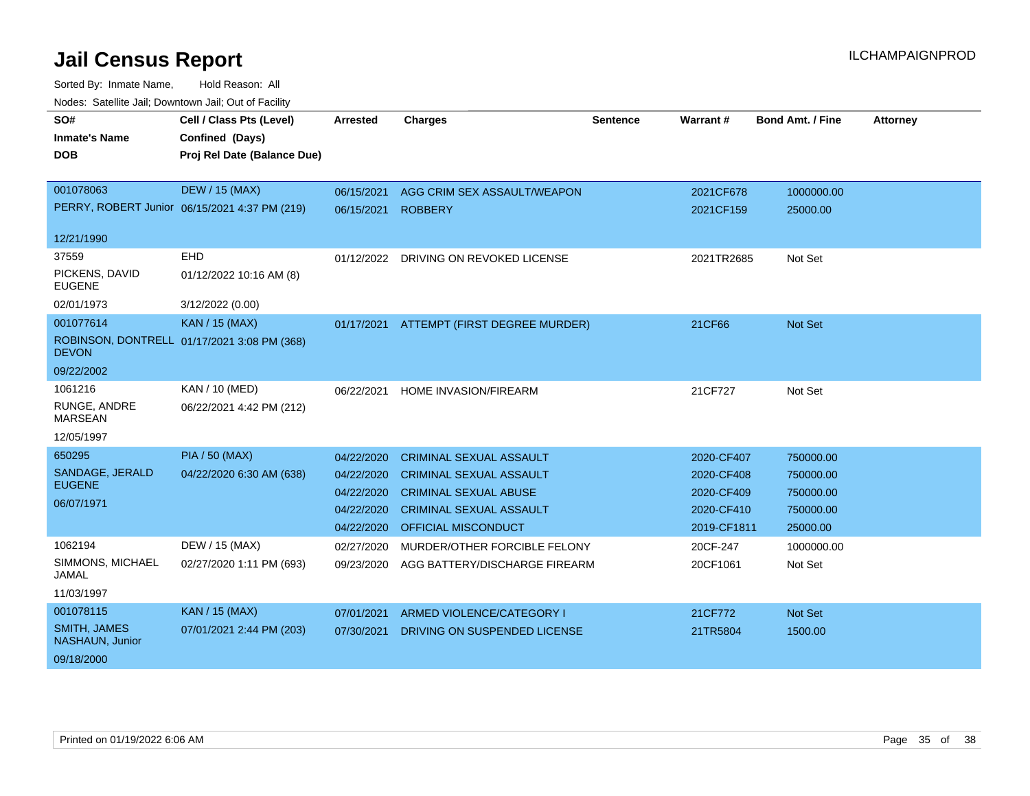# Jail Census Report

ILCHAMPAIGNPROD

Sorted By: Inmate Name, Hold Reason: All

Nodes: Satellite Jail; Downtown Jail; Out of Facility

| SO#<br>Inmate's Name<br>DOB | Cell / Class Pts (Level)<br>Confined (Days)<br>Proj Rel Date (Balance Due) | Arrested | Charges | Sentence | Warrant # | Bond Amt. / Fine | Attorney |
|---|---|---|---|---|---|---|---|
| 001078063<br>PERRY, ROBERT Junior<br>12/21/1990 | DEW / 15 (MAX)<br>06/15/2021 4:37 PM (219) | 06/15/2021 | AGG CRIM SEX ASSAULT/WEAPON | | 2021CF678 | 1000000.00 | |
| | | 06/15/2021 | ROBBERY | | 2021CF159 | 25000.00 | |
| 37559<br>PICKENS, DAVID EUGENE<br>02/01/1973 | EHD<br>01/12/2022 10:16 AM (8)<br>3/12/2022 (0.00) | 01/12/2022 | DRIVING ON REVOKED LICENSE | | 2021TR2685 | Not Set | |
| 001077614<br>ROBINSON, DONTRELL DEVON<br>09/22/2002 | KAN / 15 (MAX)<br>01/17/2021 3:08 PM (368) | 01/17/2021 | ATTEMPT (FIRST DEGREE MURDER) | | 21CF66 | Not Set | |
| 1061216<br>RUNGE, ANDRE MARSEAN<br>12/05/1997 | KAN / 10 (MED)<br>06/22/2021 4:42 PM (212) | 06/22/2021 | HOME INVASION/FIREARM | | 21CF727 | Not Set | |
| 650295<br>SANDAGE, JERALD EUGENE<br>06/07/1971 | PIA / 50 (MAX)<br>04/22/2020 6:30 AM (638) | 04/22/2020 | CRIMINAL SEXUAL ASSAULT | | 2020-CF407 | 750000.00 | |
| | | 04/22/2020 | CRIMINAL SEXUAL ASSAULT | | 2020-CF408 | 750000.00 | |
| | | 04/22/2020 | CRIMINAL SEXUAL ABUSE | | 2020-CF409 | 750000.00 | |
| | | 04/22/2020 | CRIMINAL SEXUAL ASSAULT | | 2020-CF410 | 750000.00 | |
| | | 04/22/2020 | OFFICIAL MISCONDUCT | | 2019-CF1811 | 25000.00 | |
| 1062194<br>SIMMONS, MICHAEL JAMAL<br>11/03/1997 | DEW / 15 (MAX)<br>02/27/2020 1:11 PM (693) | 02/27/2020 | MURDER/OTHER FORCIBLE FELONY | | 20CF-247 | 1000000.00 | |
| | | 09/23/2020 | AGG BATTERY/DISCHARGE FIREARM | | 20CF1061 | Not Set | |
| 001078115<br>SMITH, JAMES NASHAUN, Junior<br>09/18/2000 | KAN / 15 (MAX)<br>07/01/2021 2:44 PM (203) | 07/01/2021 | ARMED VIOLENCE/CATEGORY I | | 21CF772 | Not Set | |
| | | 07/30/2021 | DRIVING ON SUSPENDED LICENSE | | 21TR5804 | 1500.00 | |

Printed on 01/19/2022 6:06 AM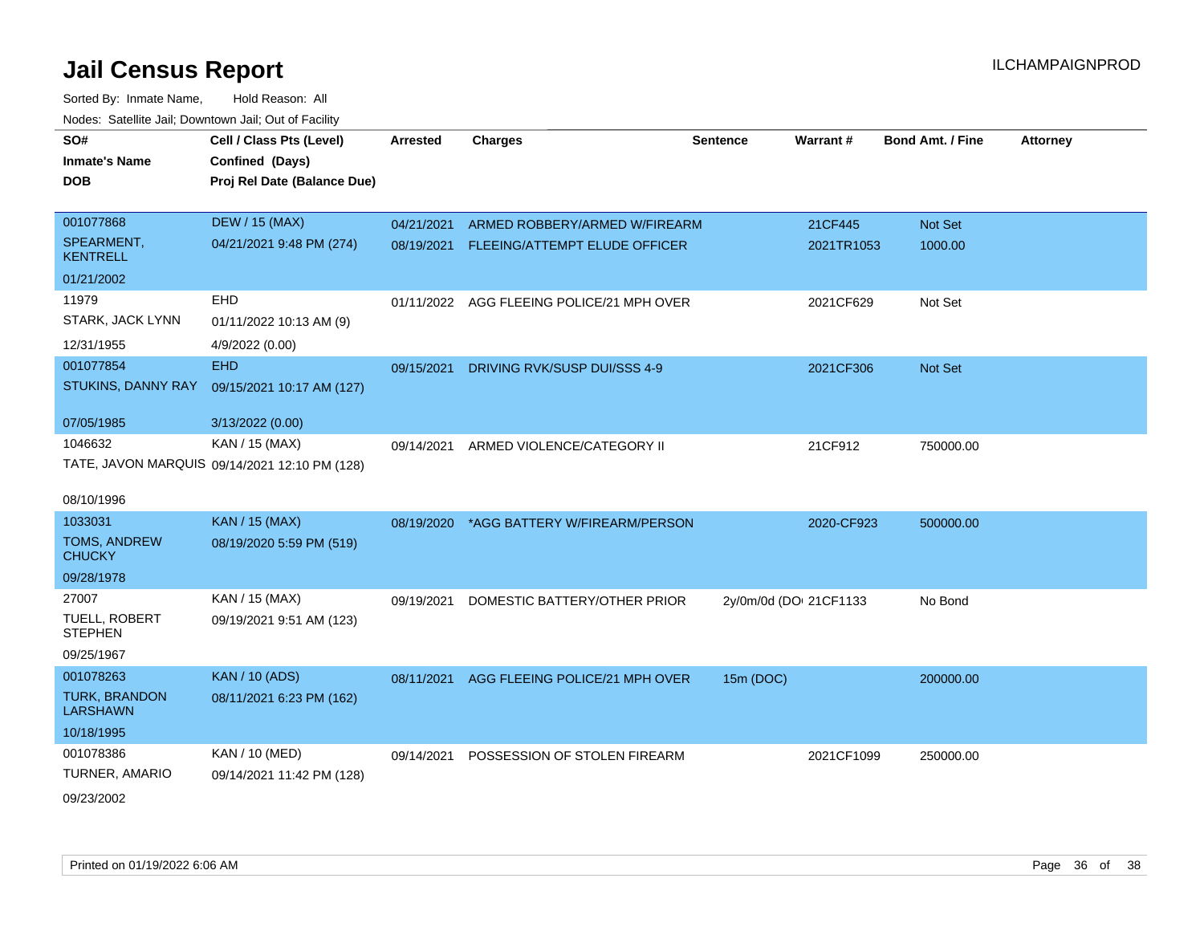# Jail Census Report

ILCHAMPAIGNPROD

Sorted By: Inmate Name, Hold Reason: All

Nodes: Satellite Jail; Downtown Jail; Out of Facility

| SO# / Inmate's Name / DOB | Cell / Class Pts (Level) / Confined (Days) / Proj Rel Date (Balance Due) | Arrested | Charges | Sentence | Warrant # | Bond Amt. / Fine | Attorney |
|---|---|---|---|---|---|---|---|
| 001077868 SPEARMENT, KENTRELL 01/21/2002 | DEW / 15 (MAX) 04/21/2021 9:48 PM (274) | 04/21/2021 | ARMED ROBBERY/ARMED W/FIREARM | | 21CF445 | Not Set | |
| | | 08/19/2021 | FLEEING/ATTEMPT ELUDE OFFICER | | 2021TR1053 | 1000.00 | |
| 11979 STARK, JACK LYNN 12/31/1955 | EHD 01/11/2022 10:13 AM (9) 4/9/2022 (0.00) | 01/11/2022 | AGG FLEEING POLICE/21 MPH OVER | | 2021CF629 | Not Set | |
| 001077854 STUKINS, DANNY RAY 07/05/1985 | EHD 09/15/2021 10:17 AM (127) 3/13/2022 (0.00) | 09/15/2021 | DRIVING RVK/SUSP DUI/SSS 4-9 | | 2021CF306 | Not Set | |
| 1046632 TATE, JAVON MARQUIS 08/10/1996 | KAN / 15 (MAX) 09/14/2021 12:10 PM (128) | 09/14/2021 | ARMED VIOLENCE/CATEGORY II | | 21CF912 | 750000.00 | |
| 1033031 TOMS, ANDREW CHUCKY 09/28/1978 | KAN / 15 (MAX) 08/19/2020 5:59 PM (519) | 08/19/2020 | *AGG BATTERY W/FIREARM/PERSON | | 2020-CF923 | 500000.00 | |
| 27007 TUELL, ROBERT STEPHEN 09/25/1967 | KAN / 15 (MAX) 09/19/2021 9:51 AM (123) | 09/19/2021 | DOMESTIC BATTERY/OTHER PRIOR | 2y/0m/0d (DO | 21CF1133 | No Bond | |
| 001078263 TURK, BRANDON LARSHAWN 10/18/1995 | KAN / 10 (ADS) 08/11/2021 6:23 PM (162) | 08/11/2021 | AGG FLEEING POLICE/21 MPH OVER | 15m (DOC) | | 200000.00 | |
| 001078386 TURNER, AMARIO 09/23/2002 | KAN / 10 (MED) 09/14/2021 11:42 PM (128) | 09/14/2021 | POSSESSION OF STOLEN FIREARM | | 2021CF1099 | 250000.00 | |

Printed on 01/19/2022 6:06 AM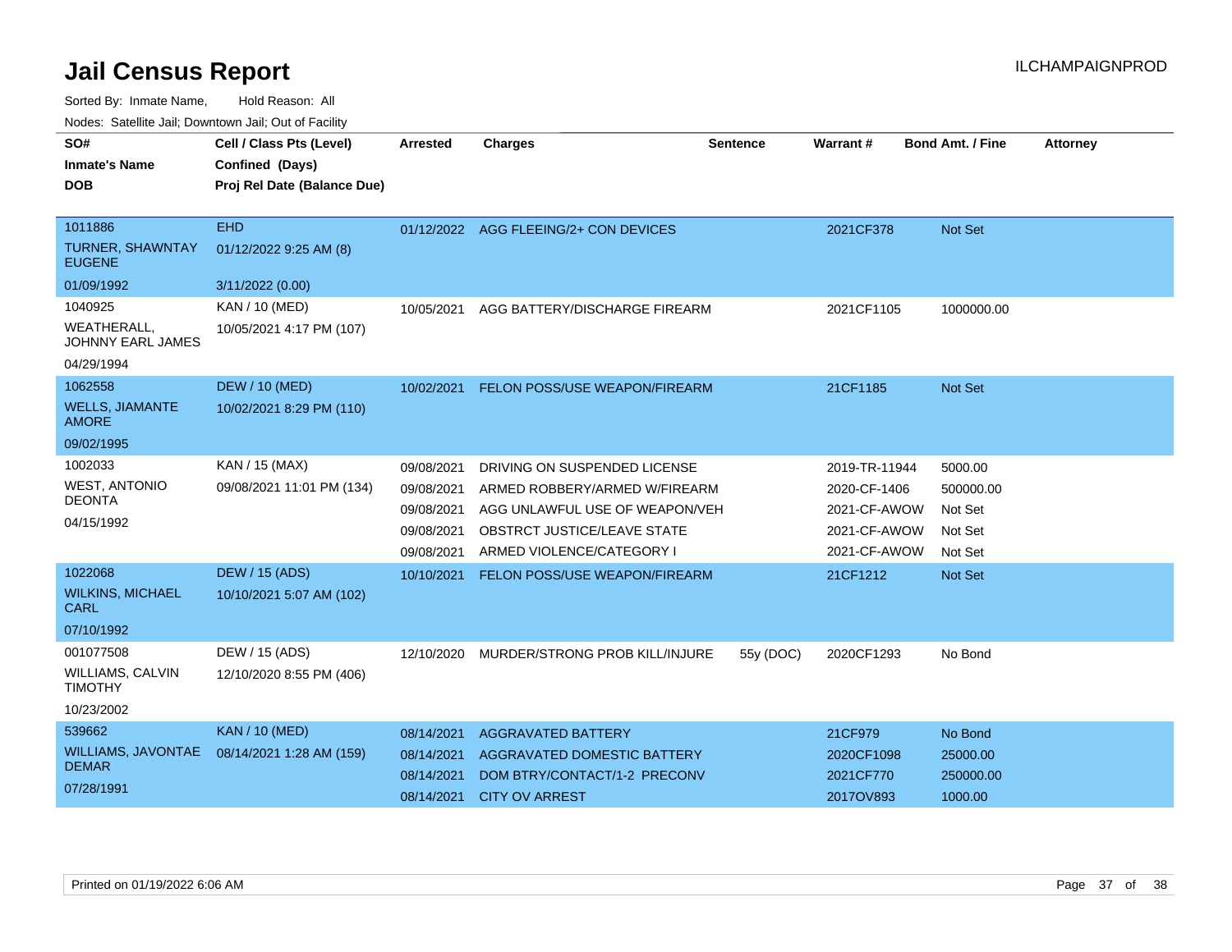# Jail Census Report

ILCHAMPAIGNPROD

Sorted By: Inmate Name, Hold Reason: All

Nodes: Satellite Jail; Downtown Jail; Out of Facility

| SO# / Inmate's Name / DOB | Cell / Class Pts (Level) / Confined (Days) / Proj Rel Date (Balance Due) | Arrested | Charges | Sentence | Warrant # | Bond Amt. / Fine | Attorney |
|---|---|---|---|---|---|---|---|
| 1011886<br>TURNER, SHAWNTAY EUGENE<br>01/09/1992 | EHD<br>01/12/2022 9:25 AM (8)<br>3/11/2022 (0.00) | 01/12/2022 | AGG FLEEING/2+ CON DEVICES | | 2021CF378 | Not Set | |
| 1040925<br>WEATHERALL, JOHNNY EARL JAMES<br>04/29/1994 | KAN / 10 (MED)<br>10/05/2021 4:17 PM (107) | 10/05/2021 | AGG BATTERY/DISCHARGE FIREARM | | 2021CF1105 | 1000000.00 | |
| 1062558<br>WELLS, JIAMANTE AMORE<br>09/02/1995 | DEW / 10 (MED)<br>10/02/2021 8:29 PM (110) | 10/02/2021 | FELON POSS/USE WEAPON/FIREARM | | 21CF1185 | Not Set | |
| 1002033<br>WEST, ANTONIO DEONTA<br>04/15/1992 | KAN / 15 (MAX)<br>09/08/2021 11:01 PM (134) | 09/08/2021 | DRIVING ON SUSPENDED LICENSE | | 2019-TR-11944 | 5000.00 | |
| | | 09/08/2021 | ARMED ROBBERY/ARMED W/FIREARM | | 2020-CF-1406 | 500000.00 | |
| | | 09/08/2021 | AGG UNLAWFUL USE OF WEAPON/VEH | | 2021-CF-AWOW | Not Set | |
| | | 09/08/2021 | OBSTRCT JUSTICE/LEAVE STATE | | 2021-CF-AWOW | Not Set | |
| | | 09/08/2021 | ARMED VIOLENCE/CATEGORY I | | 2021-CF-AWOW | Not Set | |
| 1022068<br>WILKINS, MICHAEL CARL<br>07/10/1992 | DEW / 15 (ADS)<br>10/10/2021 5:07 AM (102) | 10/10/2021 | FELON POSS/USE WEAPON/FIREARM | | 21CF1212 | Not Set | |
| 001077508<br>WILLIAMS, CALVIN TIMOTHY<br>10/23/2002 | DEW / 15 (ADS)<br>12/10/2020 8:55 PM (406) | 12/10/2020 | MURDER/STRONG PROB KILL/INJURE | 55y (DOC) | 2020CF1293 | No Bond | |
| 539662<br>WILLIAMS, JAVONTAE DEMAR<br>07/28/1991 | KAN / 10 (MED)<br>08/14/2021 1:28 AM (159) | 08/14/2021 | AGGRAVATED BATTERY | | 21CF979 | No Bond | |
| | | 08/14/2021 | AGGRAVATED DOMESTIC BATTERY | | 2020CF1098 | 25000.00 | |
| | | 08/14/2021 | DOM BTRY/CONTACT/1-2 PRECONV | | 2021CF770 | 250000.00 | |
| | | 08/14/2021 | CITY OV ARREST | | 2017OV893 | 1000.00 | |

Printed on 01/19/2022 6:06 AM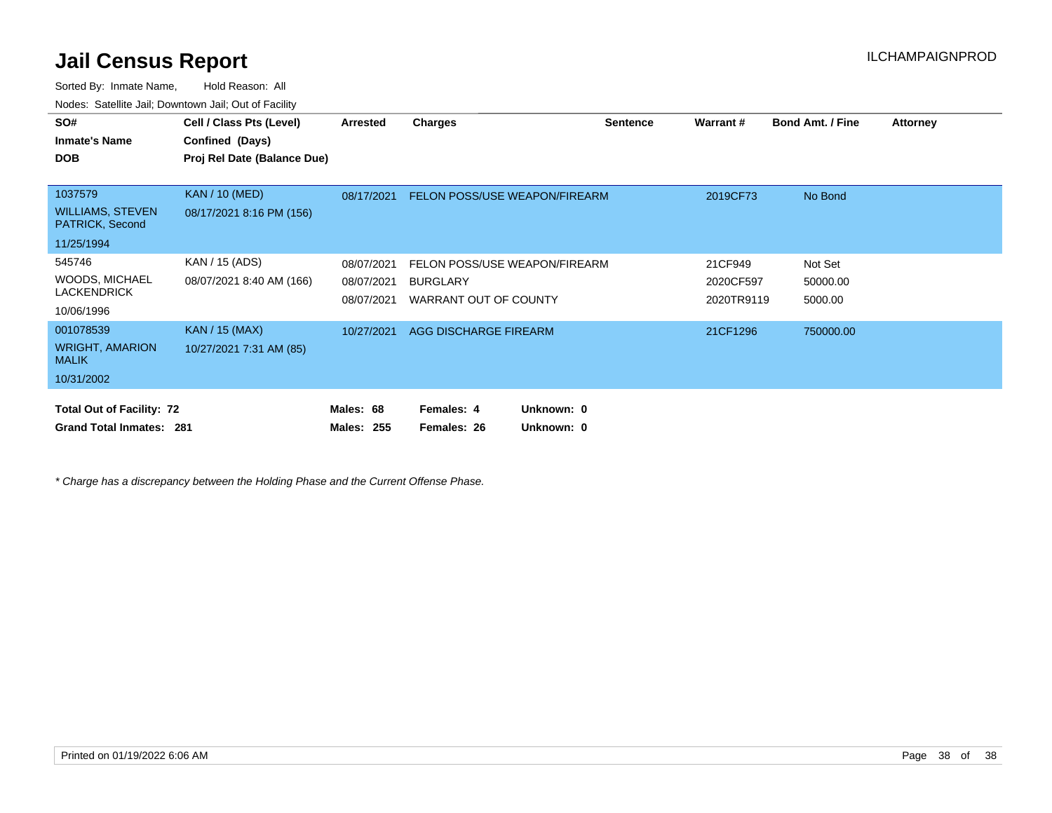# Jail Census Report

ILCHAMPAIGNPROD

Sorted By: Inmate Name, Hold Reason: All

Nodes: Satellite Jail; Downtown Jail; Out of Facility

| SO# / Inmate's Name / DOB | Cell / Class Pts (Level) / Confined (Days) / Proj Rel Date (Balance Due) | Arrested | Charges | Sentence | Warrant # | Bond Amt. / Fine | Attorney |
|---|---|---|---|---|---|---|---|
| 1037579<br>WILLIAMS, STEVEN PATRICK, Second<br>11/25/1994 | KAN / 10 (MED)<br>08/17/2021 8:16 PM (156) | 08/17/2021 | FELON POSS/USE WEAPON/FIREARM | | 2019CF73 | No Bond | |
| 545746<br>WOODS, MICHAEL LACKENDRICK<br>10/06/1996 | KAN / 15 (ADS)<br>08/07/2021 8:40 AM (166) | 08/07/2021 | FELON POSS/USE WEAPON/FIREARM | | 21CF949 | Not Set | |
| | | 08/07/2021 | BURGLARY | | 2020CF597 | 50000.00 | |
| | | 08/07/2021 | WARRANT OUT OF COUNTY | | 2020TR9119 | 5000.00 | |
| 001078539<br>WRIGHT, AMARION MALIK<br>10/31/2002 | KAN / 15 (MAX)<br>10/27/2021 7:31 AM (85) | 10/27/2021 | AGG DISCHARGE FIREARM | | 21CF1296 | 750000.00 | |

**Total Out of Facility: 72** **Males: 68** **Females: 4** **Unknown: 0**

**Grand Total Inmates: 281** **Males: 255** **Females: 26** **Unknown: 0**

*\* Charge has a discrepancy between the Holding Phase and the Current Offense Phase.*

Printed on 01/19/2022 6:06 AM